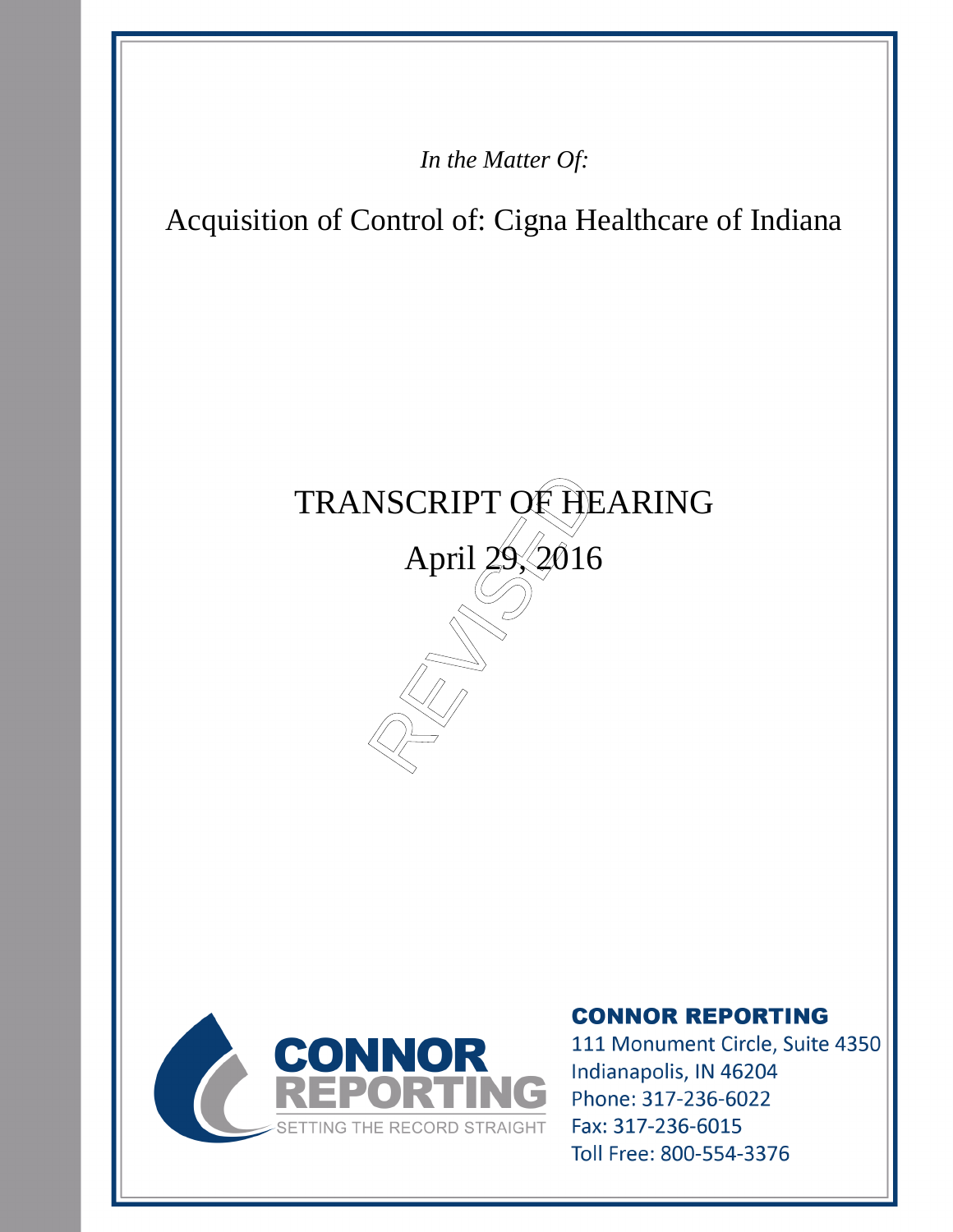*In the Matter Of:*

Acquisition of Control of: Cigna Healthcare of Indiana

# TRANSCRIPT OF HEARING

April 29, 2016

REVISED

CONNOR REPORTING
SETTING THE RECORD STRAIGHT

**CONNOR REPORTING**

111 Monument Circle, Suite 4350
Indianapolis, IN 46204
Phone: 317-236-6022
Fax: 317-236-6015
Toll Free: 800-554-3376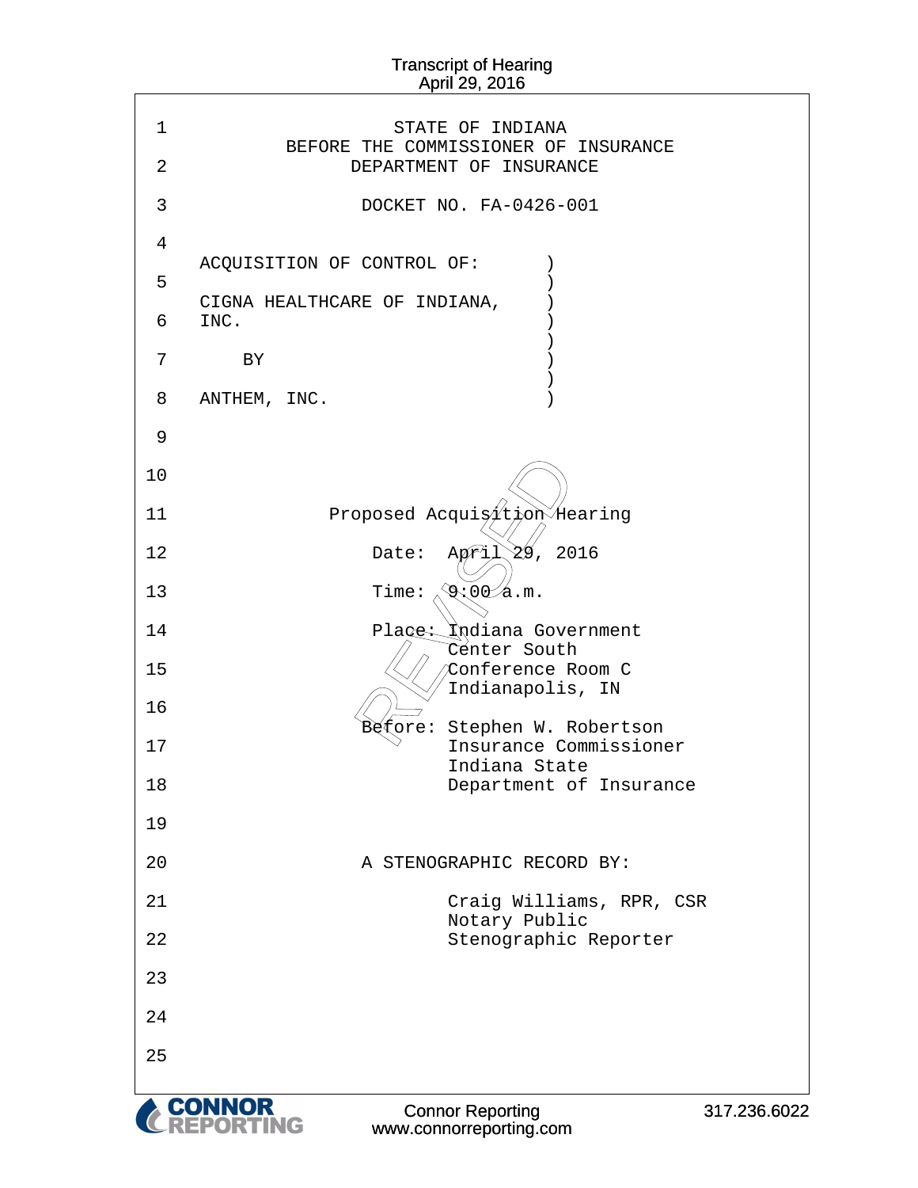STATE OF INDIANA
BEFORE THE COMMISSIONER OF INSURANCE
DEPARTMENT OF INSURANCE

DOCKET NO. FA-0426-001

ACQUISITION OF CONTROL OF:

CIGNA HEALTHCARE OF INDIANA, INC.

BY

ANTHEM, INC.

Proposed Acquisition Hearing

Date: April 29, 2016

Time: 9:00 a.m.

Place: Indiana Government Center South
Conference Room C
Indianapolis, IN

Before: Stephen W. Robertson
Insurance Commissioner
Indiana State
Department of Insurance

A STENOGRAPHIC RECORD BY:

Craig Williams, RPR, CSR
Notary Public
Stenographic Reporter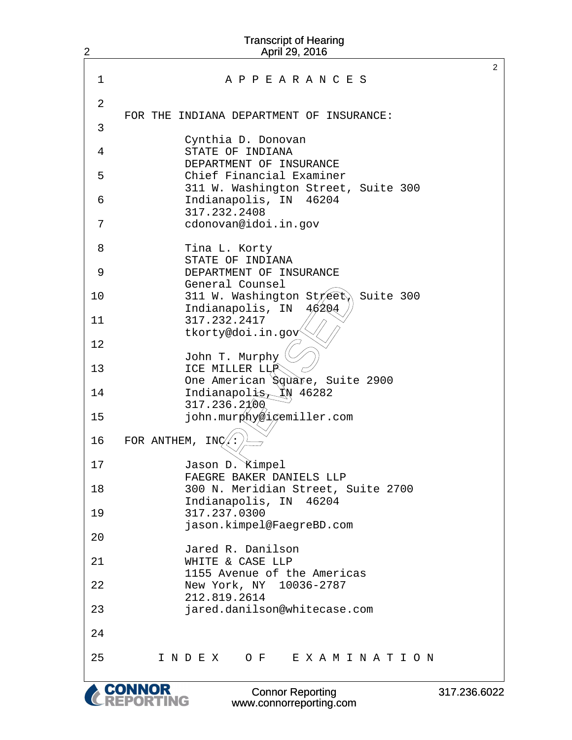# A P P E A R A N C E S

FOR THE INDIANA DEPARTMENT OF INSURANCE:

Cynthia D. Donovan
STATE OF INDIANA
DEPARTMENT OF INSURANCE
Chief Financial Examiner
311 W. Washington Street, Suite 300
Indianapolis, IN 46204
317.232.2408
cdonovan@idoi.in.gov

Tina L. Korty
STATE OF INDIANA
DEPARTMENT OF INSURANCE
General Counsel
311 W. Washington Street, Suite 300
Indianapolis, IN 46204
317.232.2417
tkorty@doi.in.gov

John T. Murphy
ICE MILLER LLP
One American Square, Suite 2900
Indianapolis, IN 46282
317.236.2100
john.murphy@icemiller.com

FOR ANTHEM, INC.:

Jason D. Kimpel
FAEGRE BAKER DANIELS LLP
300 N. Meridian Street, Suite 2700
Indianapolis, IN 46204
317.237.0300
jason.kimpel@FaegreBD.com

Jared R. Danilson
WHITE & CASE LLP
1155 Avenue of the Americas
New York, NY 10036-2787
212.819.2614
jared.danilson@whitecase.com

# I N D E X O F E X A M I N A T I O N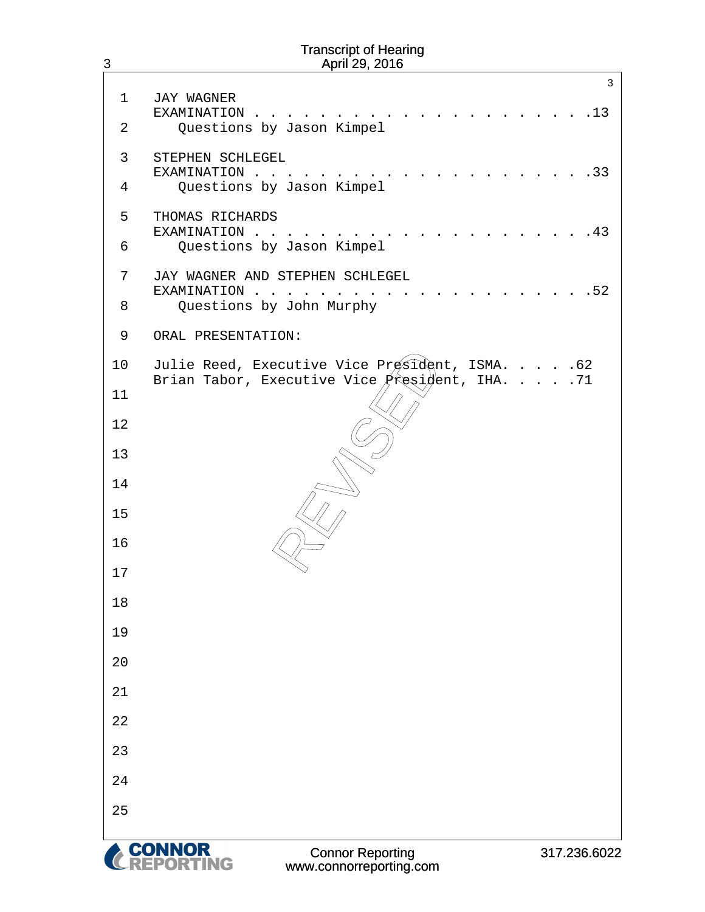JAY WAGNER
EXAMINATION . . . . . . . . . . . . . . . . . . . . . .13
Questions by Jason Kimpel

STEPHEN SCHLEGEL
EXAMINATION . . . . . . . . . . . . . . . . . . . . . .33
Questions by Jason Kimpel

THOMAS RICHARDS
EXAMINATION . . . . . . . . . . . . . . . . . . . . . .43
Questions by Jason Kimpel

JAY WAGNER AND STEPHEN SCHLEGEL
EXAMINATION . . . . . . . . . . . . . . . . . . . . . .52
Questions by John Murphy

ORAL PRESENTATION:

Julie Reed, Executive Vice President, ISMA. . . . .62
Brian Tabor, Executive Vice President, IHA. . . . .71

REVISED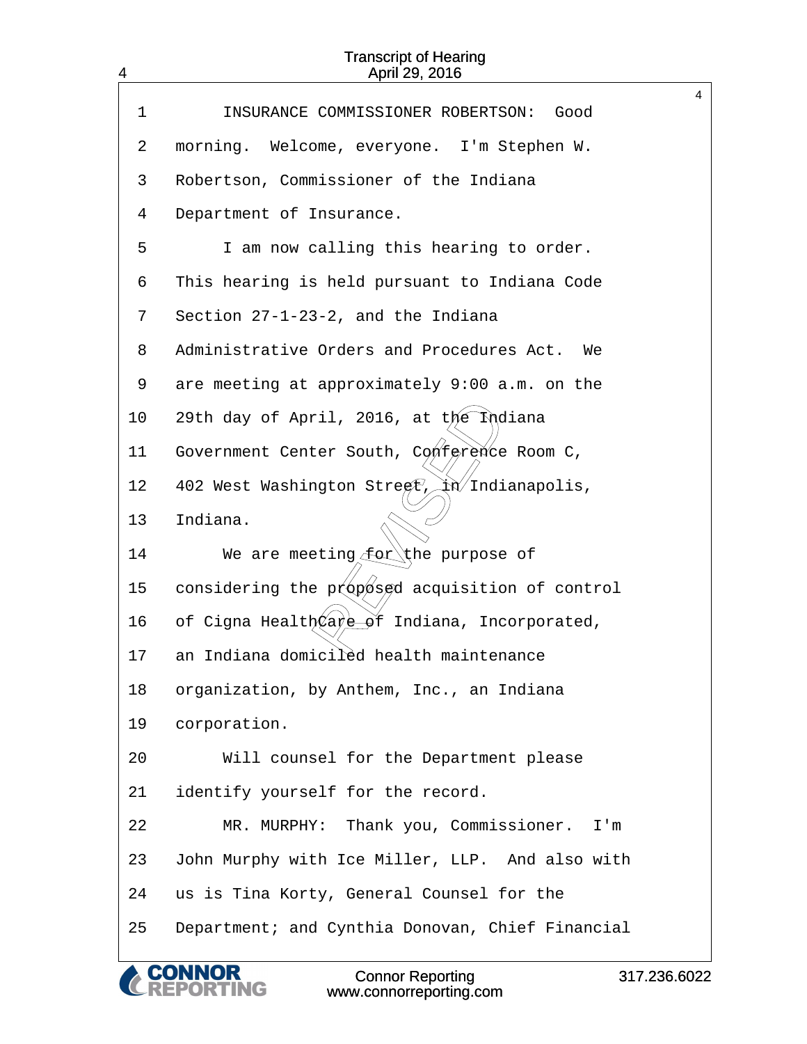INSURANCE COMMISSIONER ROBERTSON: Good morning. Welcome, everyone. I'm Stephen W. Robertson, Commissioner of the Indiana Department of Insurance.

I am now calling this hearing to order. This hearing is held pursuant to Indiana Code Section 27-1-23-2, and the Indiana Administrative Orders and Procedures Act. We are meeting at approximately 9:00 a.m. on the 29th day of April, 2016, at the Indiana Government Center South, Conference Room C, 402 West Washington Street, in Indianapolis, Indiana.

We are meeting for the purpose of considering the proposed acquisition of control of Cigna HealthCare of Indiana, Incorporated, an Indiana domiciled health maintenance organization, by Anthem, Inc., an Indiana corporation.

Will counsel for the Department please identify yourself for the record.

MR. MURPHY: Thank you, Commissioner. I'm John Murphy with Ice Miller, LLP. And also with us is Tina Korty, General Counsel for the Department; and Cynthia Donovan, Chief Financial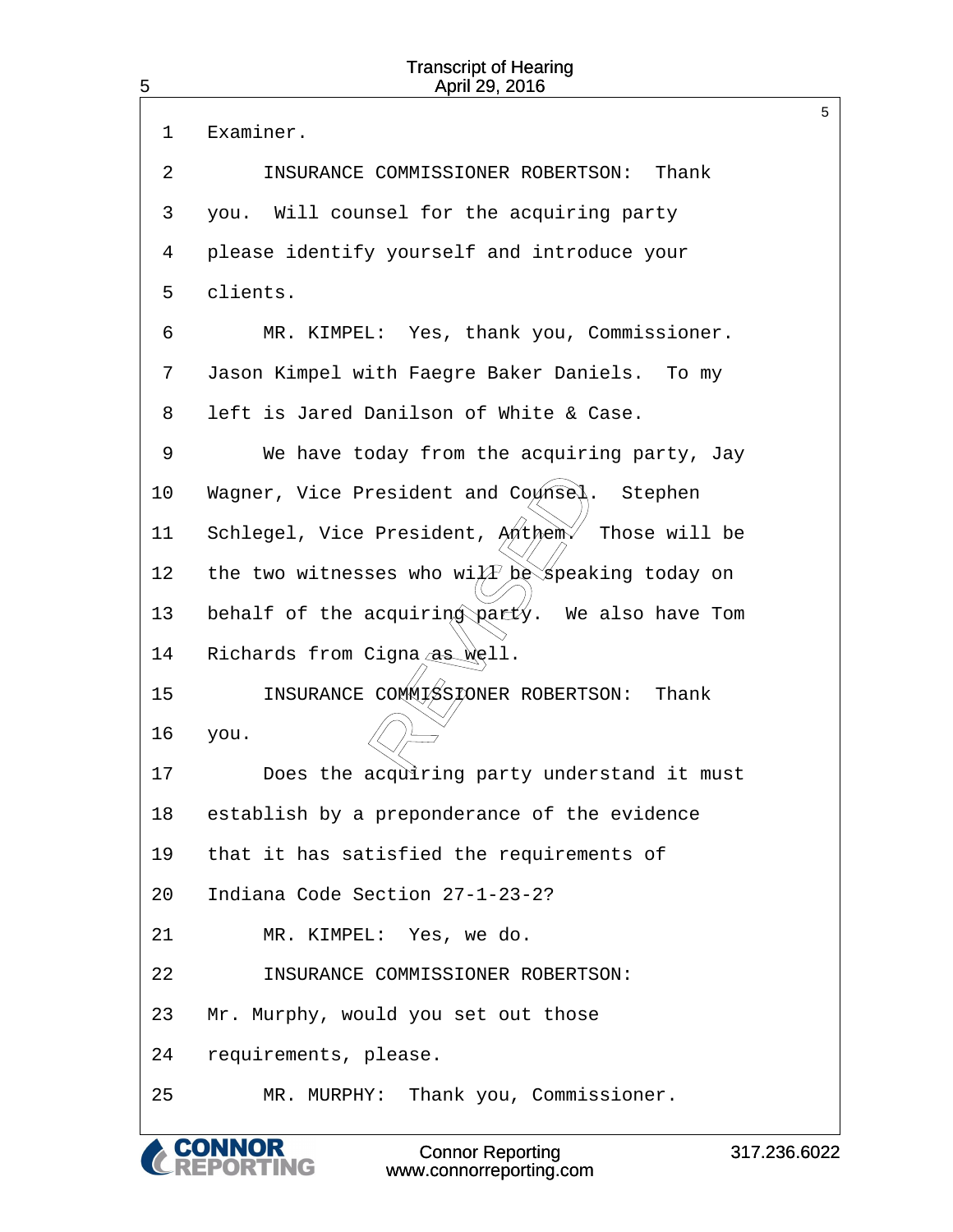1 Examiner.

2 INSURANCE COMMISSIONER ROBERTSON: Thank

3 you. Will counsel for the acquiring party

4 please identify yourself and introduce your

5 clients.

6 MR. KIMPEL: Yes, thank you, Commissioner.

7 Jason Kimpel with Faegre Baker Daniels. To my

8 left is Jared Danilson of White & Case.

9 We have today from the acquiring party, Jay

10 Wagner, Vice President and Counsel. Stephen

11 Schlegel, Vice President, Anthem. Those will be

12 the two witnesses who will be speaking today on

13 behalf of the acquiring party. We also have Tom

14 Richards from Cigna as well.

15 INSURANCE COMMISSIONER ROBERTSON: Thank

16 you.

17 Does the acquiring party understand it must

18 establish by a preponderance of the evidence

19 that it has satisfied the requirements of

20 Indiana Code Section 27-1-23-2?

21 MR. KIMPEL: Yes, we do.

22 INSURANCE COMMISSIONER ROBERTSON:

23 Mr. Murphy, would you set out those

24 requirements, please.

25 MR. MURPHY: Thank you, Commissioner.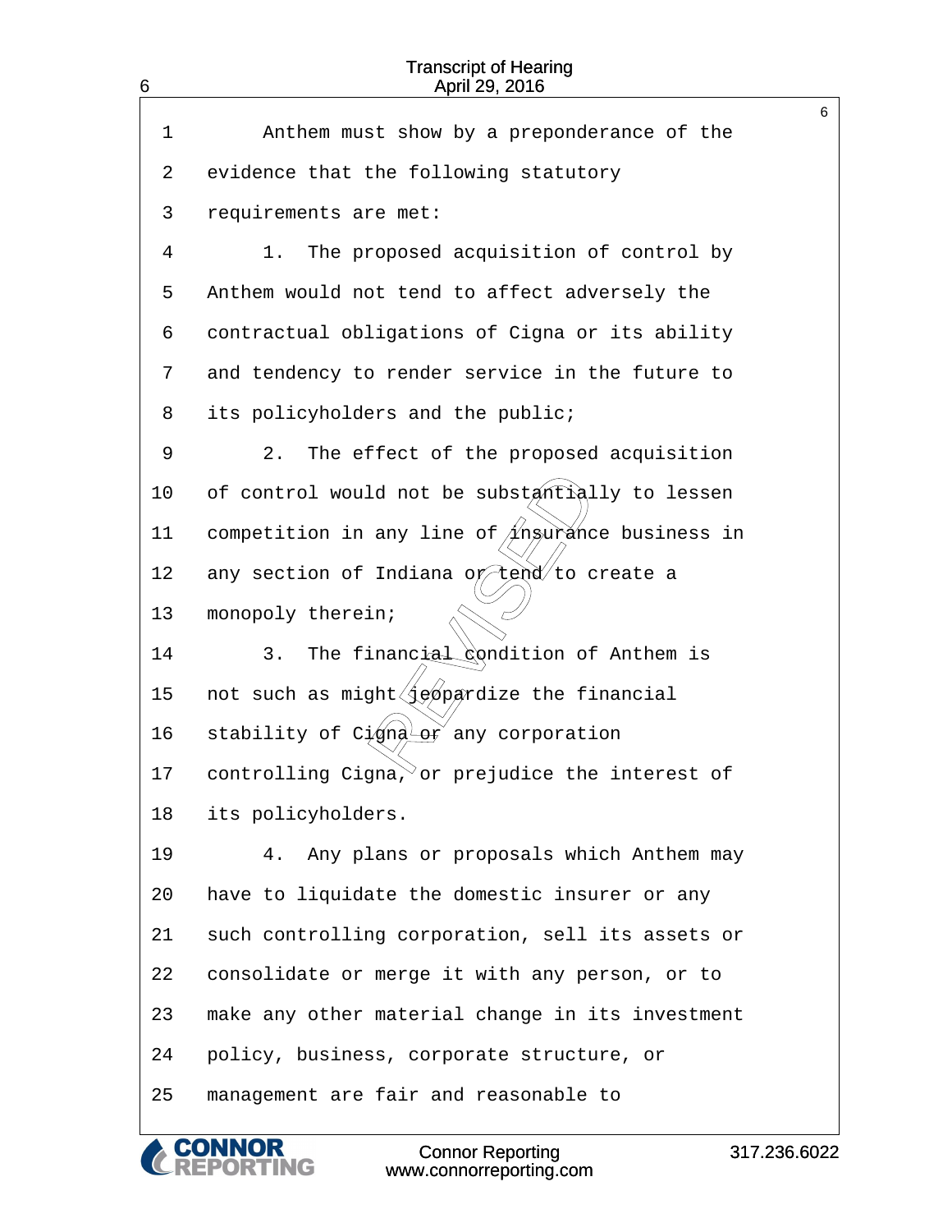Anthem must show by a preponderance of the evidence that the following statutory requirements are met:

1. The proposed acquisition of control by Anthem would not tend to affect adversely the contractual obligations of Cigna or its ability and tendency to render service in the future to its policyholders and the public;

2. The effect of the proposed acquisition of control would not be substantially to lessen competition in any line of insurance business in any section of Indiana or tend to create a monopoly therein;

3. The financial condition of Anthem is not such as might jeopardize the financial stability of Cigna or any corporation controlling Cigna, or prejudice the interest of its policyholders.

4. Any plans or proposals which Anthem may have to liquidate the domestic insurer or any such controlling corporation, sell its assets or consolidate or merge it with any person, or to make any other material change in its investment policy, business, corporate structure, or management are fair and reasonable to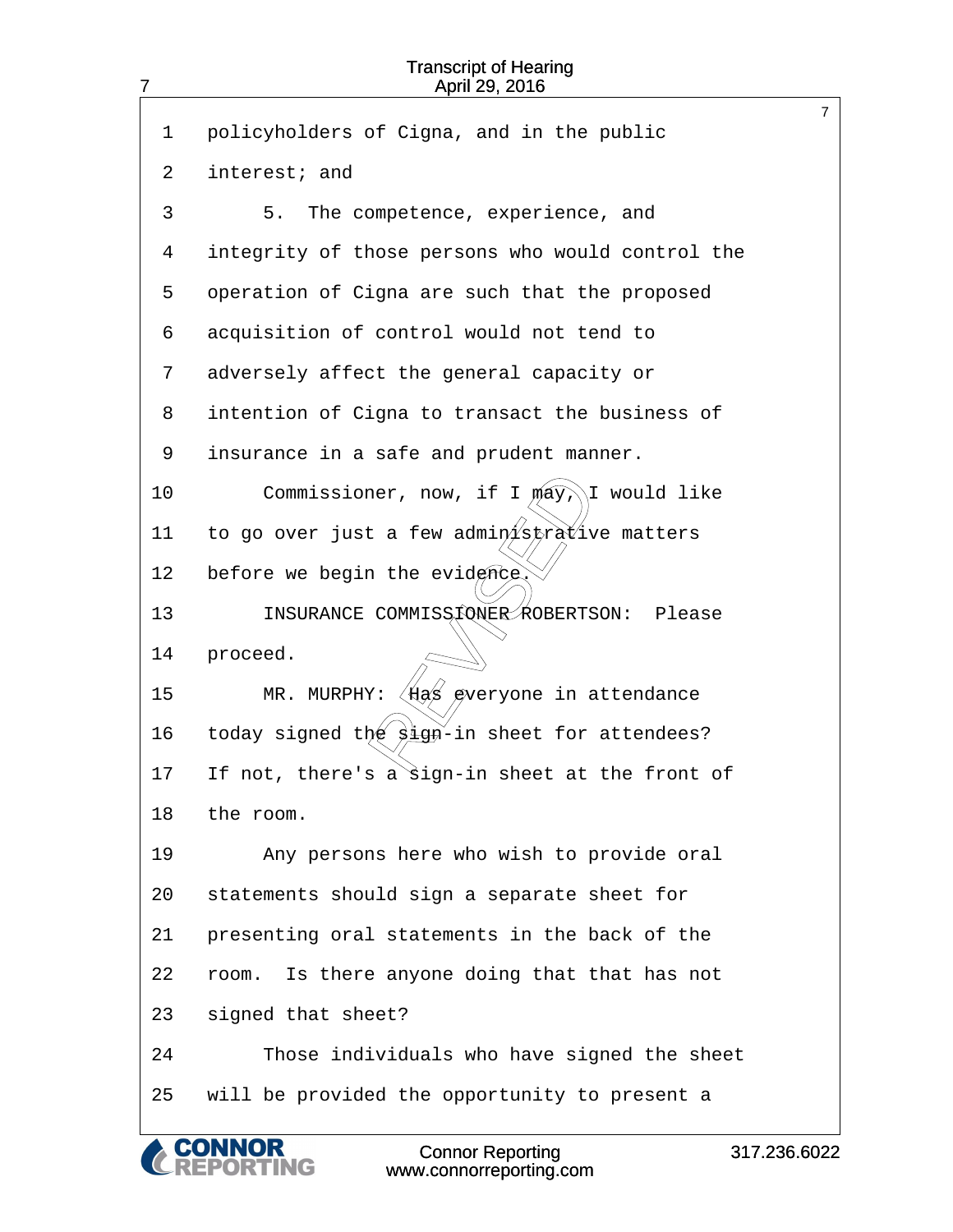policyholders of Cigna, and in the public interest; and

5. The competence, experience, and integrity of those persons who would control the operation of Cigna are such that the proposed acquisition of control would not tend to adversely affect the general capacity or intention of Cigna to transact the business of insurance in a safe and prudent manner.

Commissioner, now, if I may, I would like to go over just a few administrative matters before we begin the evidence.

INSURANCE COMMISSIONER ROBERTSON: Please proceed.

MR. MURPHY: Has everyone in attendance today signed the sign-in sheet for attendees? If not, there's a sign-in sheet at the front of the room.

Any persons here who wish to provide oral statements should sign a separate sheet for presenting oral statements in the back of the room. Is there anyone doing that that has not signed that sheet?

Those individuals who have signed the sheet will be provided the opportunity to present a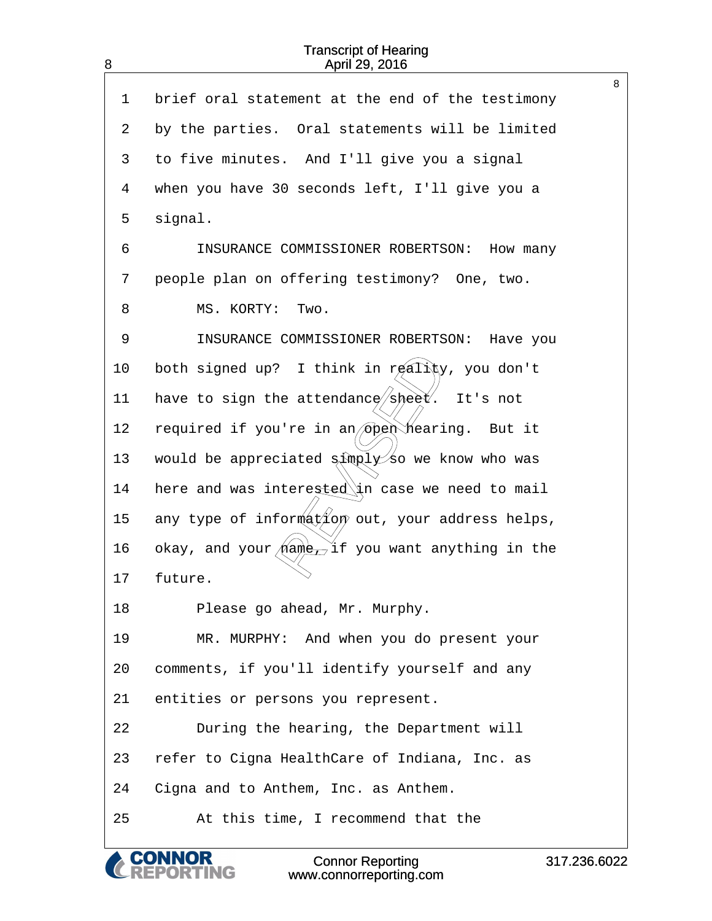1 brief oral statement at the end of the testimony

2 by the parties. Oral statements will be limited

3 to five minutes. And I'll give you a signal

4 when you have 30 seconds left, I'll give you a

5 signal.

6 INSURANCE COMMISSIONER ROBERTSON: How many

7 people plan on offering testimony? One, two.

8 MS. KORTY: Two.

9 INSURANCE COMMISSIONER ROBERTSON: Have you

10 both signed up? I think in reality, you don't

11 have to sign the attendance sheet. It's not

12 required if you're in an open hearing. But it

13 would be appreciated simply so we know who was

14 here and was interested in case we need to mail

15 any type of information out, your address helps,

16 okay, and your name, if you want anything in the

17 future.

18 Please go ahead, Mr. Murphy.

19 MR. MURPHY: And when you do present your

20 comments, if you'll identify yourself and any

21 entities or persons you represent.

22 During the hearing, the Department will

23 refer to Cigna HealthCare of Indiana, Inc. as

24 Cigna and to Anthem, Inc. as Anthem.

25 At this time, I recommend that the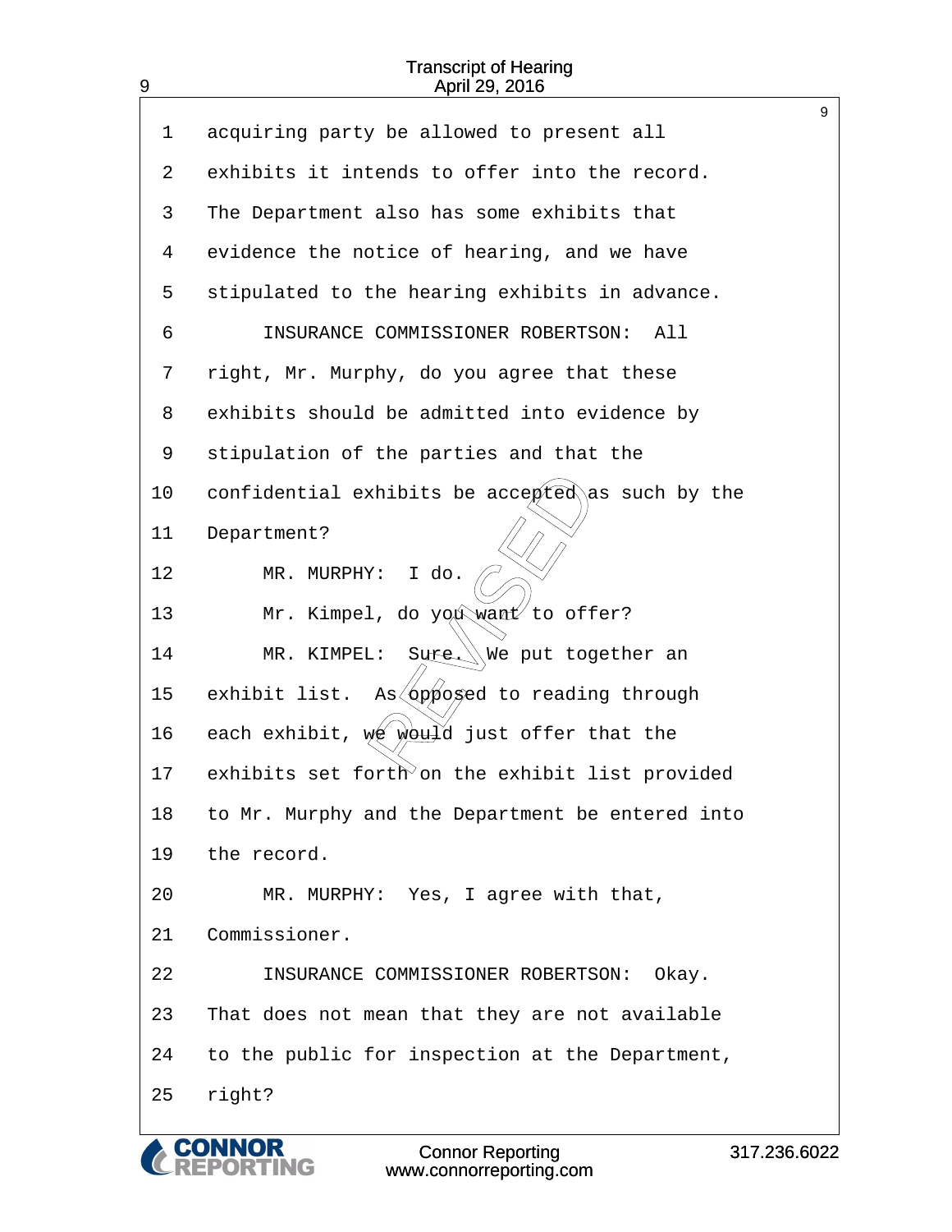1 acquiring party be allowed to present all
2 exhibits it intends to offer into the record.
3 The Department also has some exhibits that
4 evidence the notice of hearing, and we have
5 stipulated to the hearing exhibits in advance.
6 INSURANCE COMMISSIONER ROBERTSON: All
7 right, Mr. Murphy, do you agree that these
8 exhibits should be admitted into evidence by
9 stipulation of the parties and that the
10 confidential exhibits be accepted as such by the
11 Department?
12 MR. MURPHY: I do.
13 Mr. Kimpel, do you want to offer?
14 MR. KIMPEL: Sure. We put together an
15 exhibit list. As opposed to reading through
16 each exhibit, we would just offer that the
17 exhibits set forth on the exhibit list provided
18 to Mr. Murphy and the Department be entered into
19 the record.
20 MR. MURPHY: Yes, I agree with that,
21 Commissioner.
22 INSURANCE COMMISSIONER ROBERTSON: Okay.
23 That does not mean that they are not available
24 to the public for inspection at the Department,
25 right?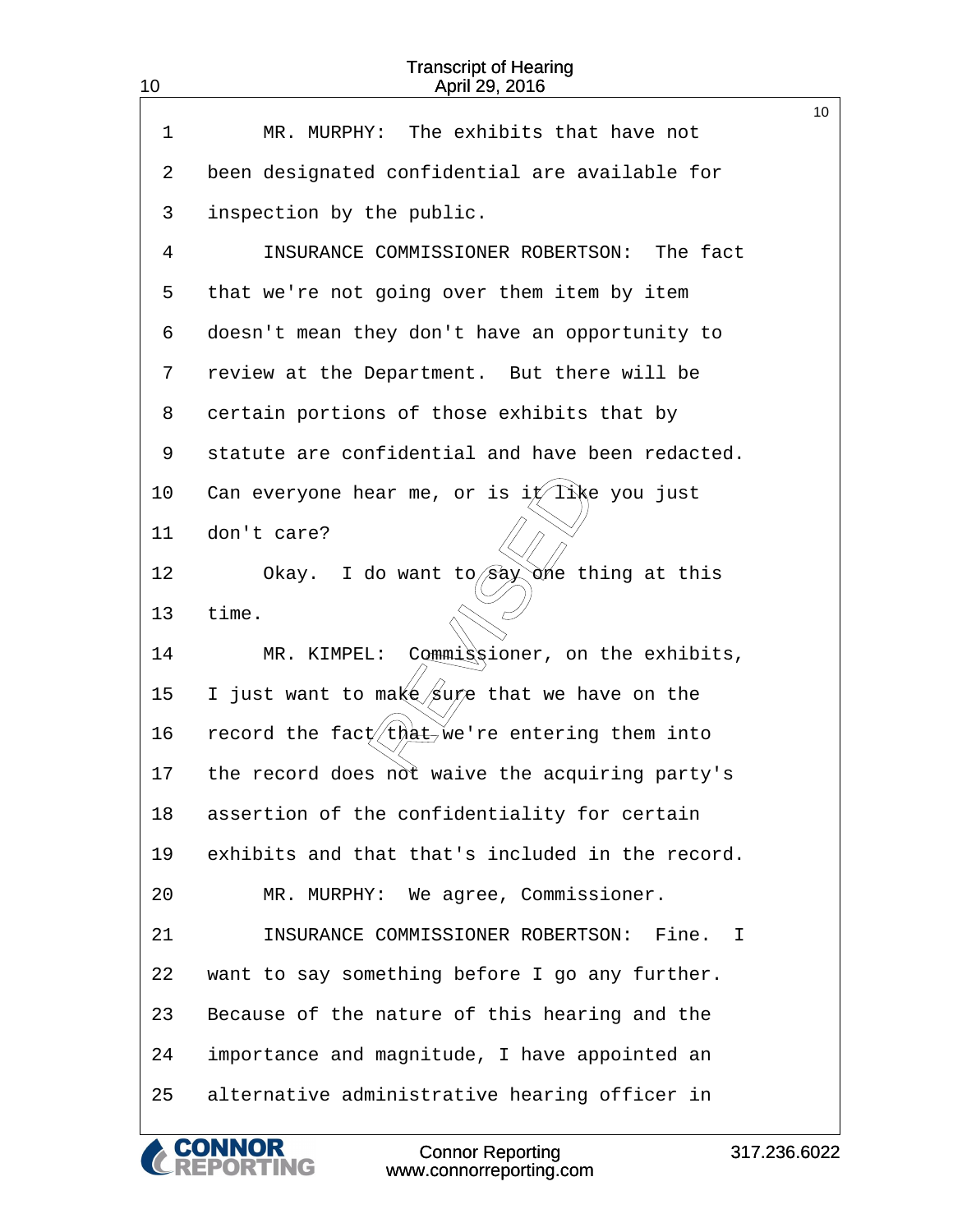1 MR. MURPHY: The exhibits that have not
2 been designated confidential are available for
3 inspection by the public.
4 INSURANCE COMMISSIONER ROBERTSON: The fact
5 that we're not going over them item by item
6 doesn't mean they don't have an opportunity to
7 review at the Department. But there will be
8 certain portions of those exhibits that by
9 statute are confidential and have been redacted.
10 Can everyone hear me, or is it like you just
11 don't care?
12 Okay. I do want to say one thing at this
13 time.
14 MR. KIMPEL: Commissioner, on the exhibits,
15 I just want to make sure that we have on the
16 record the fact that we're entering them into
17 the record does not waive the acquiring party's
18 assertion of the confidentiality for certain
19 exhibits and that that's included in the record.
20 MR. MURPHY: We agree, Commissioner.
21 INSURANCE COMMISSIONER ROBERTSON: Fine. I
22 want to say something before I go any further.
23 Because of the nature of this hearing and the
24 importance and magnitude, I have appointed an
25 alternative administrative hearing officer in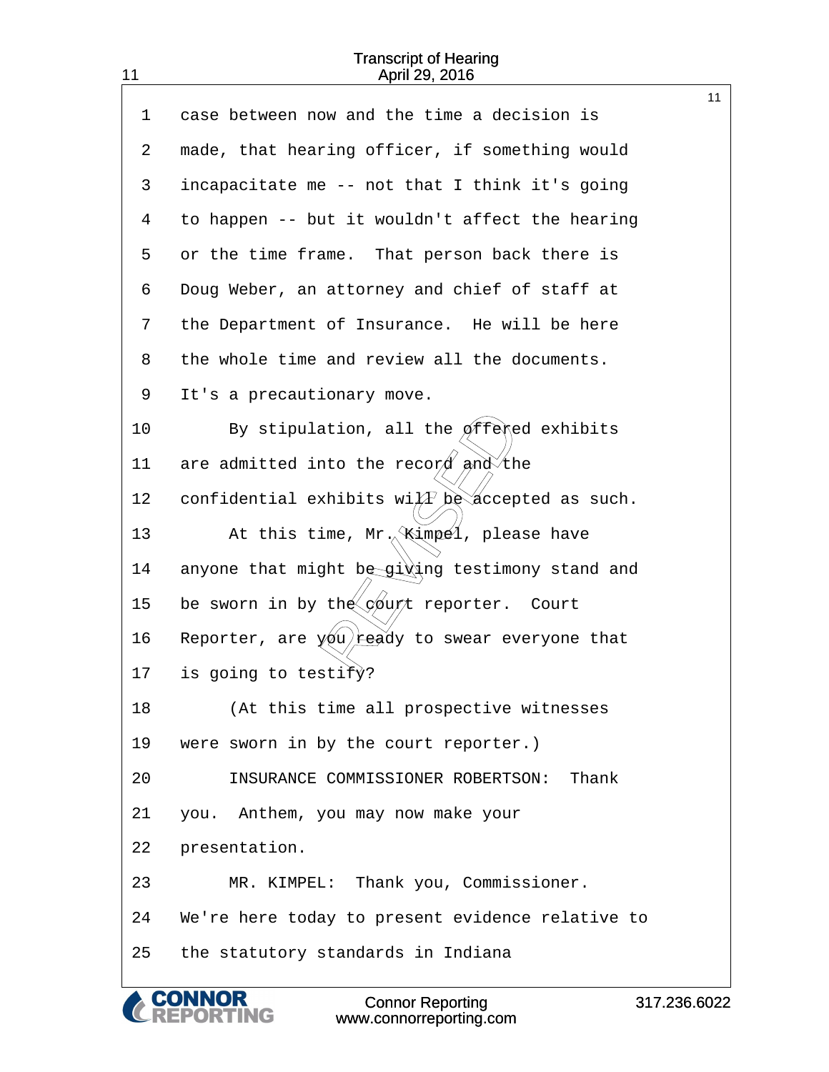1 case between now and the time a decision is
2 made, that hearing officer, if something would
3 incapacitate me -- not that I think it's going
4 to happen -- but it wouldn't affect the hearing
5 or the time frame. That person back there is
6 Doug Weber, an attorney and chief of staff at
7 the Department of Insurance. He will be here
8 the whole time and review all the documents.
9 It's a precautionary move.
10 By stipulation, all the offered exhibits
11 are admitted into the record and the
12 confidential exhibits will be accepted as such.
13 At this time, Mr. Kimpel, please have
14 anyone that might be giving testimony stand and
15 be sworn in by the court reporter. Court
16 Reporter, are you ready to swear everyone that
17 is going to testify?
18 (At this time all prospective witnesses
19 were sworn in by the court reporter.)
20 INSURANCE COMMISSIONER ROBERTSON: Thank
21 you. Anthem, you may now make your
22 presentation.
23 MR. KIMPEL: Thank you, Commissioner.
24 We're here today to present evidence relative to
25 the statutory standards in Indiana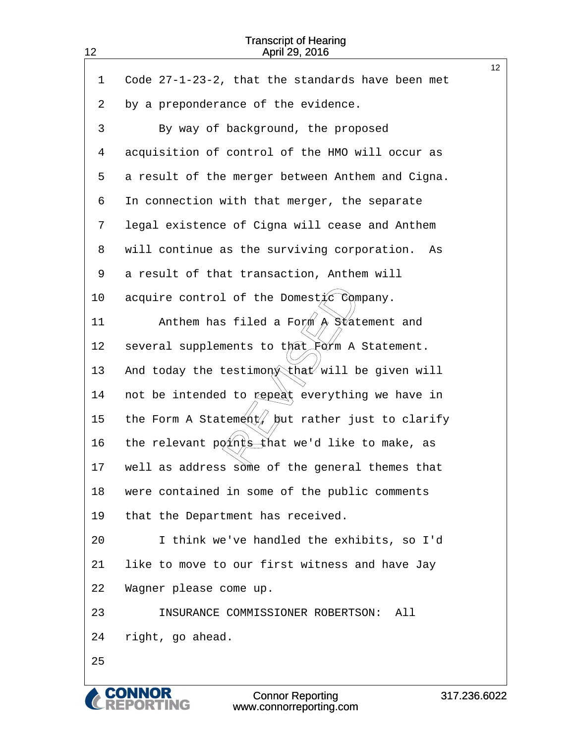1 Code 27-1-23-2, that the standards have been met
2 by a preponderance of the evidence.
3 By way of background, the proposed
4 acquisition of control of the HMO will occur as
5 a result of the merger between Anthem and Cigna.
6 In connection with that merger, the separate
7 legal existence of Cigna will cease and Anthem
8 will continue as the surviving corporation. As
9 a result of that transaction, Anthem will
10 acquire control of the Domestic Company.
11 Anthem has filed a Form A Statement and
12 several supplements to that Form A Statement.
13 And today the testimony that will be given will
14 not be intended to repeat everything we have in
15 the Form A Statement, but rather just to clarify
16 the relevant points that we'd like to make, as
17 well as address some of the general themes that
18 were contained in some of the public comments
19 that the Department has received.
20 I think we've handled the exhibits, so I'd
21 like to move to our first witness and have Jay
22 Wagner please come up.
23 INSURANCE COMMISSIONER ROBERTSON: All
24 right, go ahead.
25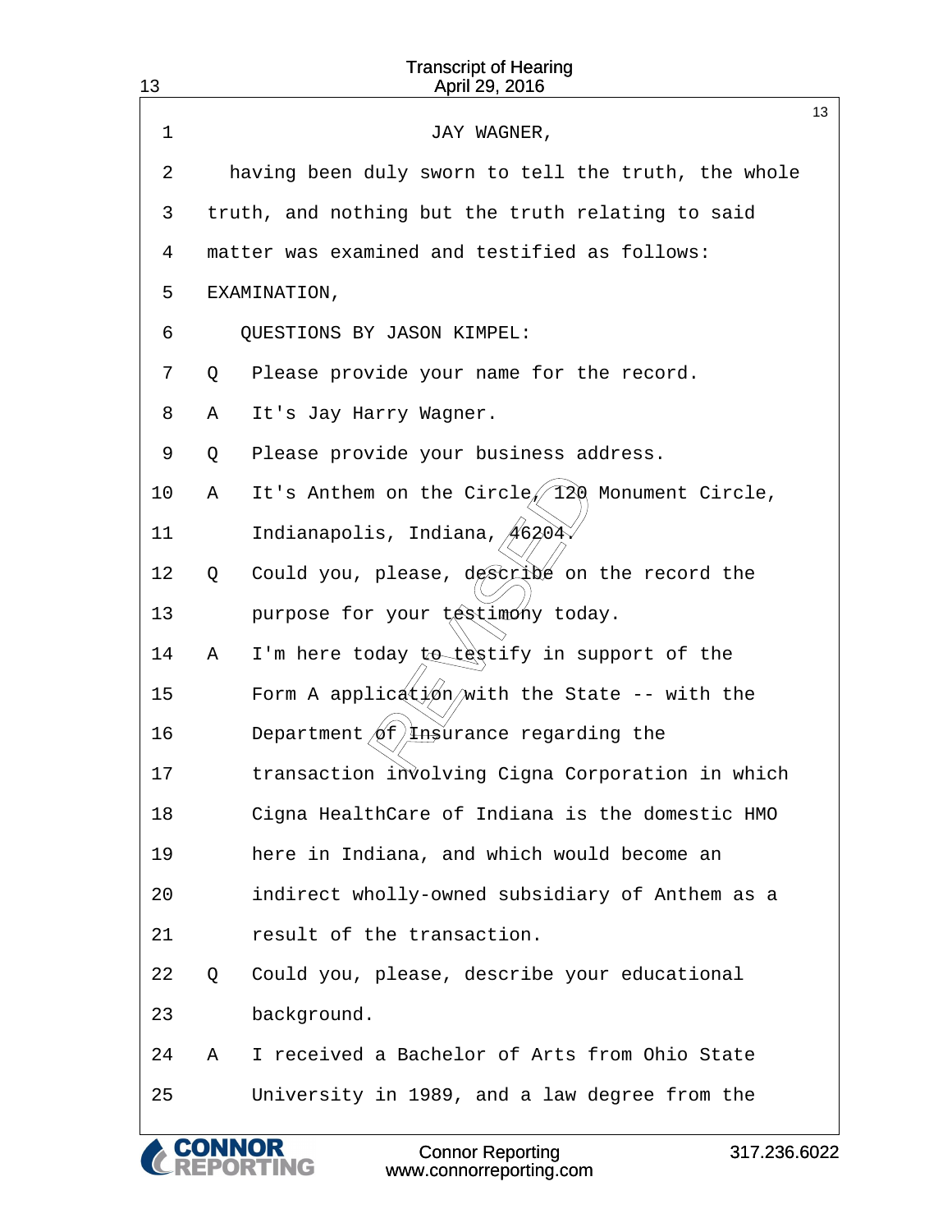JAY WAGNER,

having been duly sworn to tell the truth, the whole truth, and nothing but the truth relating to said matter was examined and testified as follows:

EXAMINATION,

QUESTIONS BY JASON KIMPEL:

Q Please provide your name for the record.

A It's Jay Harry Wagner.

Q Please provide your business address.

A It's Anthem on the Circle, 120 Monument Circle, Indianapolis, Indiana, 46204.

Q Could you, please, describe on the record the purpose for your testimony today.

A I'm here today to testify in support of the Form A application with the State -- with the Department of Insurance regarding the transaction involving Cigna Corporation in which Cigna HealthCare of Indiana is the domestic HMO here in Indiana, and which would become an indirect wholly-owned subsidiary of Anthem as a result of the transaction.

Q Could you, please, describe your educational background.

A I received a Bachelor of Arts from Ohio State University in 1989, and a law degree from the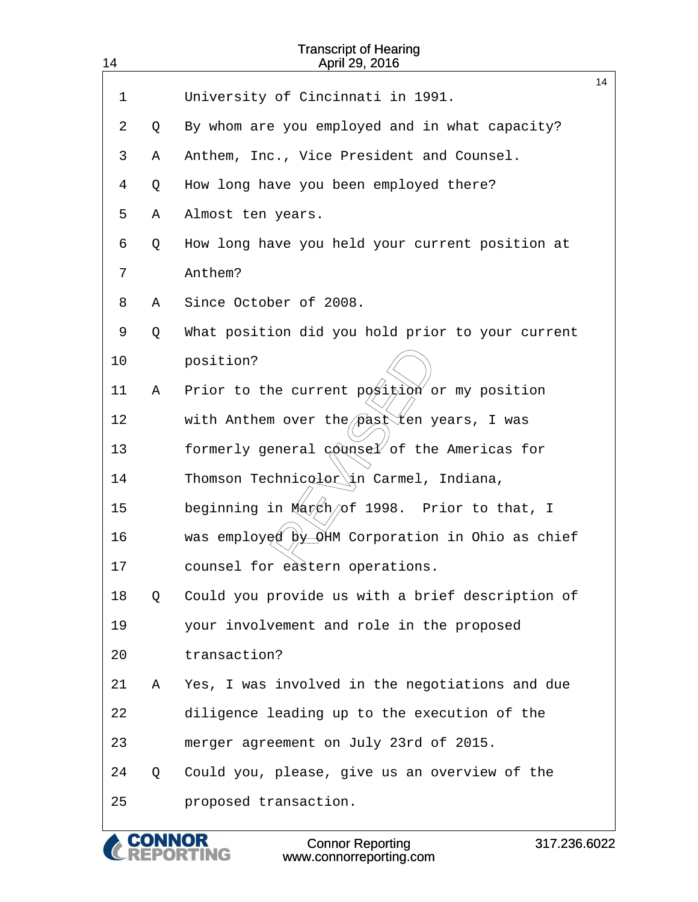1 University of Cincinnati in 1991.

2 Q By whom are you employed and in what capacity?

3 A Anthem, Inc., Vice President and Counsel.

4 Q How long have you been employed there?

5 A Almost ten years.

6 Q How long have you held your current position at

7 Anthem?

8 A Since October of 2008.

9 Q What position did you hold prior to your current

10 position?

11 A Prior to the current position or my position

12 with Anthem over the past ten years, I was

13 formerly general counsel of the Americas for

14 Thomson Technicolor in Carmel, Indiana,

15 beginning in March of 1998. Prior to that, I

16 was employed by OHM Corporation in Ohio as chief

17 counsel for eastern operations.

18 Q Could you provide us with a brief description of

19 your involvement and role in the proposed

20 transaction?

21 A Yes, I was involved in the negotiations and due

22 diligence leading up to the execution of the

23 merger agreement on July 23rd of 2015.

24 Q Could you, please, give us an overview of the

25 proposed transaction.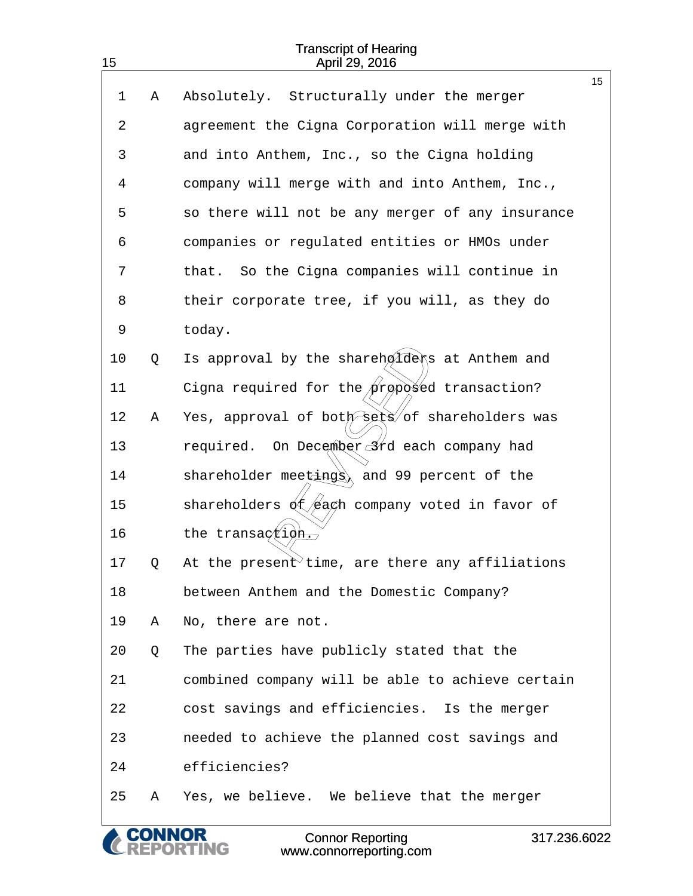1 A Absolutely. Structurally under the merger
2 agreement the Cigna Corporation will merge with
3 and into Anthem, Inc., so the Cigna holding
4 company will merge with and into Anthem, Inc.,
5 so there will not be any merger of any insurance
6 companies or regulated entities or HMOs under
7 that. So the Cigna companies will continue in
8 their corporate tree, if you will, as they do
9 today.
10 Q Is approval by the shareholders at Anthem and
11 Cigna required for the proposed transaction?
12 A Yes, approval of both sets of shareholders was
13 required. On December 3rd each company had
14 shareholder meetings, and 99 percent of the
15 shareholders of each company voted in favor of
16 the transaction.
17 Q At the present time, are there any affiliations
18 between Anthem and the Domestic Company?
19 A No, there are not.
20 Q The parties have publicly stated that the
21 combined company will be able to achieve certain
22 cost savings and efficiencies. Is the merger
23 needed to achieve the planned cost savings and
24 efficiencies?
25 A Yes, we believe. We believe that the merger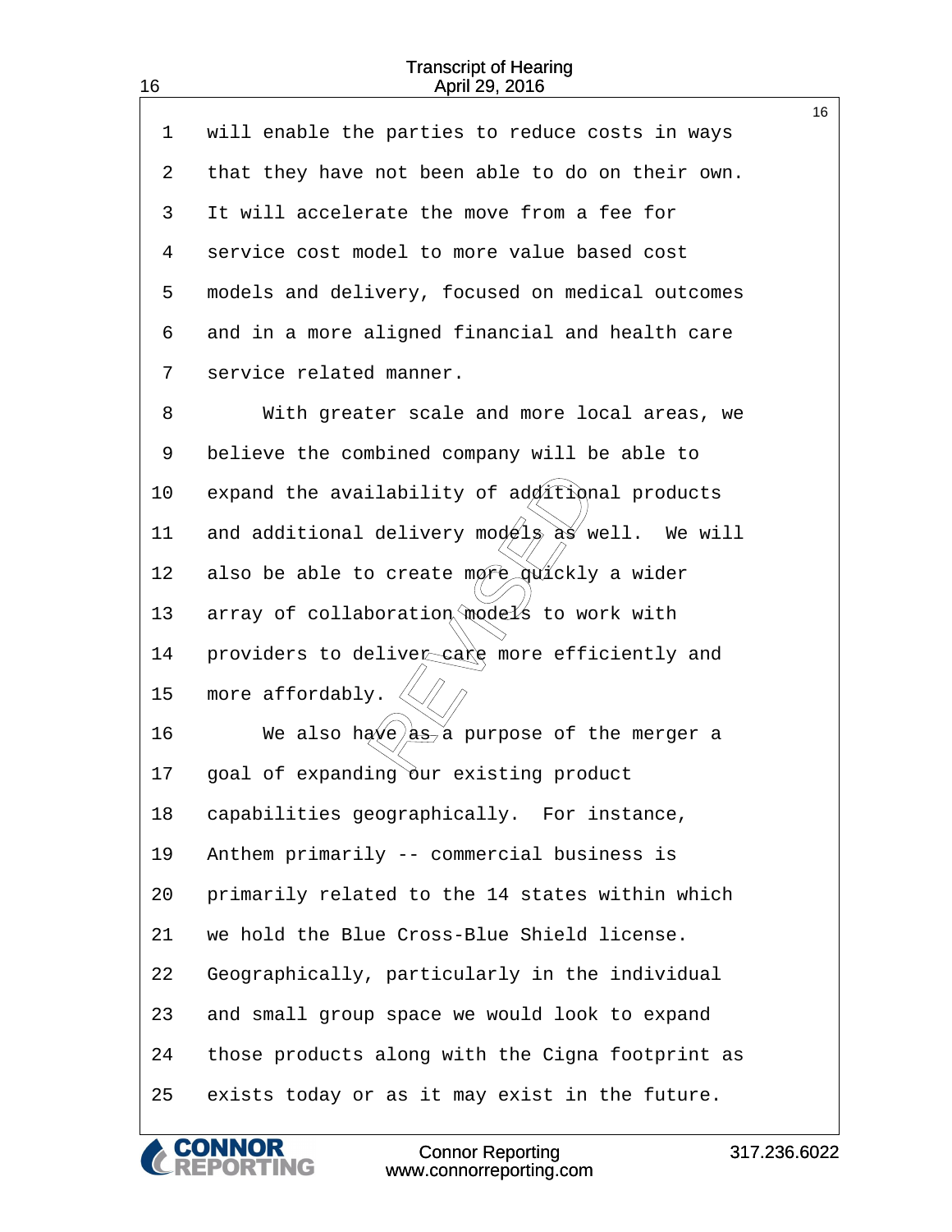will enable the parties to reduce costs in ways that they have not been able to do on their own. It will accelerate the move from a fee for service cost model to more value based cost models and delivery, focused on medical outcomes and in a more aligned financial and health care service related manner.

With greater scale and more local areas, we believe the combined company will be able to expand the availability of additional products and additional delivery models as well. We will also be able to create more quickly a wider array of collaboration models to work with providers to deliver care more efficiently and more affordably.

We also have as a purpose of the merger a goal of expanding our existing product capabilities geographically. For instance, Anthem primarily -- commercial business is primarily related to the 14 states within which we hold the Blue Cross-Blue Shield license. Geographically, particularly in the individual and small group space we would look to expand those products along with the Cigna footprint as exists today or as it may exist in the future.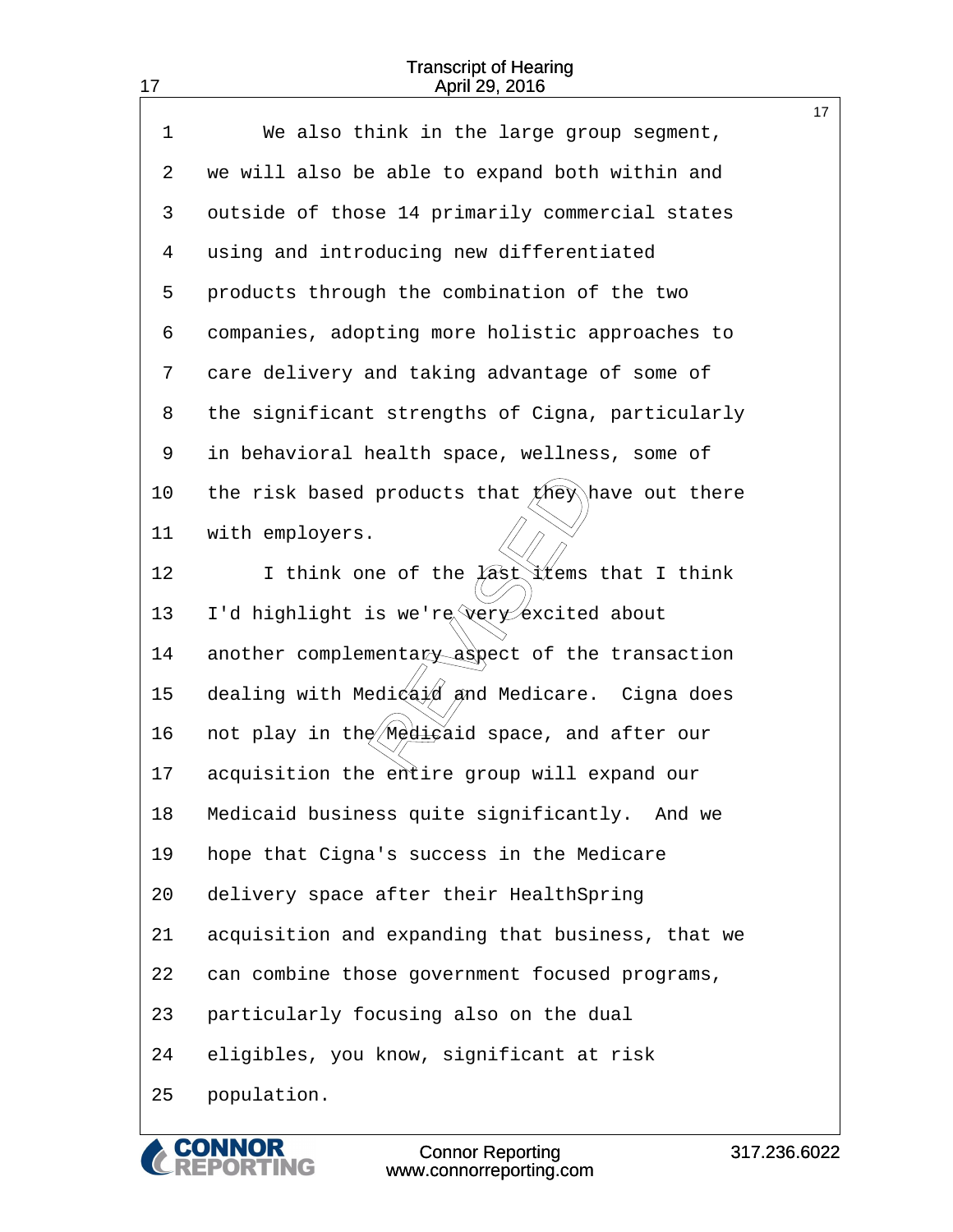1 We also think in the large group segment,
2 we will also be able to expand both within and
3 outside of those 14 primarily commercial states
4 using and introducing new differentiated
5 products through the combination of the two
6 companies, adopting more holistic approaches to
7 care delivery and taking advantage of some of
8 the significant strengths of Cigna, particularly
9 in behavioral health space, wellness, some of
10 the risk based products that they have out there
11 with employers.
12 I think one of the last items that I think
13 I'd highlight is we're very excited about
14 another complementary aspect of the transaction
15 dealing with Medicaid and Medicare. Cigna does
16 not play in the Medicaid space, and after our
17 acquisition the entire group will expand our
18 Medicaid business quite significantly. And we
19 hope that Cigna's success in the Medicare
20 delivery space after their HealthSpring
21 acquisition and expanding that business, that we
22 can combine those government focused programs,
23 particularly focusing also on the dual
24 eligibles, you know, significant at risk
25 population.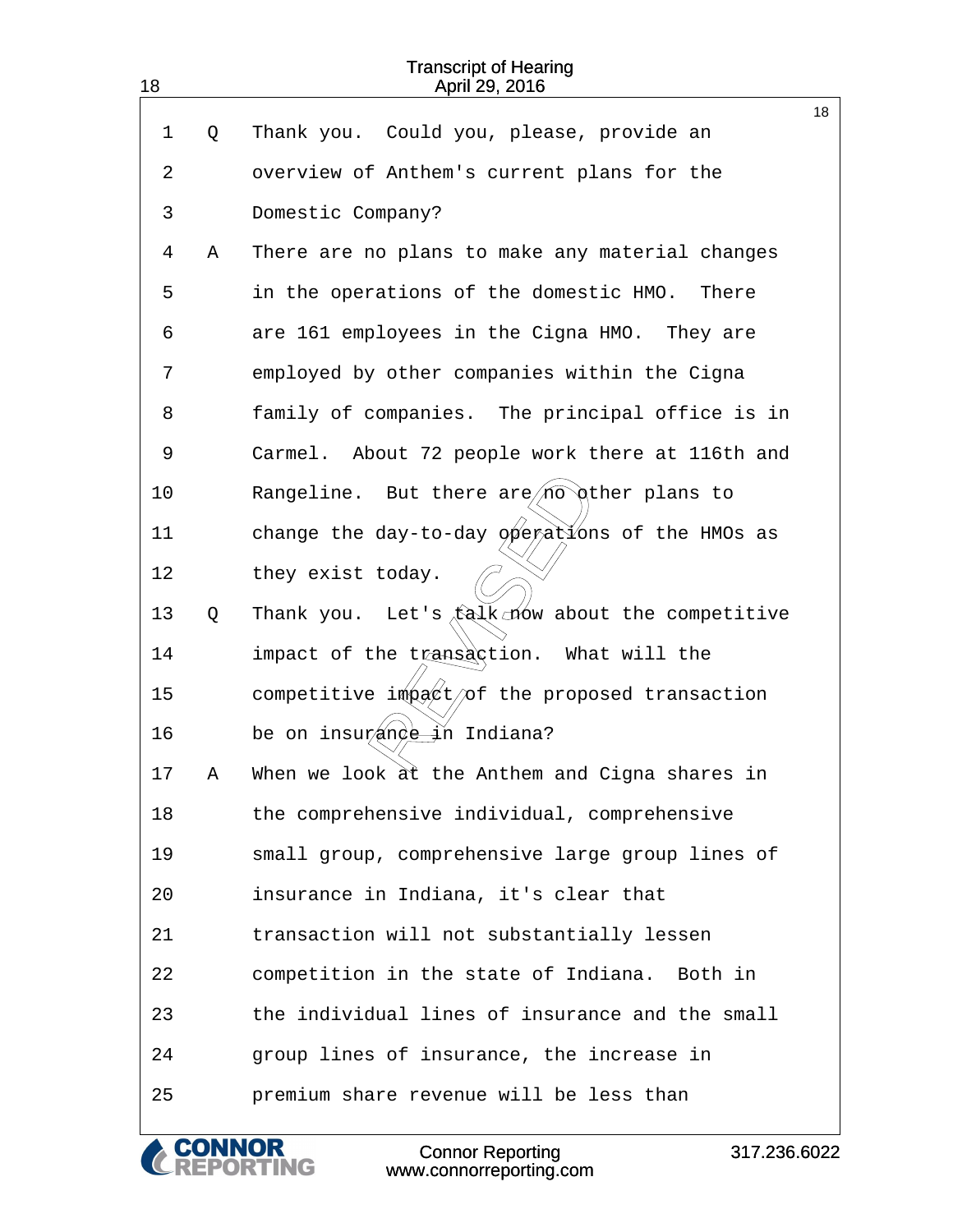1 Q Thank you. Could you, please, provide an
2 overview of Anthem's current plans for the
3 Domestic Company?
4 A There are no plans to make any material changes
5 in the operations of the domestic HMO. There
6 are 161 employees in the Cigna HMO. They are
7 employed by other companies within the Cigna
8 family of companies. The principal office is in
9 Carmel. About 72 people work there at 116th and
10 Rangeline. But there are no other plans to
11 change the day-to-day operations of the HMOs as
12 they exist today.
13 Q Thank you. Let's talk now about the competitive
14 impact of the transaction. What will the
15 competitive impact of the proposed transaction
16 be on insurance in Indiana?
17 A When we look at the Anthem and Cigna shares in
18 the comprehensive individual, comprehensive
19 small group, comprehensive large group lines of
20 insurance in Indiana, it's clear that
21 transaction will not substantially lessen
22 competition in the state of Indiana. Both in
23 the individual lines of insurance and the small
24 group lines of insurance, the increase in
25 premium share revenue will be less than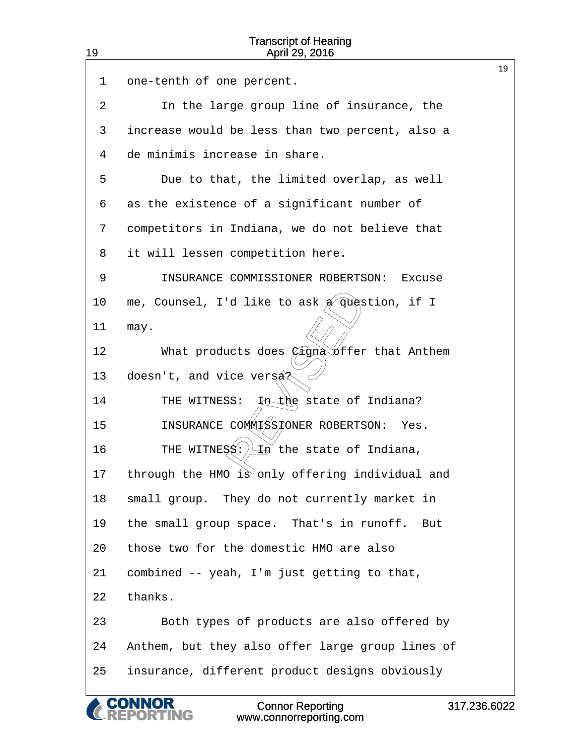one-tenth of one percent.

In the large group line of insurance, the increase would be less than two percent, also a de minimis increase in share.

Due to that, the limited overlap, as well as the existence of a significant number of competitors in Indiana, we do not believe that it will lessen competition here.

INSURANCE COMMISSIONER ROBERTSON: Excuse me, Counsel, I'd like to ask a question, if I may.

What products does Cigna offer that Anthem doesn't, and vice versa?

THE WITNESS: In the state of Indiana?

INSURANCE COMMISSIONER ROBERTSON: Yes.

THE WITNESS: In the state of Indiana, through the HMO is only offering individual and small group. They do not currently market in the small group space. That's in runoff. But those two for the domestic HMO are also combined -- yeah, I'm just getting to that, thanks.

Both types of products are also offered by Anthem, but they also offer large group lines of insurance, different product designs obviously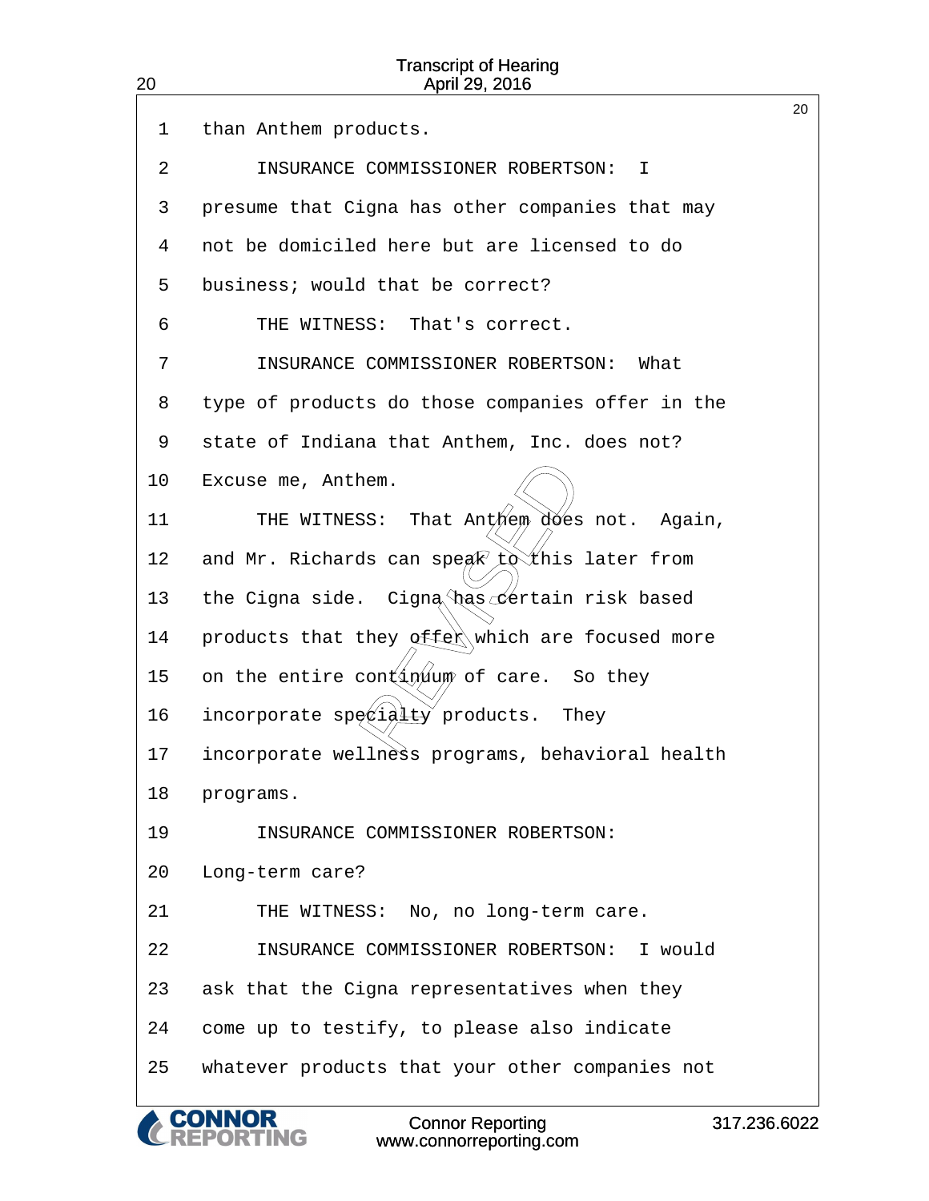1 than Anthem products.

2 INSURANCE COMMISSIONER ROBERTSON: I

3 presume that Cigna has other companies that may

4 not be domiciled here but are licensed to do

5 business; would that be correct?

6 THE WITNESS: That's correct.

7 INSURANCE COMMISSIONER ROBERTSON: What

8 type of products do those companies offer in the

9 state of Indiana that Anthem, Inc. does not?

10 Excuse me, Anthem.

11 THE WITNESS: That Anthem does not. Again,

12 and Mr. Richards can speak to this later from

13 the Cigna side. Cigna has certain risk based

14 products that they offer which are focused more

15 on the entire continuum of care. So they

16 incorporate specialty products. They

17 incorporate wellness programs, behavioral health

18 programs.

19 INSURANCE COMMISSIONER ROBERTSON:

20 Long-term care?

21 THE WITNESS: No, no long-term care.

22 INSURANCE COMMISSIONER ROBERTSON: I would

23 ask that the Cigna representatives when they

24 come up to testify, to please also indicate

25 whatever products that your other companies not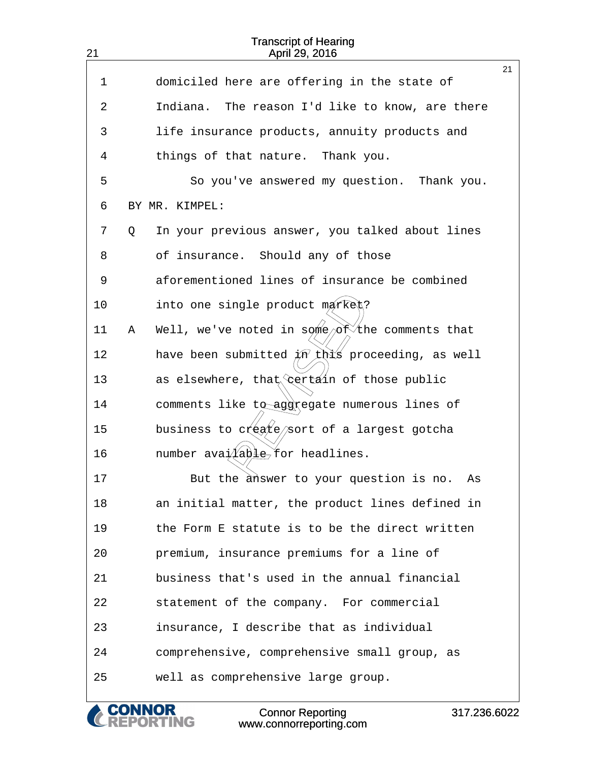domiciled here are offering in the state of Indiana. The reason I'd like to know, are there life insurance products, annuity products and things of that nature. Thank you.

So you've answered my question. Thank you.

BY MR. KIMPEL:

Q In your previous answer, you talked about lines of insurance. Should any of those aforementioned lines of insurance be combined into one single product market?

A Well, we've noted in some of the comments that have been submitted in this proceeding, as well as elsewhere, that certain of those public comments like to aggregate numerous lines of business to create sort of a largest gotcha number available for headlines.

But the answer to your question is no. As an initial matter, the product lines defined in the Form E statute is to be the direct written premium, insurance premiums for a line of business that's used in the annual financial statement of the company. For commercial insurance, I describe that as individual comprehensive, comprehensive small group, as well as comprehensive large group.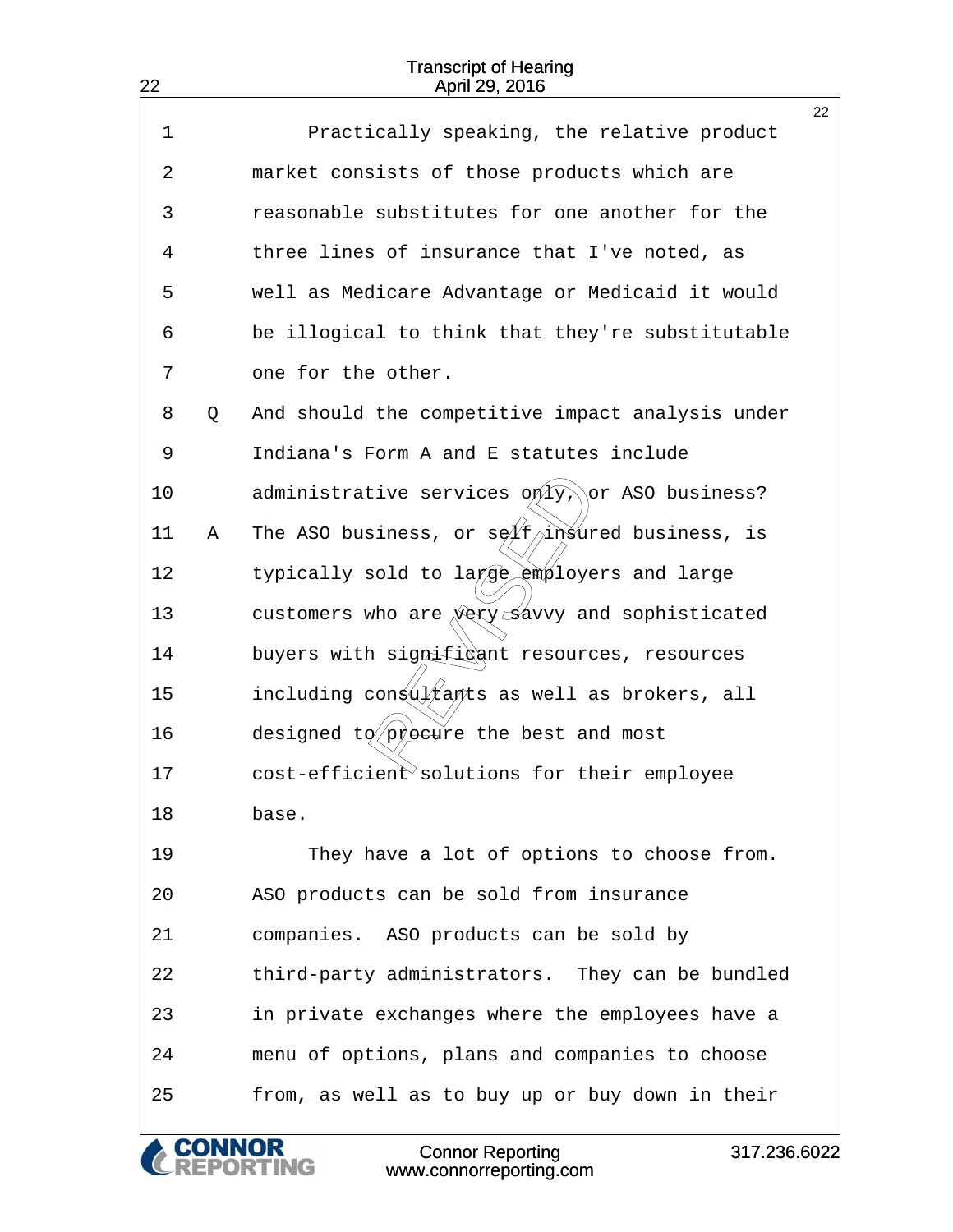Practically speaking, the relative product market consists of those products which are reasonable substitutes for one another for the three lines of insurance that I've noted, as well as Medicare Advantage or Medicaid it would be illogical to think that they're substitutable one for the other.

Q And should the competitive impact analysis under Indiana's Form A and E statutes include administrative services only, or ASO business?

A The ASO business, or self insured business, is typically sold to large employers and large customers who are very savvy and sophisticated buyers with significant resources, resources including consultants as well as brokers, all designed to procure the best and most cost-efficient solutions for their employee base.

They have a lot of options to choose from. ASO products can be sold from insurance companies. ASO products can be sold by third-party administrators. They can be bundled in private exchanges where the employees have a menu of options, plans and companies to choose from, as well as to buy up or buy down in their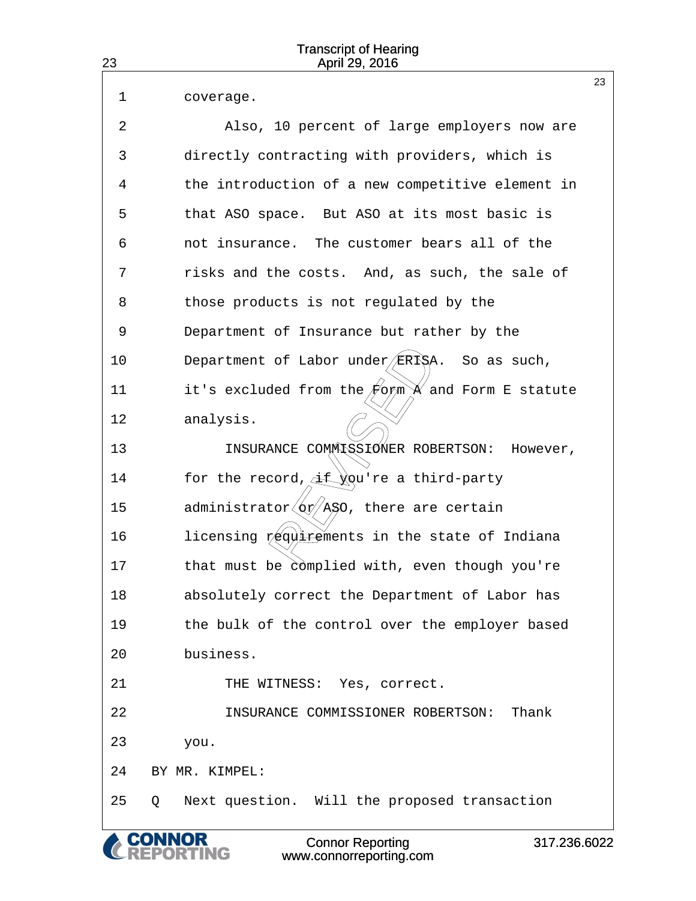1 coverage.

2 Also, 10 percent of large employers now are

3 directly contracting with providers, which is

4 the introduction of a new competitive element in

5 that ASO space. But ASO at its most basic is

6 not insurance. The customer bears all of the

7 risks and the costs. And, as such, the sale of

8 those products is not regulated by the

9 Department of Insurance but rather by the

10 Department of Labor under ERISA. So as such,

11 it's excluded from the Form A and Form E statute

12 analysis.

13 INSURANCE COMMISSIONER ROBERTSON: However,

14 for the record, if you're a third-party

15 administrator or ASO, there are certain

16 licensing requirements in the state of Indiana

17 that must be complied with, even though you're

18 absolutely correct the Department of Labor has

19 the bulk of the control over the employer based

20 business.

21 THE WITNESS: Yes, correct.

22 INSURANCE COMMISSIONER ROBERTSON: Thank

23 you.

24 BY MR. KIMPEL:

25 Q Next question. Will the proposed transaction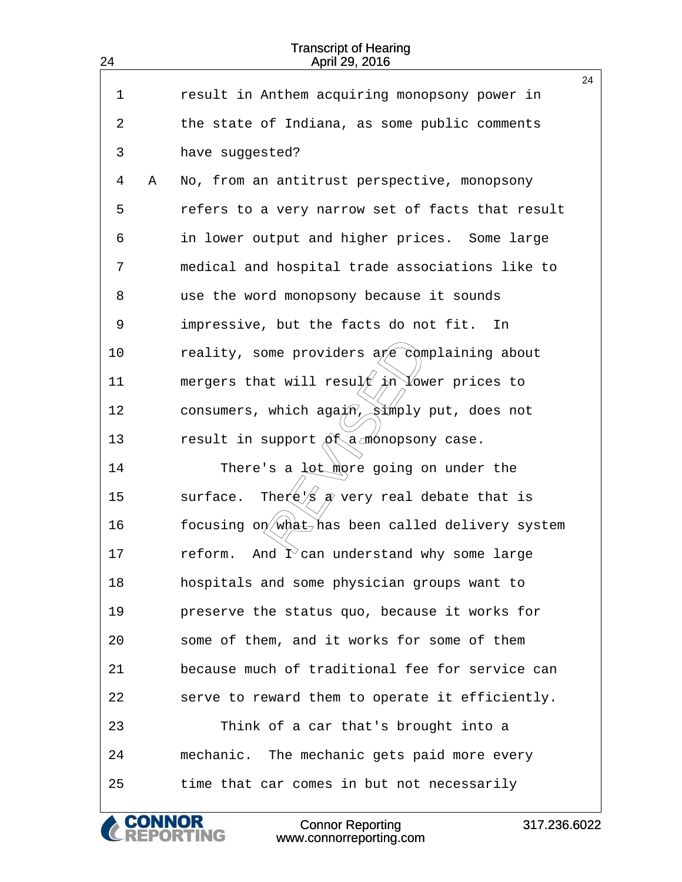result in Anthem acquiring monopsony power in the state of Indiana, as some public comments have suggested?

A No, from an antitrust perspective, monopsony refers to a very narrow set of facts that result in lower output and higher prices. Some large medical and hospital trade associations like to use the word monopsony because it sounds impressive, but the facts do not fit. In reality, some providers are complaining about mergers that will result in lower prices to consumers, which again, simply put, does not result in support of a monopsony case.

There's a lot more going on under the surface. There's a very real debate that is focusing on what has been called delivery system reform. And I can understand why some large hospitals and some physician groups want to preserve the status quo, because it works for some of them, and it works for some of them because much of traditional fee for service can serve to reward them to operate it efficiently.

Think of a car that's brought into a mechanic. The mechanic gets paid more every time that car comes in but not necessarily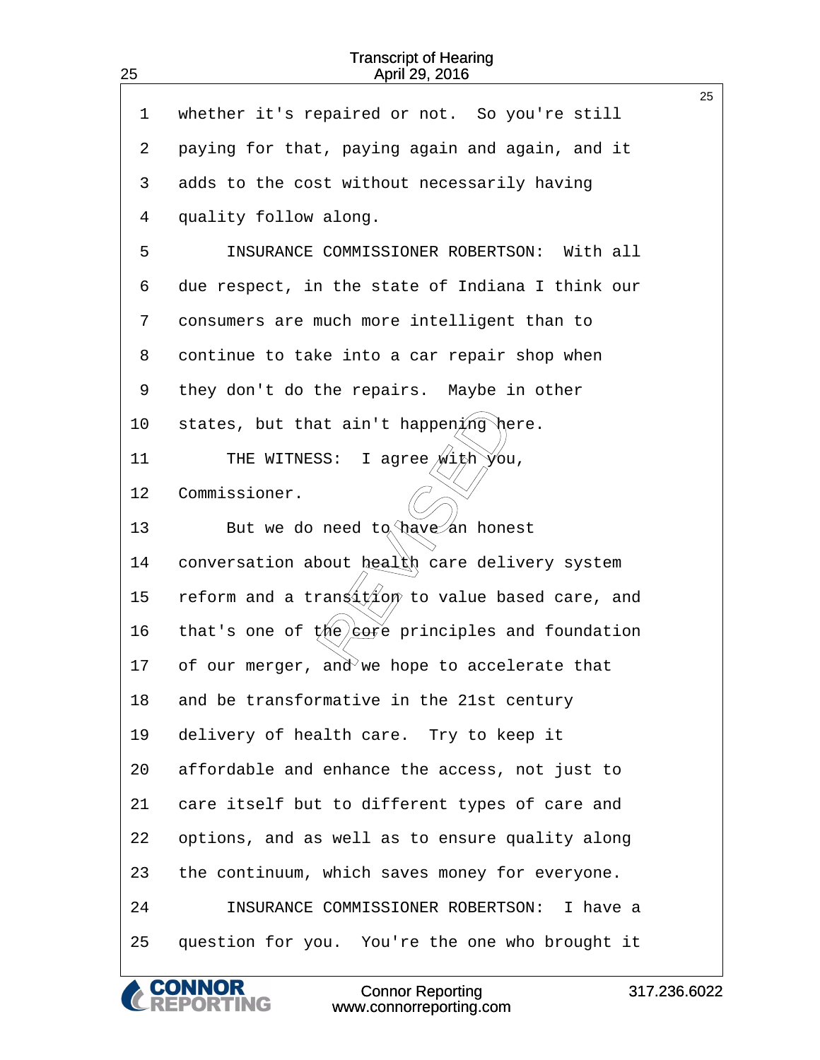1 whether it's repaired or not. So you're still
2 paying for that, paying again and again, and it
3 adds to the cost without necessarily having
4 quality follow along.
5 INSURANCE COMMISSIONER ROBERTSON: With all
6 due respect, in the state of Indiana I think our
7 consumers are much more intelligent than to
8 continue to take into a car repair shop when
9 they don't do the repairs. Maybe in other
10 states, but that ain't happening here.
11 THE WITNESS: I agree with you,
12 Commissioner.
13 But we do need to have an honest
14 conversation about health care delivery system
15 reform and a transition to value based care, and
16 that's one of the core principles and foundation
17 of our merger, and we hope to accelerate that
18 and be transformative in the 21st century
19 delivery of health care. Try to keep it
20 affordable and enhance the access, not just to
21 care itself but to different types of care and
22 options, and as well as to ensure quality along
23 the continuum, which saves money for everyone.
24 INSURANCE COMMISSIONER ROBERTSON: I have a
25 question for you. You're the one who brought it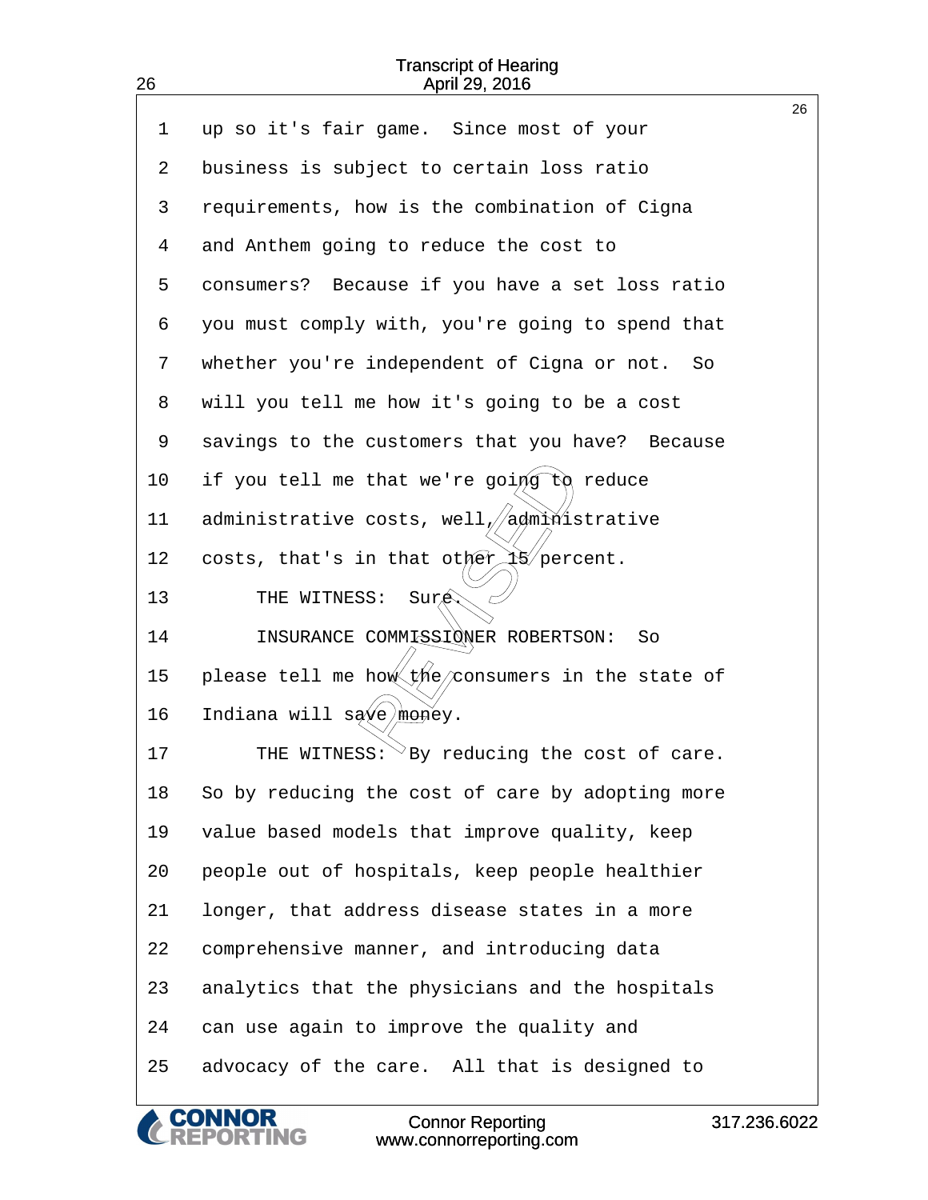1 up so it's fair game. Since most of your
2 business is subject to certain loss ratio
3 requirements, how is the combination of Cigna
4 and Anthem going to reduce the cost to
5 consumers? Because if you have a set loss ratio
6 you must comply with, you're going to spend that
7 whether you're independent of Cigna or not. So
8 will you tell me how it's going to be a cost
9 savings to the customers that you have? Because
10 if you tell me that we're going to reduce
11 administrative costs, well, administrative
12 costs, that's in that other 15 percent.
13 THE WITNESS: Sure.
14 INSURANCE COMMISSIONER ROBERTSON: So
15 please tell me how the consumers in the state of
16 Indiana will save money.
17 THE WITNESS: By reducing the cost of care.
18 So by reducing the cost of care by adopting more
19 value based models that improve quality, keep
20 people out of hospitals, keep people healthier
21 longer, that address disease states in a more
22 comprehensive manner, and introducing data
23 analytics that the physicians and the hospitals
24 can use again to improve the quality and
25 advocacy of the care. All that is designed to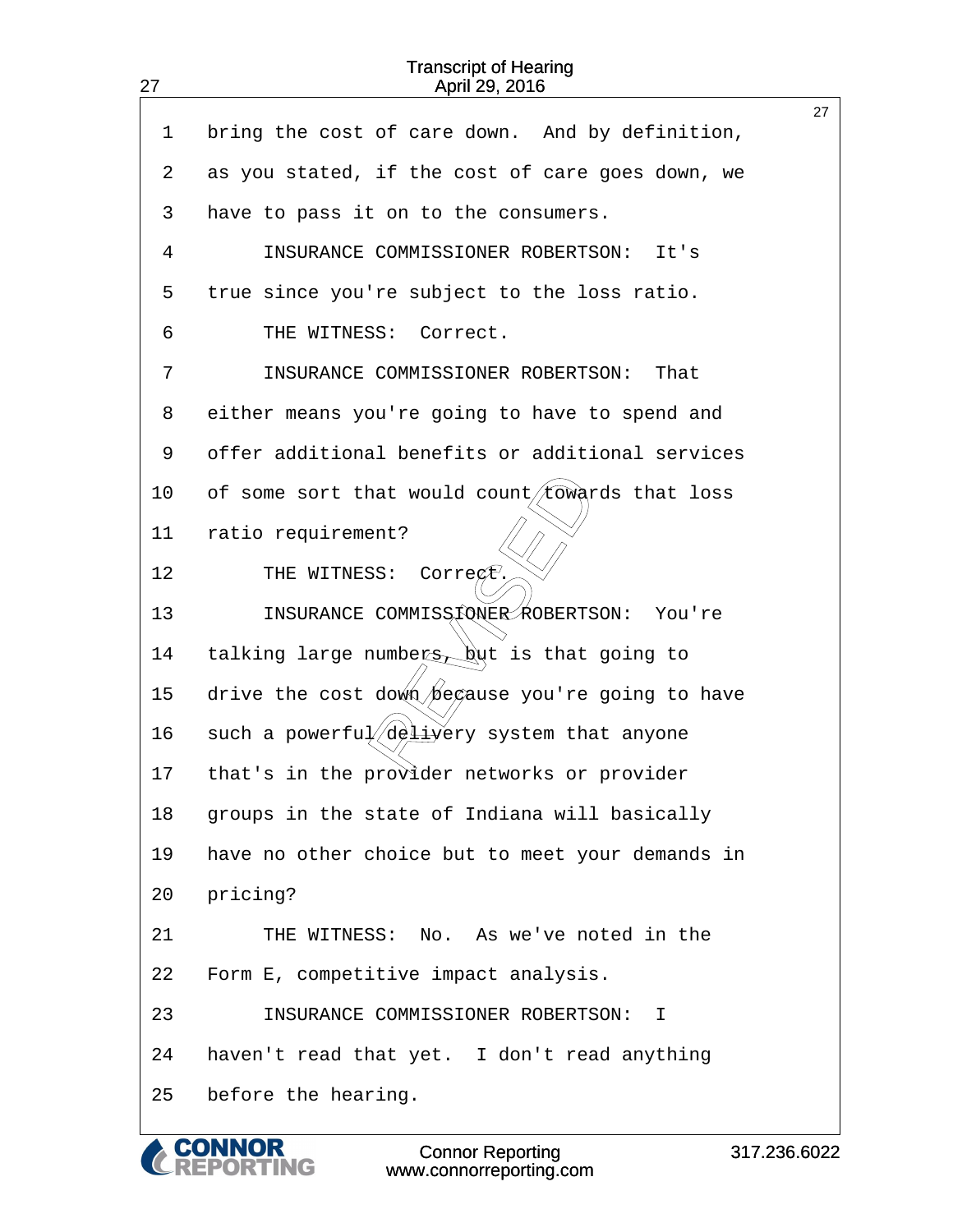1 bring the cost of care down. And by definition,

2 as you stated, if the cost of care goes down, we

3 have to pass it on to the consumers.

4 INSURANCE COMMISSIONER ROBERTSON: It's

5 true since you're subject to the loss ratio.

6 THE WITNESS: Correct.

7 INSURANCE COMMISSIONER ROBERTSON: That

8 either means you're going to have to spend and

9 offer additional benefits or additional services

10 of some sort that would count towards that loss

11 ratio requirement?

12 THE WITNESS: Correct.

13 INSURANCE COMMISSIONER ROBERTSON: You're

14 talking large numbers, but is that going to

15 drive the cost down because you're going to have

16 such a powerful delivery system that anyone

17 that's in the provider networks or provider

18 groups in the state of Indiana will basically

19 have no other choice but to meet your demands in

20 pricing?

21 THE WITNESS: No. As we've noted in the

22 Form E, competitive impact analysis.

23 INSURANCE COMMISSIONER ROBERTSON: I

24 haven't read that yet. I don't read anything

25 before the hearing.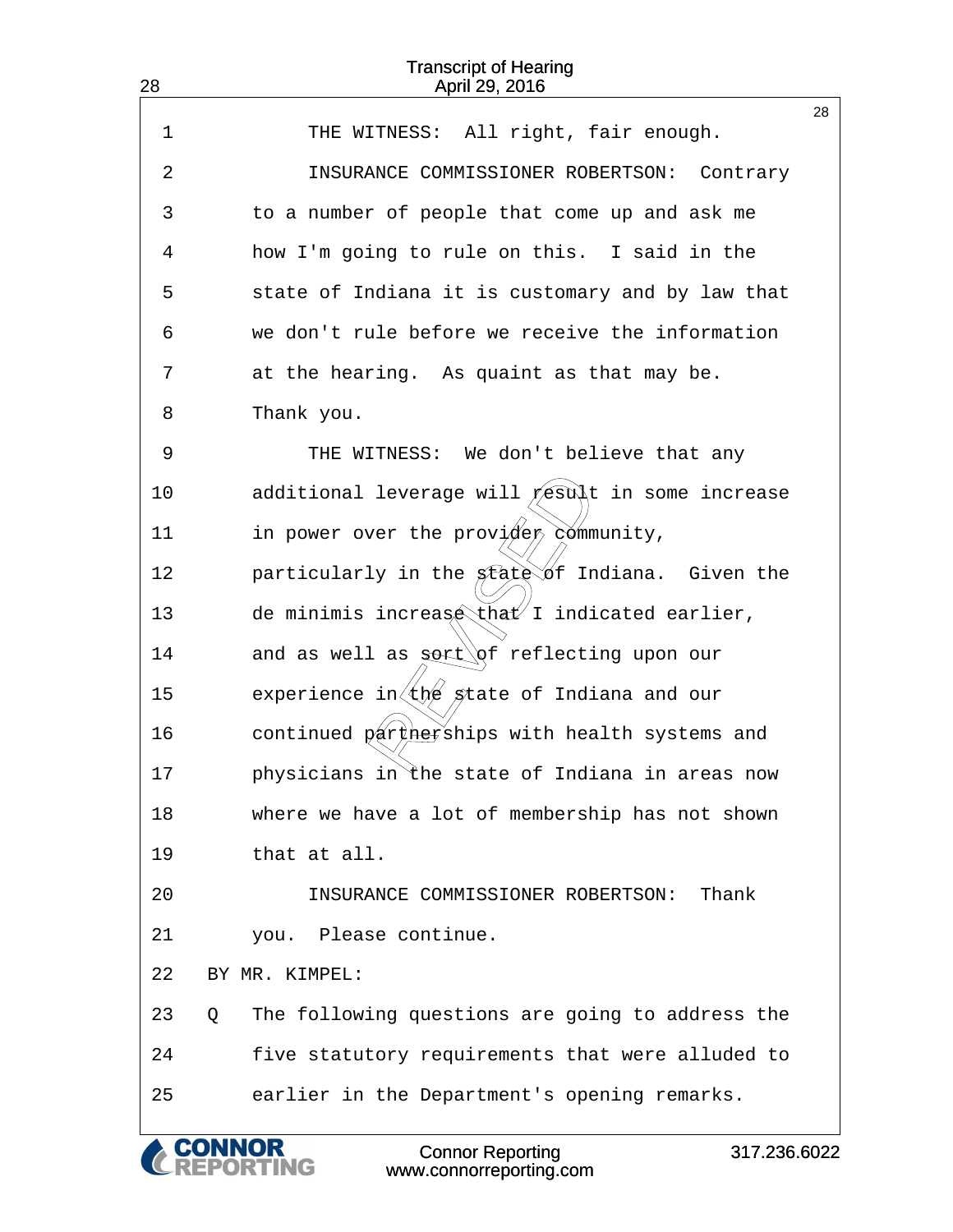1 THE WITNESS: All right, fair enough.

2 INSURANCE COMMISSIONER ROBERTSON: Contrary

3 to a number of people that come up and ask me

4 how I'm going to rule on this. I said in the

5 state of Indiana it is customary and by law that

6 we don't rule before we receive the information

7 at the hearing. As quaint as that may be.

8 Thank you.

9 THE WITNESS: We don't believe that any

10 additional leverage will result in some increase

11 in power over the provider community,

12 particularly in the state of Indiana. Given the

13 de minimis increase that I indicated earlier,

14 and as well as sort of reflecting upon our

15 experience in the state of Indiana and our

16 continued partnerships with health systems and

17 physicians in the state of Indiana in areas now

18 where we have a lot of membership has not shown

19 that at all.

20 INSURANCE COMMISSIONER ROBERTSON: Thank

21 you. Please continue.

22 BY MR. KIMPEL:

23 Q The following questions are going to address the

24 five statutory requirements that were alluded to

25 earlier in the Department's opening remarks.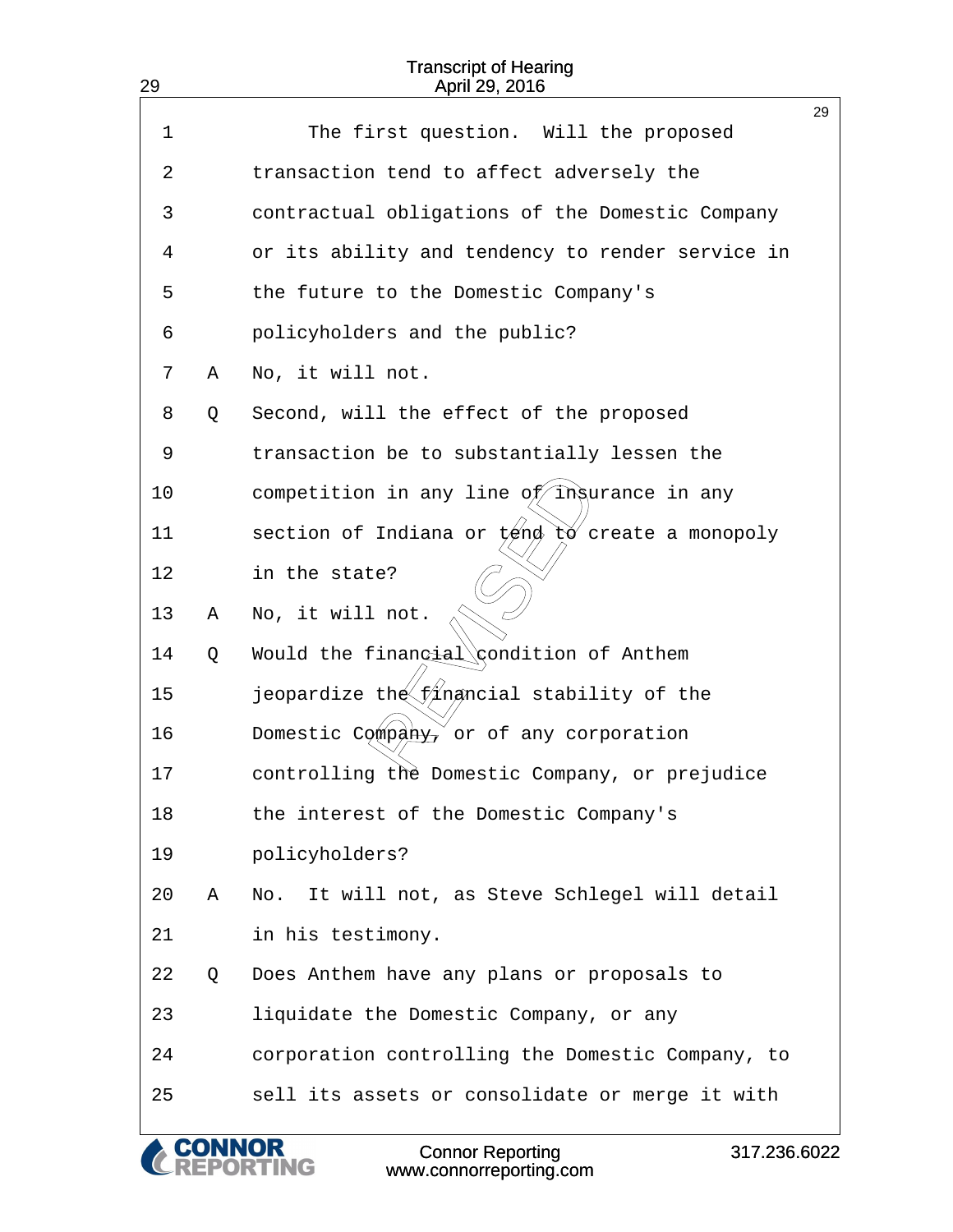1 The first question. Will the proposed
2 transaction tend to affect adversely the
3 contractual obligations of the Domestic Company
4 or its ability and tendency to render service in
5 the future to the Domestic Company's
6 policyholders and the public?
7 A No, it will not.
8 Q Second, will the effect of the proposed
9 transaction be to substantially lessen the
10 competition in any line of insurance in any
11 section of Indiana or tend to create a monopoly
12 in the state?
13 A No, it will not.
14 Q Would the financial condition of Anthem
15 jeopardize the financial stability of the
16 Domestic Company, or of any corporation
17 controlling the Domestic Company, or prejudice
18 the interest of the Domestic Company's
19 policyholders?
20 A No. It will not, as Steve Schlegel will detail
21 in his testimony.
22 Q Does Anthem have any plans or proposals to
23 liquidate the Domestic Company, or any
24 corporation controlling the Domestic Company, to
25 sell its assets or consolidate or merge it with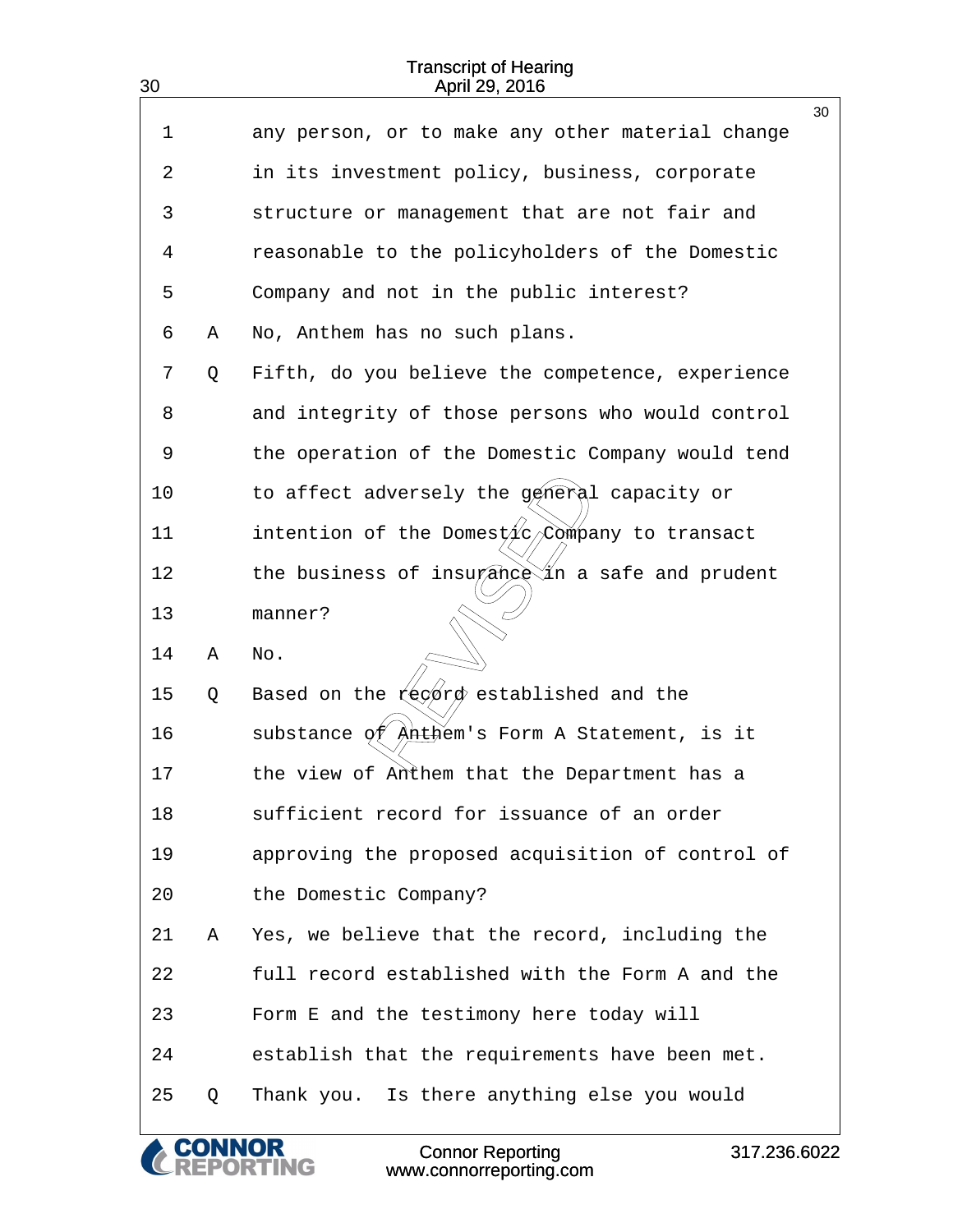1 any person, or to make any other material change
2 in its investment policy, business, corporate
3 structure or management that are not fair and
4 reasonable to the policyholders of the Domestic
5 Company and not in the public interest?
6 A No, Anthem has no such plans.
7 Q Fifth, do you believe the competence, experience
8 and integrity of those persons who would control
9 the operation of the Domestic Company would tend
10 to affect adversely the general capacity or
11 intention of the Domestic Company to transact
12 the business of insurance in a safe and prudent
13 manner?
14 A No.
15 Q Based on the record established and the
16 substance of Anthem's Form A Statement, is it
17 the view of Anthem that the Department has a
18 sufficient record for issuance of an order
19 approving the proposed acquisition of control of
20 the Domestic Company?
21 A Yes, we believe that the record, including the
22 full record established with the Form A and the
23 Form E and the testimony here today will
24 establish that the requirements have been met.
25 Q Thank you. Is there anything else you would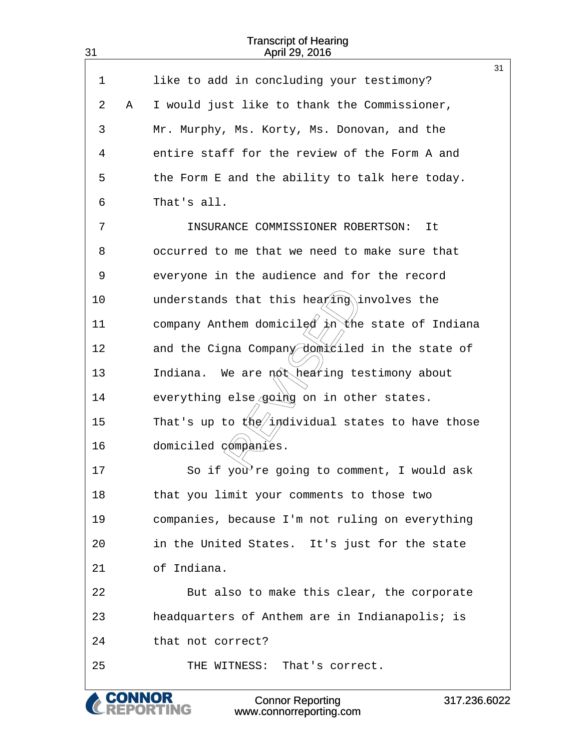1 like to add in concluding your testimony?

2 A I would just like to thank the Commissioner,

3 Mr. Murphy, Ms. Korty, Ms. Donovan, and the

4 entire staff for the review of the Form A and

5 the Form E and the ability to talk here today.

6 That's all.

7 INSURANCE COMMISSIONER ROBERTSON: It

8 occurred to me that we need to make sure that

9 everyone in the audience and for the record

10 understands that this hearing involves the

11 company Anthem domiciled in the state of Indiana

12 and the Cigna Company domiciled in the state of

13 Indiana. We are not hearing testimony about

14 everything else going on in other states.

15 That's up to the individual states to have those

16 domiciled companies.

17 So if you're going to comment, I would ask

18 that you limit your comments to those two

19 companies, because I'm not ruling on everything

20 in the United States. It's just for the state

21 of Indiana.

22 But also to make this clear, the corporate

23 headquarters of Anthem are in Indianapolis; is

24 that not correct?

25 THE WITNESS: That's correct.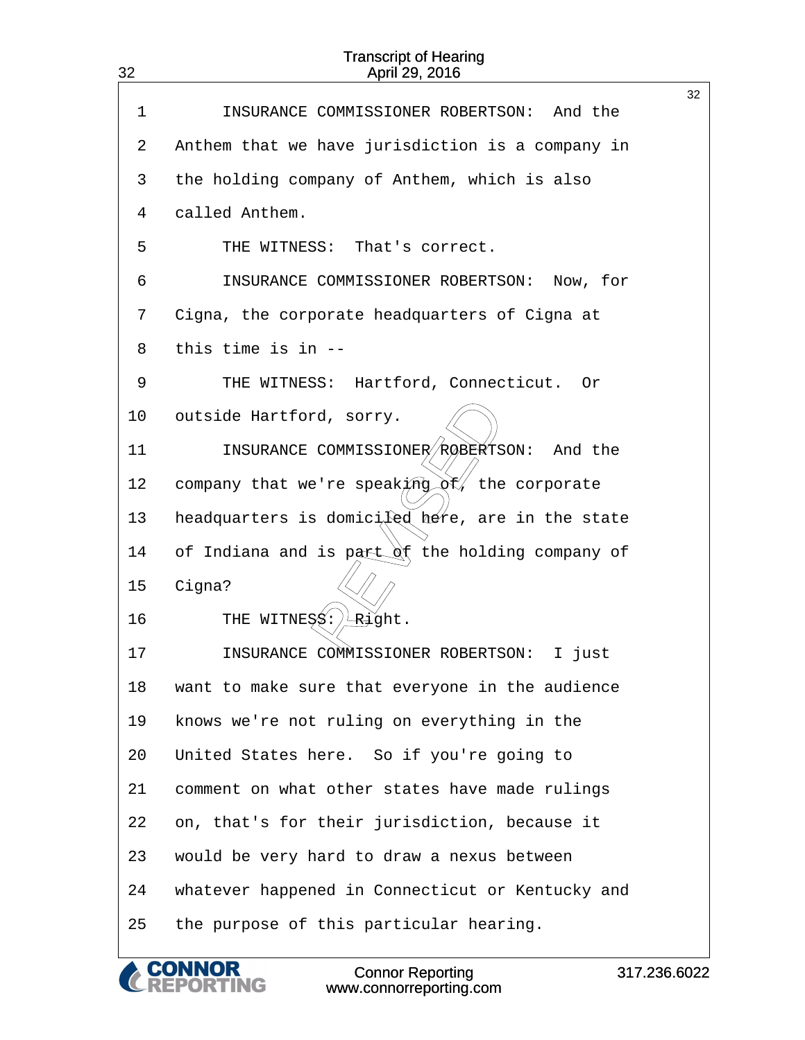1 INSURANCE COMMISSIONER ROBERTSON: And the
2 Anthem that we have jurisdiction is a company in
3 the holding company of Anthem, which is also
4 called Anthem.
5 THE WITNESS: That's correct.
6 INSURANCE COMMISSIONER ROBERTSON: Now, for
7 Cigna, the corporate headquarters of Cigna at
8 this time is in --
9 THE WITNESS: Hartford, Connecticut. Or
10 outside Hartford, sorry.
11 INSURANCE COMMISSIONER ROBERTSON: And the
12 company that we're speaking of, the corporate
13 headquarters is domiciled here, are in the state
14 of Indiana and is part of the holding company of
15 Cigna?
16 THE WITNESS: Right.
17 INSURANCE COMMISSIONER ROBERTSON: I just
18 want to make sure that everyone in the audience
19 knows we're not ruling on everything in the
20 United States here. So if you're going to
21 comment on what other states have made rulings
22 on, that's for their jurisdiction, because it
23 would be very hard to draw a nexus between
24 whatever happened in Connecticut or Kentucky and
25 the purpose of this particular hearing.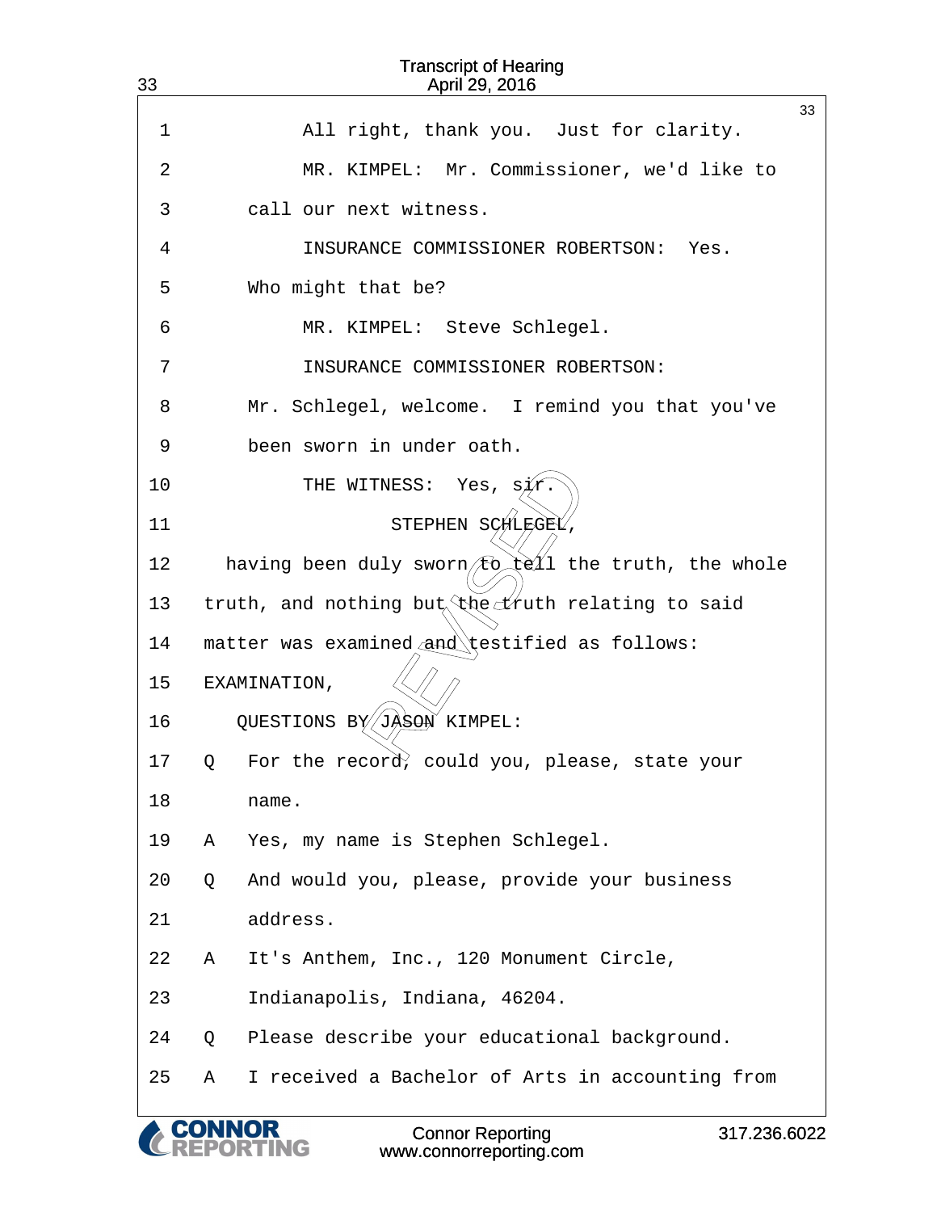All right, thank you. Just for clarity.

MR. KIMPEL: Mr. Commissioner, we'd like to call our next witness.

INSURANCE COMMISSIONER ROBERTSON: Yes. Who might that be?

MR. KIMPEL: Steve Schlegel.

INSURANCE COMMISSIONER ROBERTSON: Mr. Schlegel, welcome. I remind you that you've been sworn in under oath.

THE WITNESS: Yes, sir.

STEPHEN SCHLEGEL,

having been duly sworn to tell the truth, the whole truth, and nothing but the truth relating to said matter was examined and testified as follows:

EXAMINATION,

QUESTIONS BY JASON KIMPEL:

Q For the record, could you, please, state your name.

A Yes, my name is Stephen Schlegel.

Q And would you, please, provide your business address.

A It's Anthem, Inc., 120 Monument Circle, Indianapolis, Indiana, 46204.

Q Please describe your educational background.

A I received a Bachelor of Arts in accounting from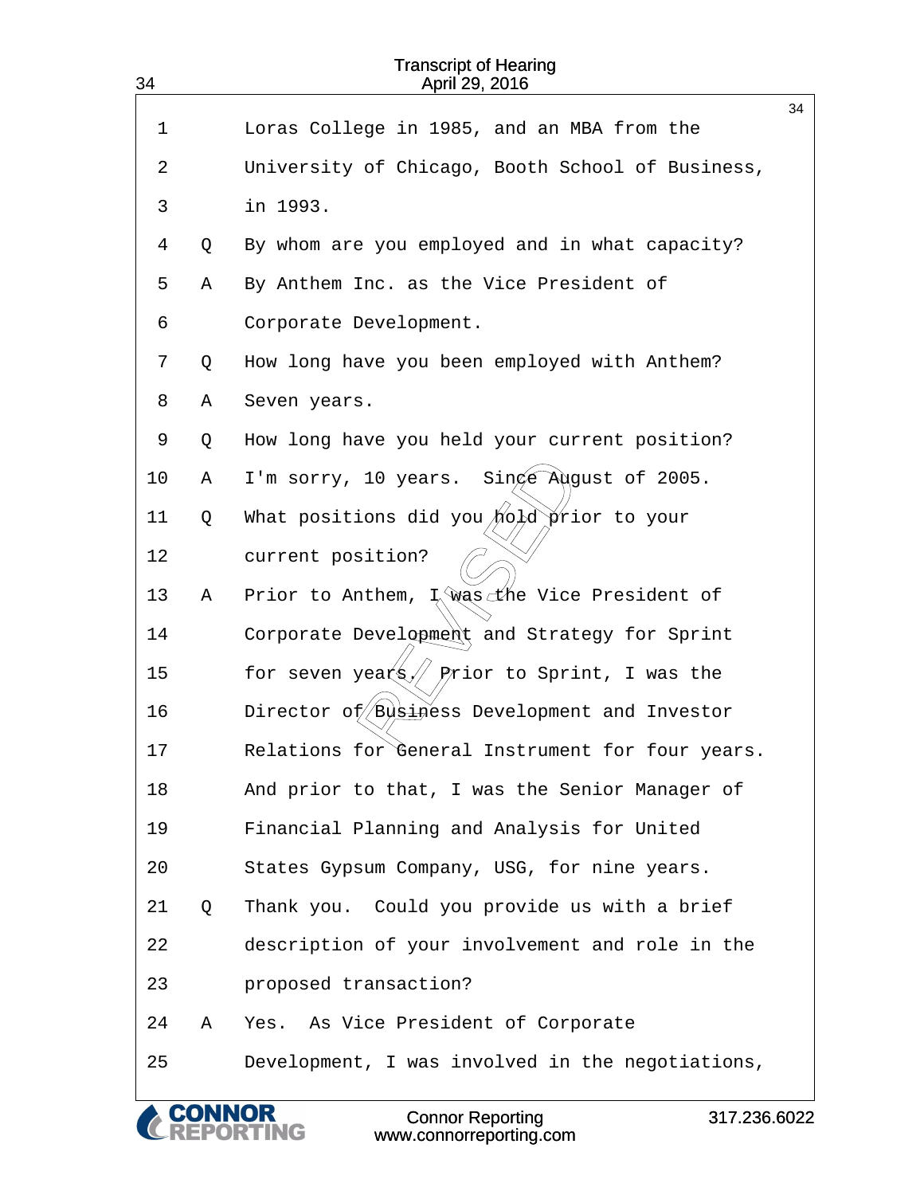1 Loras College in 1985, and an MBA from the

2 University of Chicago, Booth School of Business,

3 in 1993.

4 Q By whom are you employed and in what capacity?

5 A By Anthem Inc. as the Vice President of

6 Corporate Development.

7 Q How long have you been employed with Anthem?

8 A Seven years.

9 Q How long have you held your current position?

10 A I'm sorry, 10 years. Since August of 2005.

11 Q What positions did you hold prior to your

12 current position?

13 A Prior to Anthem, I was the Vice President of

14 Corporate Development and Strategy for Sprint

15 for seven years. Prior to Sprint, I was the

16 Director of Business Development and Investor

17 Relations for General Instrument for four years.

18 And prior to that, I was the Senior Manager of

19 Financial Planning and Analysis for United

20 States Gypsum Company, USG, for nine years.

21 Q Thank you. Could you provide us with a brief

22 description of your involvement and role in the

23 proposed transaction?

24 A Yes. As Vice President of Corporate

25 Development, I was involved in the negotiations,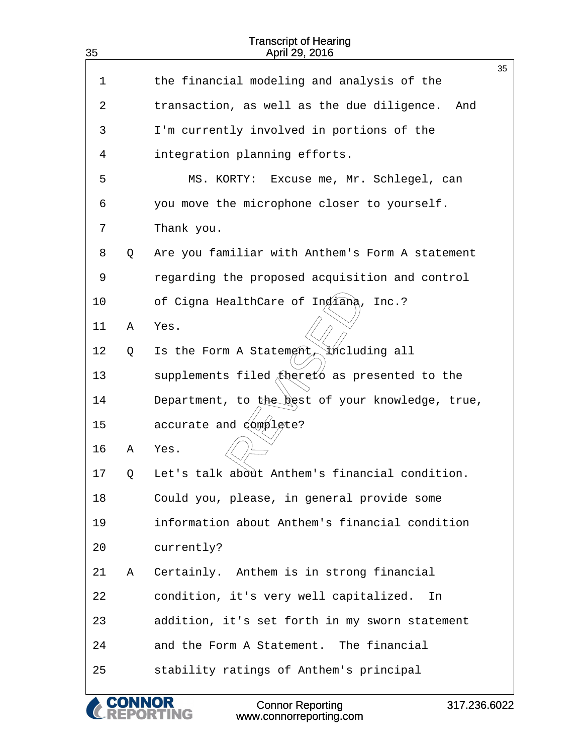1 the financial modeling and analysis of the
2 transaction, as well as the due diligence. And
3 I'm currently involved in portions of the
4 integration planning efforts.
5 MS. KORTY: Excuse me, Mr. Schlegel, can
6 you move the microphone closer to yourself.
7 Thank you.
8 Q Are you familiar with Anthem's Form A statement
9 regarding the proposed acquisition and control
10 of Cigna HealthCare of Indiana, Inc.?
11 A Yes.
12 Q Is the Form A Statement, including all
13 supplements filed thereto as presented to the
14 Department, to the best of your knowledge, true,
15 accurate and complete?
16 A Yes.
17 Q Let's talk about Anthem's financial condition.
18 Could you, please, in general provide some
19 information about Anthem's financial condition
20 currently?
21 A Certainly. Anthem is in strong financial
22 condition, it's very well capitalized. In
23 addition, it's set forth in my sworn statement
24 and the Form A Statement. The financial
25 stability ratings of Anthem's principal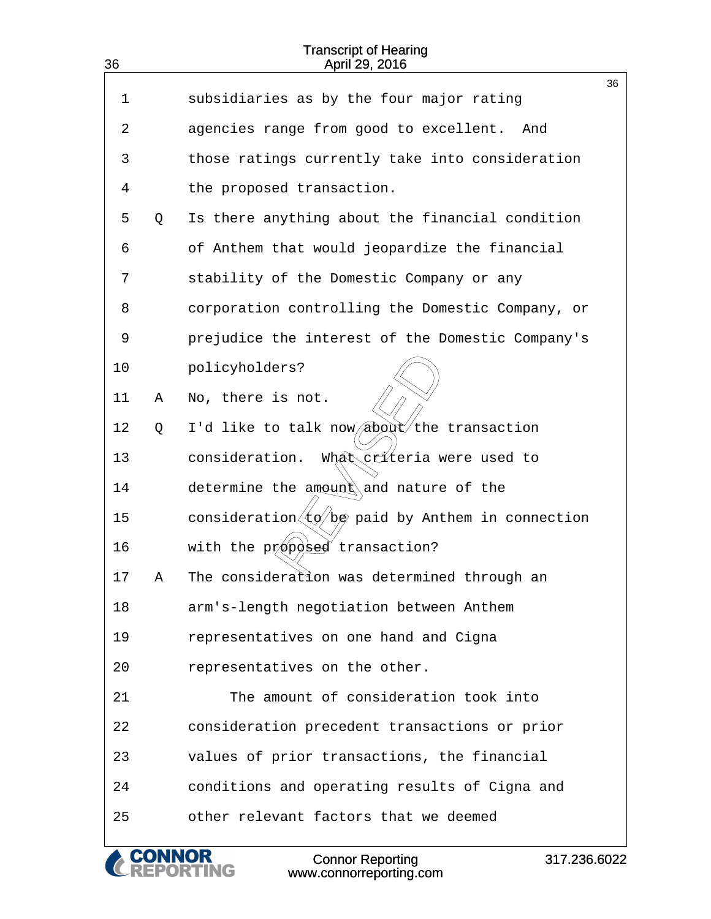1 subsidiaries as by the four major rating

2 agencies range from good to excellent. And

3 those ratings currently take into consideration

4 the proposed transaction.

5 Q Is there anything about the financial condition

6 of Anthem that would jeopardize the financial

7 stability of the Domestic Company or any

8 corporation controlling the Domestic Company, or

9 prejudice the interest of the Domestic Company's

10 policyholders?

11 A No, there is not.

12 Q I'd like to talk now about the transaction

13 consideration. What criteria were used to

14 determine the amount and nature of the

15 consideration to be paid by Anthem in connection

16 with the proposed transaction?

17 A The consideration was determined through an

18 arm's-length negotiation between Anthem

19 representatives on one hand and Cigna

20 representatives on the other.

21 The amount of consideration took into

22 consideration precedent transactions or prior

23 values of prior transactions, the financial

24 conditions and operating results of Cigna and

25 other relevant factors that we deemed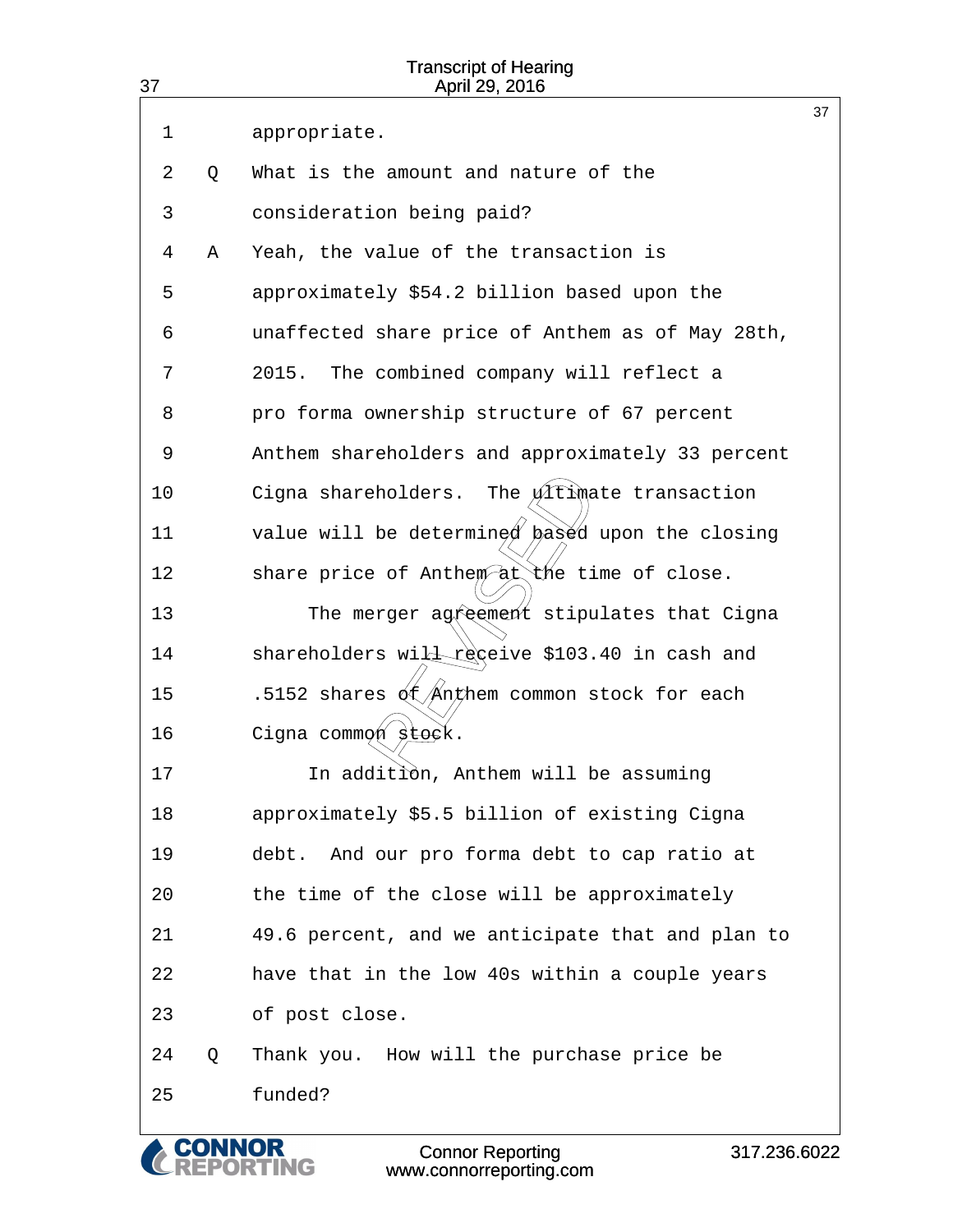1 appropriate.

2 Q What is the amount and nature of the

3 consideration being paid?

4 A Yeah, the value of the transaction is

5 approximately $54.2 billion based upon the

6 unaffected share price of Anthem as of May 28th,

7 2015. The combined company will reflect a

8 pro forma ownership structure of 67 percent

9 Anthem shareholders and approximately 33 percent

10 Cigna shareholders. The ultimate transaction

11 value will be determined based upon the closing

12 share price of Anthem at the time of close.

13 The merger agreement stipulates that Cigna

14 shareholders will receive $103.40 in cash and

15 .5152 shares of Anthem common stock for each

16 Cigna common stock.

17 In addition, Anthem will be assuming

18 approximately $5.5 billion of existing Cigna

19 debt. And our pro forma debt to cap ratio at

20 the time of the close will be approximately

21 49.6 percent, and we anticipate that and plan to

22 have that in the low 40s within a couple years

23 of post close.

24 Q Thank you. How will the purchase price be

25 funded?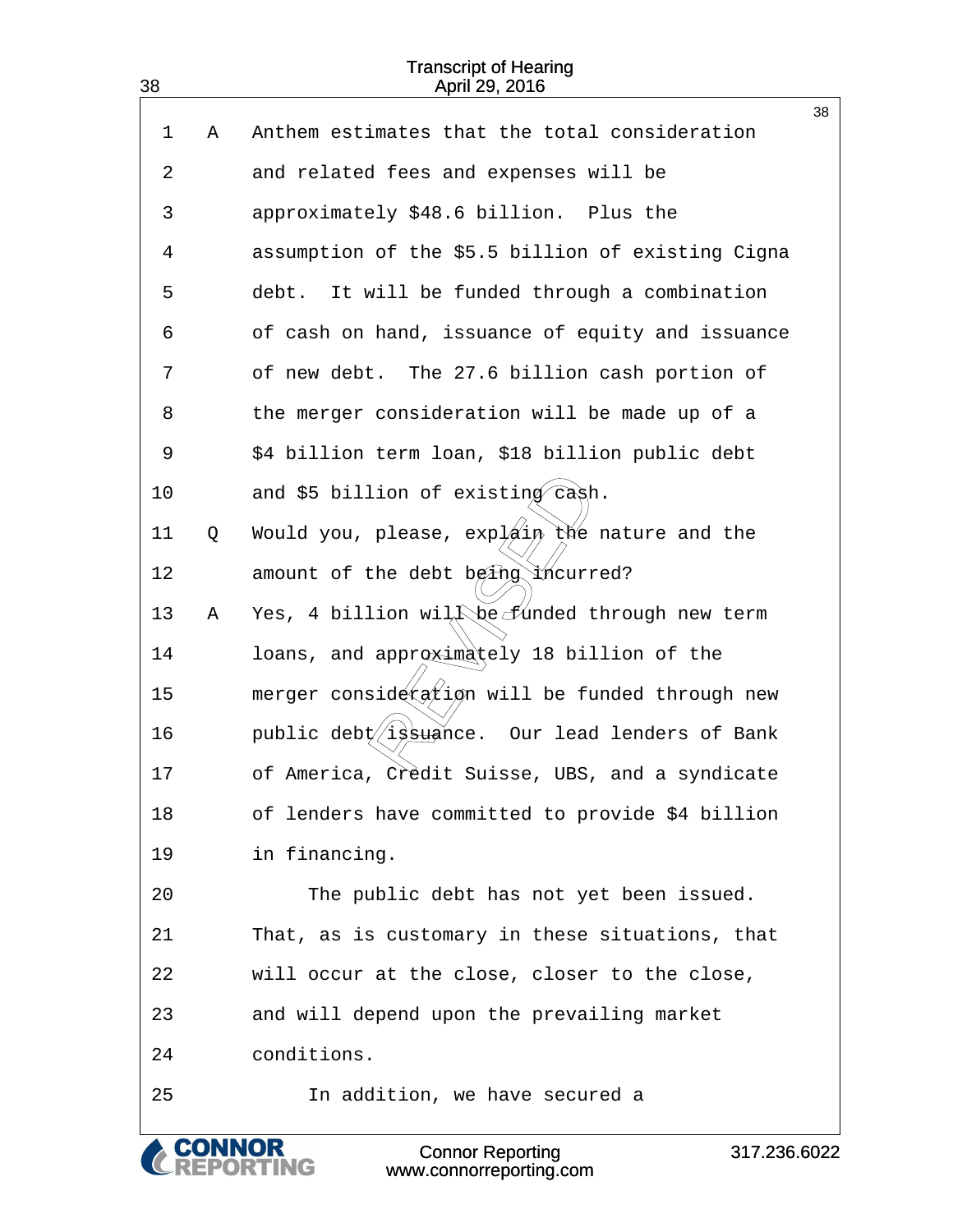1 A Anthem estimates that the total consideration
2 and related fees and expenses will be
3 approximately $48.6 billion. Plus the
4 assumption of the $5.5 billion of existing Cigna
5 debt. It will be funded through a combination
6 of cash on hand, issuance of equity and issuance
7 of new debt. The 27.6 billion cash portion of
8 the merger consideration will be made up of a
9 $4 billion term loan, $18 billion public debt
10 and $5 billion of existing cash.
11 Q Would you, please, explain the nature and the
12 amount of the debt being incurred?
13 A Yes, 4 billion will be funded through new term
14 loans, and approximately 18 billion of the
15 merger consideration will be funded through new
16 public debt issuance. Our lead lenders of Bank
17 of America, Credit Suisse, UBS, and a syndicate
18 of lenders have committed to provide $4 billion
19 in financing.
20 The public debt has not yet been issued.
21 That, as is customary in these situations, that
22 will occur at the close, closer to the close,
23 and will depend upon the prevailing market
24 conditions.
25 In addition, we have secured a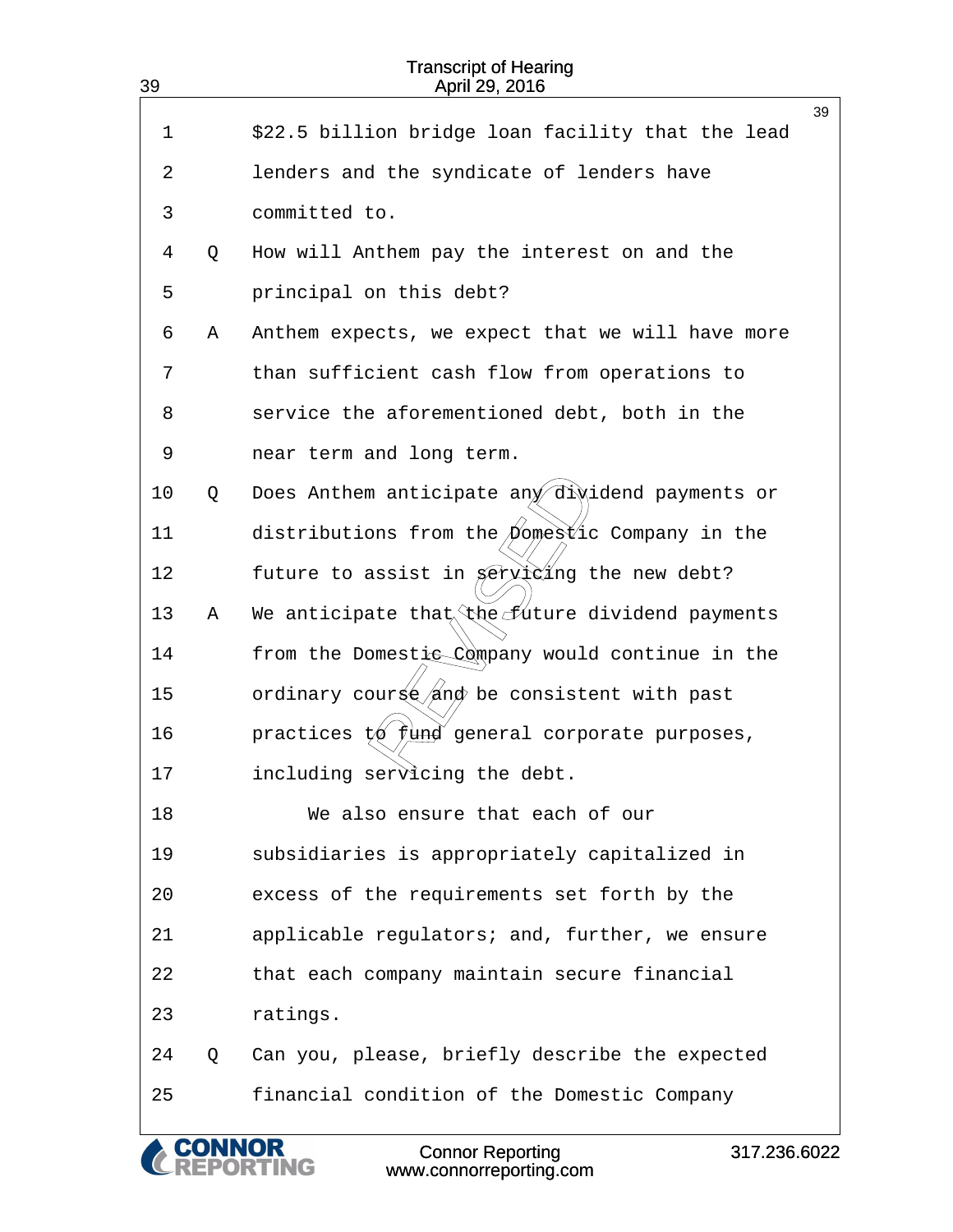1 $22.5 billion bridge loan facility that the lead
2 lenders and the syndicate of lenders have
3 committed to.

4 Q How will Anthem pay the interest on and the
5 principal on this debt?

6 A Anthem expects, we expect that we will have more
7 than sufficient cash flow from operations to
8 service the aforementioned debt, both in the
9 near term and long term.

10 Q Does Anthem anticipate any dividend payments or
11 distributions from the Domestic Company in the
12 future to assist in servicing the new debt?

13 A We anticipate that the future dividend payments
14 from the Domestic Company would continue in the
15 ordinary course and be consistent with past
16 practices to fund general corporate purposes,
17 including servicing the debt.

18 We also ensure that each of our
19 subsidiaries is appropriately capitalized in
20 excess of the requirements set forth by the
21 applicable regulators; and, further, we ensure
22 that each company maintain secure financial
23 ratings.

24 Q Can you, please, briefly describe the expected
25 financial condition of the Domestic Company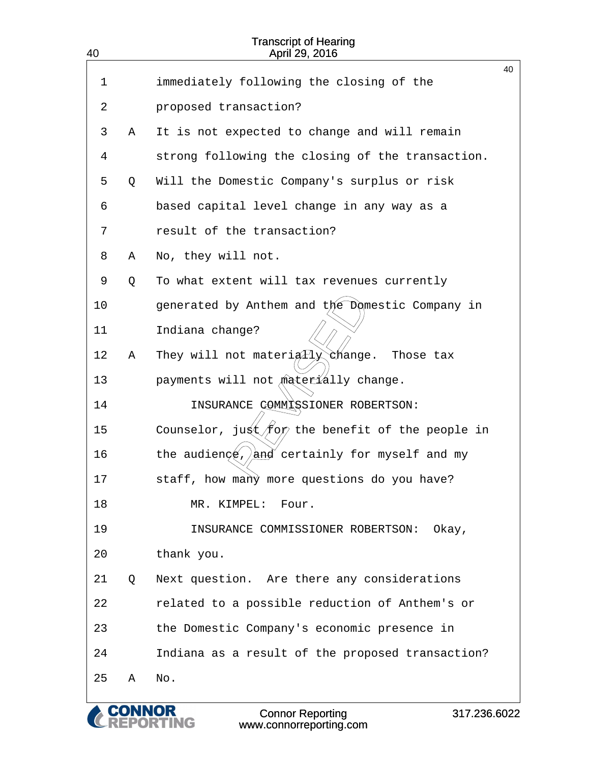1 immediately following the closing of the
2 proposed transaction?
3 A It is not expected to change and will remain
4 strong following the closing of the transaction.
5 Q Will the Domestic Company's surplus or risk
6 based capital level change in any way as a
7 result of the transaction?
8 A No, they will not.
9 Q To what extent will tax revenues currently
10 generated by Anthem and the Domestic Company in
11 Indiana change?
12 A They will not materially change. Those tax
13 payments will not materially change.
14 INSURANCE COMMISSIONER ROBERTSON:
15 Counselor, just for the benefit of the people in
16 the audience, and certainly for myself and my
17 staff, how many more questions do you have?
18 MR. KIMPEL: Four.
19 INSURANCE COMMISSIONER ROBERTSON: Okay,
20 thank you.
21 Q Next question. Are there any considerations
22 related to a possible reduction of Anthem's or
23 the Domestic Company's economic presence in
24 Indiana as a result of the proposed transaction?
25 A No.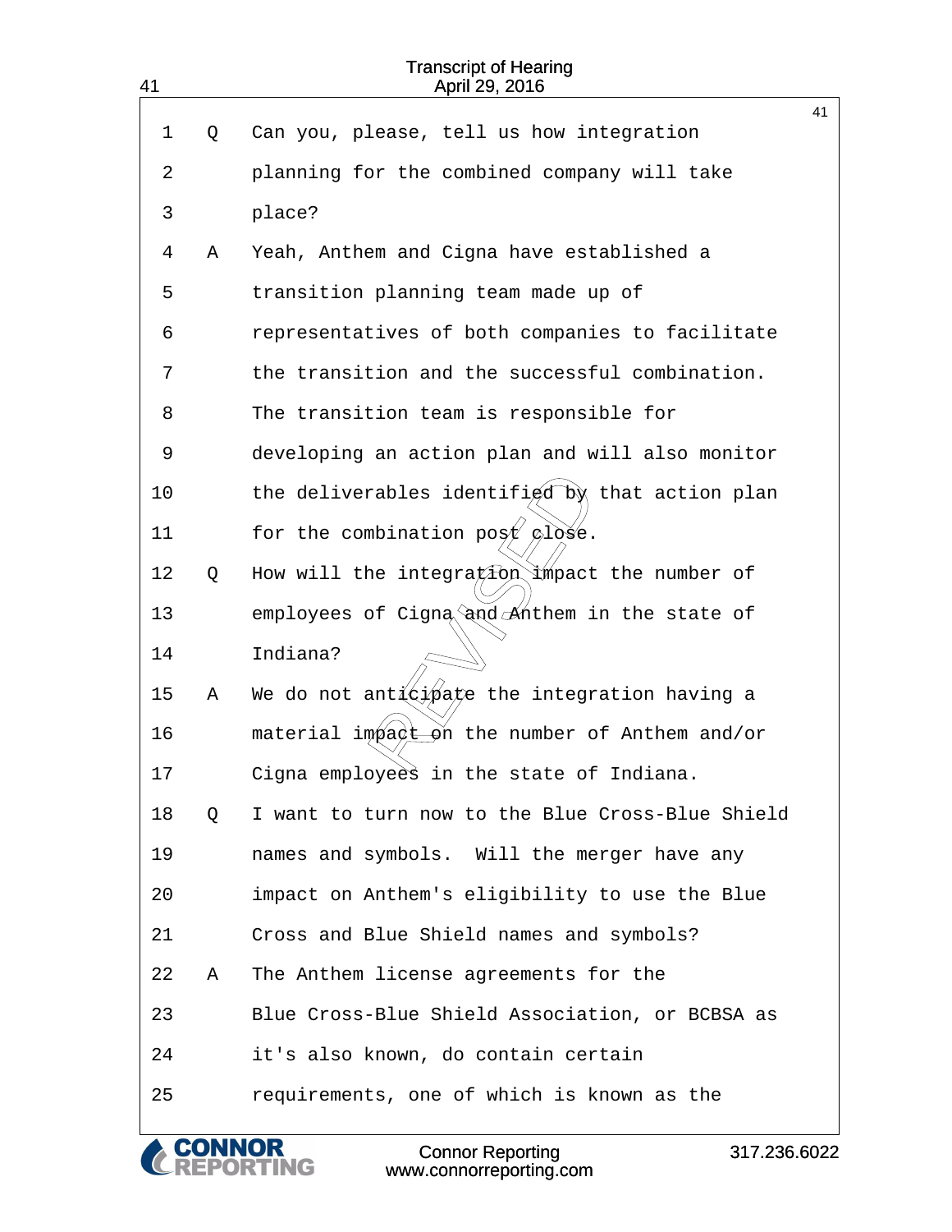1 Q Can you, please, tell us how integration
2 planning for the combined company will take
3 place?
4 A Yeah, Anthem and Cigna have established a
5 transition planning team made up of
6 representatives of both companies to facilitate
7 the transition and the successful combination.
8 The transition team is responsible for
9 developing an action plan and will also monitor
10 the deliverables identified by that action plan
11 for the combination post close.
12 Q How will the integration impact the number of
13 employees of Cigna and Anthem in the state of
14 Indiana?
15 A We do not anticipate the integration having a
16 material impact on the number of Anthem and/or
17 Cigna employees in the state of Indiana.
18 Q I want to turn now to the Blue Cross-Blue Shield
19 names and symbols. Will the merger have any
20 impact on Anthem's eligibility to use the Blue
21 Cross and Blue Shield names and symbols?
22 A The Anthem license agreements for the
23 Blue Cross-Blue Shield Association, or BCBSA as
24 it's also known, do contain certain
25 requirements, one of which is known as the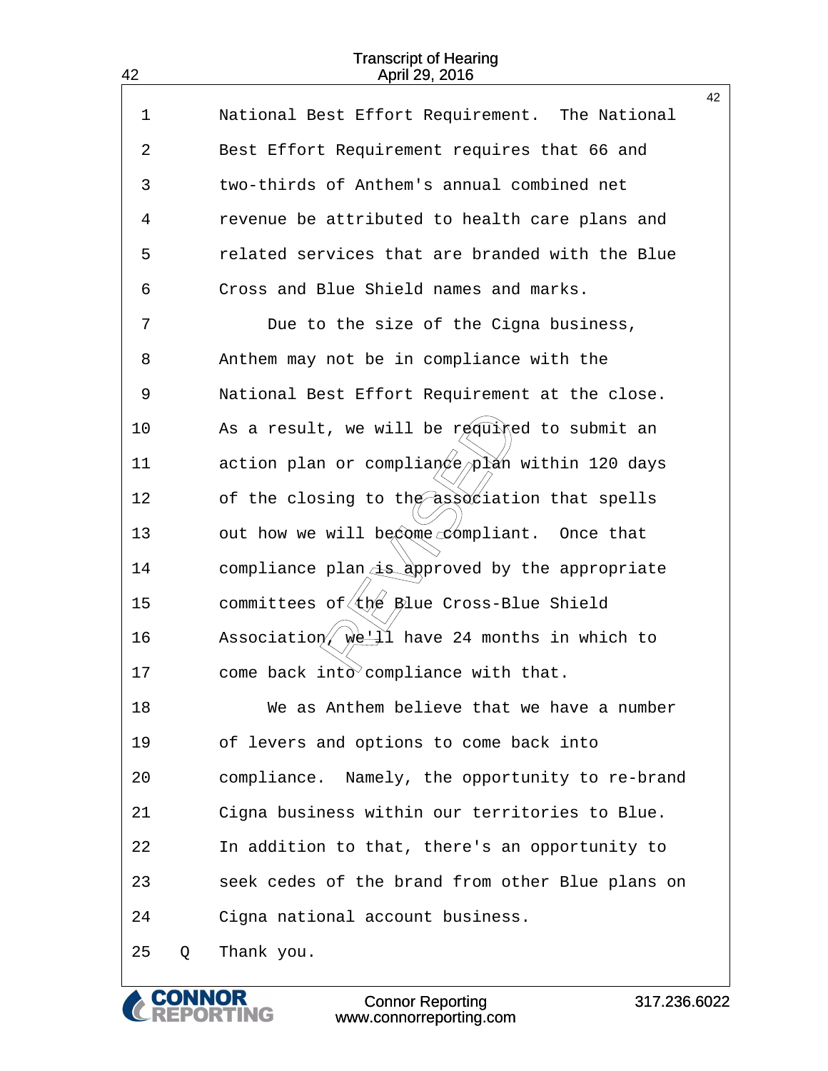National Best Effort Requirement. The National Best Effort Requirement requires that 66 and two-thirds of Anthem's annual combined net revenue be attributed to health care plans and related services that are branded with the Blue Cross and Blue Shield names and marks.

Due to the size of the Cigna business, Anthem may not be in compliance with the National Best Effort Requirement at the close. As a result, we will be required to submit an action plan or compliance plan within 120 days of the closing to the association that spells out how we will become compliant. Once that compliance plan is approved by the appropriate committees of the Blue Cross-Blue Shield Association, we'll have 24 months in which to come back into compliance with that.

We as Anthem believe that we have a number of levers and options to come back into compliance. Namely, the opportunity to re-brand Cigna business within our territories to Blue. In addition to that, there's an opportunity to seek cedes of the brand from other Blue plans on Cigna national account business.

Q Thank you.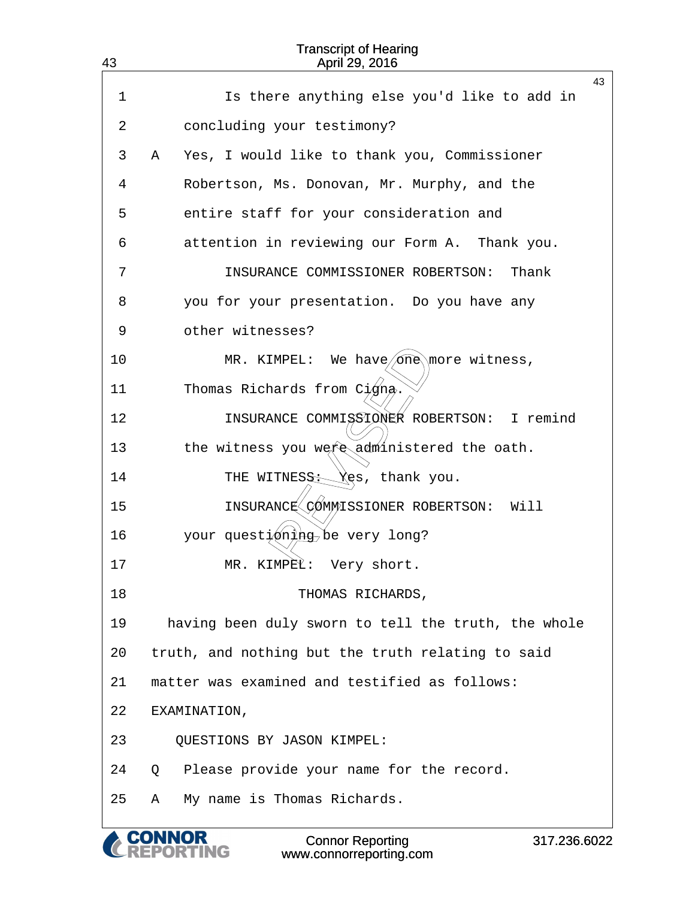1 Is there anything else you'd like to add in
2 concluding your testimony?
3 A Yes, I would like to thank you, Commissioner
4 Robertson, Ms. Donovan, Mr. Murphy, and the
5 entire staff for your consideration and
6 attention in reviewing our Form A. Thank you.
7 INSURANCE COMMISSIONER ROBERTSON: Thank
8 you for your presentation. Do you have any
9 other witnesses?
10 MR. KIMPEL: We have one more witness,
11 Thomas Richards from Cigna.
12 INSURANCE COMMISSIONER ROBERTSON: I remind
13 the witness you were administered the oath.
14 THE WITNESS: Yes, thank you.
15 INSURANCE COMMISSIONER ROBERTSON: Will
16 your questioning be very long?
17 MR. KIMPEL: Very short.
18 THOMAS RICHARDS,
19 having been duly sworn to tell the truth, the whole
20 truth, and nothing but the truth relating to said
21 matter was examined and testified as follows:
22 EXAMINATION,
23 QUESTIONS BY JASON KIMPEL:
24 Q Please provide your name for the record.
25 A My name is Thomas Richards.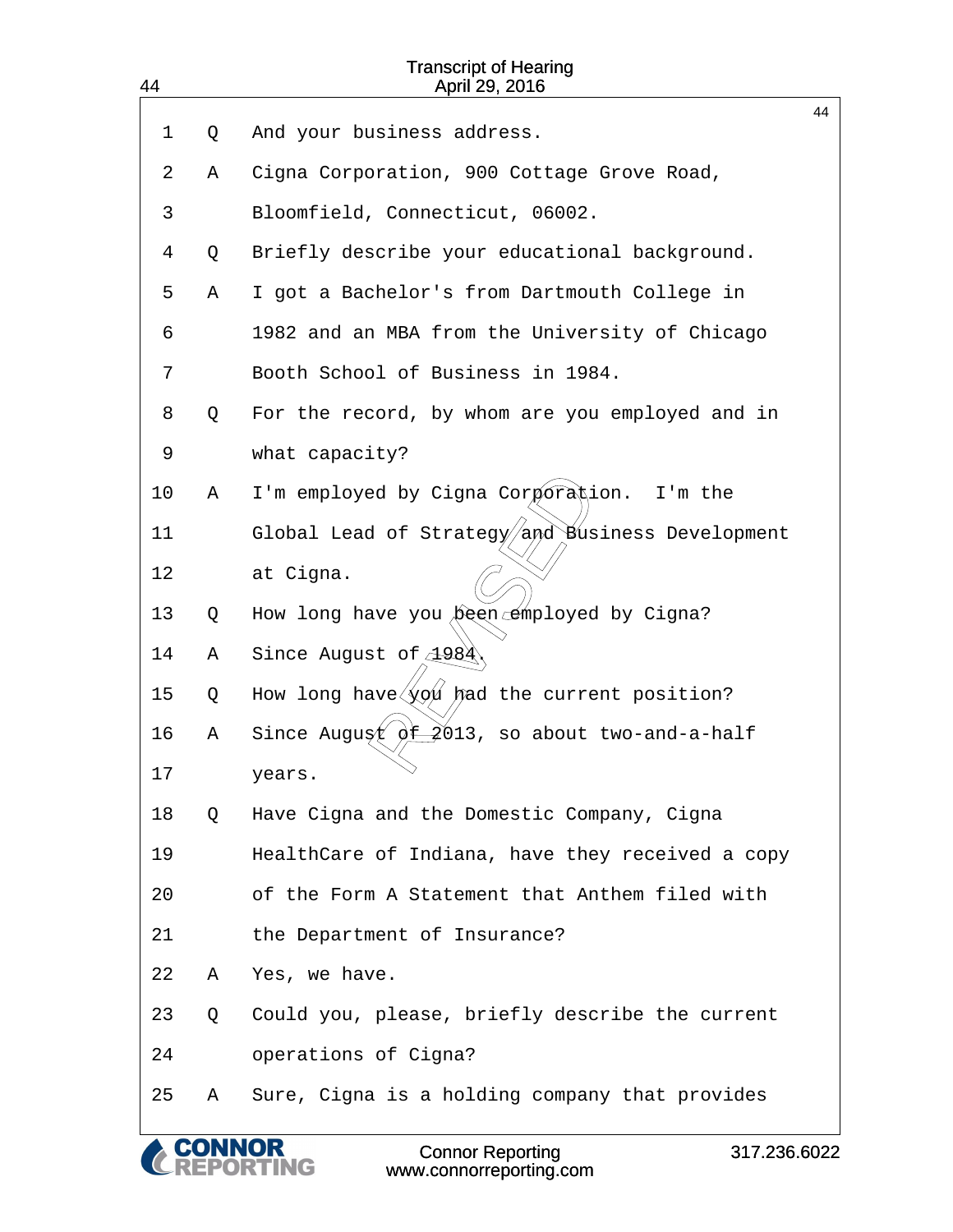1 Q And your business address.

2 A Cigna Corporation, 900 Cottage Grove Road,

3 Bloomfield, Connecticut, 06002.

4 Q Briefly describe your educational background.

5 A I got a Bachelor's from Dartmouth College in

6 1982 and an MBA from the University of Chicago

7 Booth School of Business in 1984.

8 Q For the record, by whom are you employed and in

9 what capacity?

10 A I'm employed by Cigna Corporation. I'm the

11 Global Lead of Strategy and Business Development

12 at Cigna.

13 Q How long have you been employed by Cigna?

14 A Since August of 1984.

15 Q How long have you had the current position?

16 A Since August of 2013, so about two-and-a-half

17 years.

18 Q Have Cigna and the Domestic Company, Cigna

19 HealthCare of Indiana, have they received a copy

20 of the Form A Statement that Anthem filed with

21 the Department of Insurance?

22 A Yes, we have.

23 Q Could you, please, briefly describe the current

24 operations of Cigna?

25 A Sure, Cigna is a holding company that provides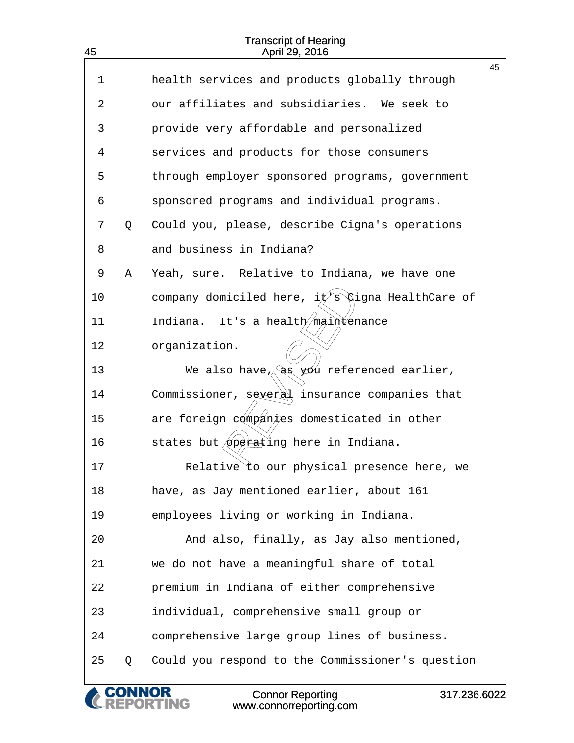1 health services and products globally through
2 our affiliates and subsidiaries. We seek to
3 provide very affordable and personalized
4 services and products for those consumers
5 through employer sponsored programs, government
6 sponsored programs and individual programs.
7 Q Could you, please, describe Cigna's operations
8 and business in Indiana?
9 A Yeah, sure. Relative to Indiana, we have one
10 company domiciled here, it's Cigna HealthCare of
11 Indiana. It's a health maintenance
12 organization.
13 We also have, as you referenced earlier,
14 Commissioner, several insurance companies that
15 are foreign companies domesticated in other
16 states but operating here in Indiana.
17 Relative to our physical presence here, we
18 have, as Jay mentioned earlier, about 161
19 employees living or working in Indiana.
20 And also, finally, as Jay also mentioned,
21 we do not have a meaningful share of total
22 premium in Indiana of either comprehensive
23 individual, comprehensive small group or
24 comprehensive large group lines of business.
25 Q Could you respond to the Commissioner's question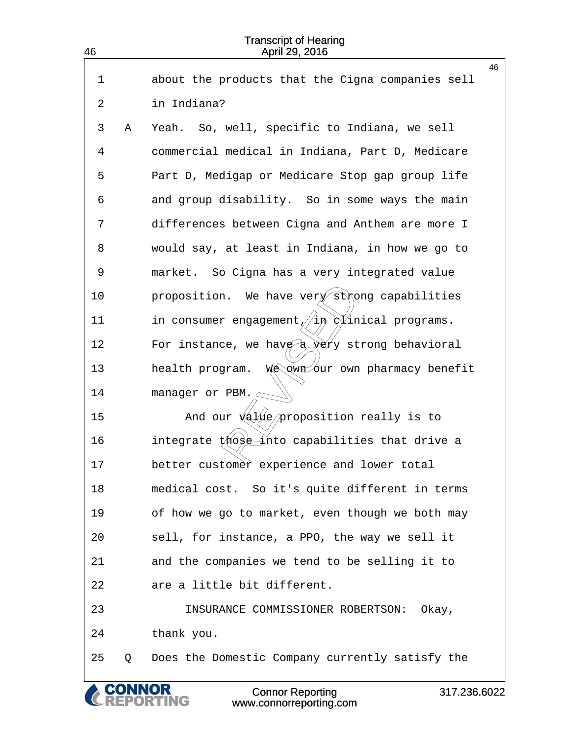1 about the products that the Cigna companies sell

2 in Indiana?

3 A Yeah. So, well, specific to Indiana, we sell

4 commercial medical in Indiana, Part D, Medicare

5 Part D, Medigap or Medicare Stop gap group life

6 and group disability. So in some ways the main

7 differences between Cigna and Anthem are more I

8 would say, at least in Indiana, in how we go to

9 market. So Cigna has a very integrated value

10 proposition. We have very strong capabilities

11 in consumer engagement, in clinical programs.

12 For instance, we have a very strong behavioral

13 health program. We own our own pharmacy benefit

14 manager or PBM.

15 And our value proposition really is to

16 integrate those into capabilities that drive a

17 better customer experience and lower total

18 medical cost. So it's quite different in terms

19 of how we go to market, even though we both may

20 sell, for instance, a PPO, the way we sell it

21 and the companies we tend to be selling it to

22 are a little bit different.

23 INSURANCE COMMISSIONER ROBERTSON: Okay,

24 thank you.

25 Q Does the Domestic Company currently satisfy the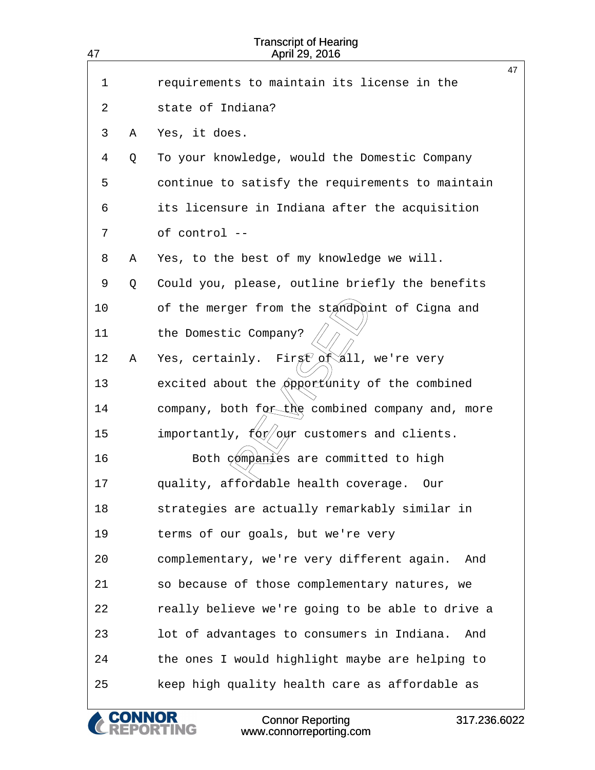1 requirements to maintain its license in the

2 state of Indiana?

3 A Yes, it does.

4 Q To your knowledge, would the Domestic Company

5 continue to satisfy the requirements to maintain

6 its licensure in Indiana after the acquisition

7 of control --

8 A Yes, to the best of my knowledge we will.

9 Q Could you, please, outline briefly the benefits

10 of the merger from the standpoint of Cigna and

11 the Domestic Company?

12 A Yes, certainly. First of all, we're very

13 excited about the opportunity of the combined

14 company, both for the combined company and, more

15 importantly, for our customers and clients.

16 Both companies are committed to high

17 quality, affordable health coverage. Our

18 strategies are actually remarkably similar in

19 terms of our goals, but we're very

20 complementary, we're very different again. And

21 so because of those complementary natures, we

22 really believe we're going to be able to drive a

23 lot of advantages to consumers in Indiana. And

24 the ones I would highlight maybe are helping to

25 keep high quality health care as affordable as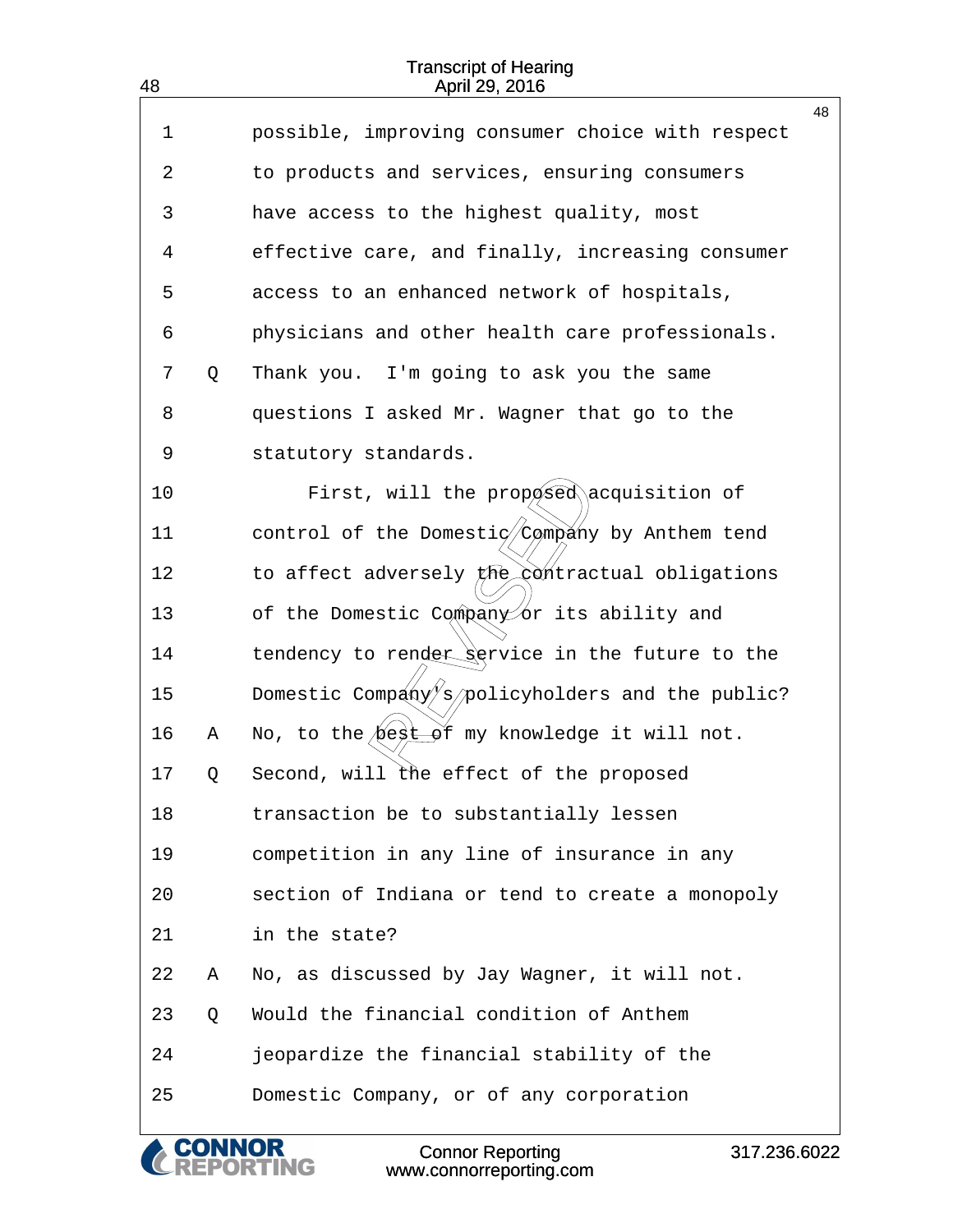1 possible, improving consumer choice with respect
2 to products and services, ensuring consumers
3 have access to the highest quality, most
4 effective care, and finally, increasing consumer
5 access to an enhanced network of hospitals,
6 physicians and other health care professionals.
7 Q Thank you. I'm going to ask you the same
8 questions I asked Mr. Wagner that go to the
9 statutory standards.
10 First, will the proposed acquisition of
11 control of the Domestic Company by Anthem tend
12 to affect adversely the contractual obligations
13 of the Domestic Company or its ability and
14 tendency to render service in the future to the
15 Domestic Company's policyholders and the public?
16 A No, to the best of my knowledge it will not.
17 Q Second, will the effect of the proposed
18 transaction be to substantially lessen
19 competition in any line of insurance in any
20 section of Indiana or tend to create a monopoly
21 in the state?
22 A No, as discussed by Jay Wagner, it will not.
23 Q Would the financial condition of Anthem
24 jeopardize the financial stability of the
25 Domestic Company, or of any corporation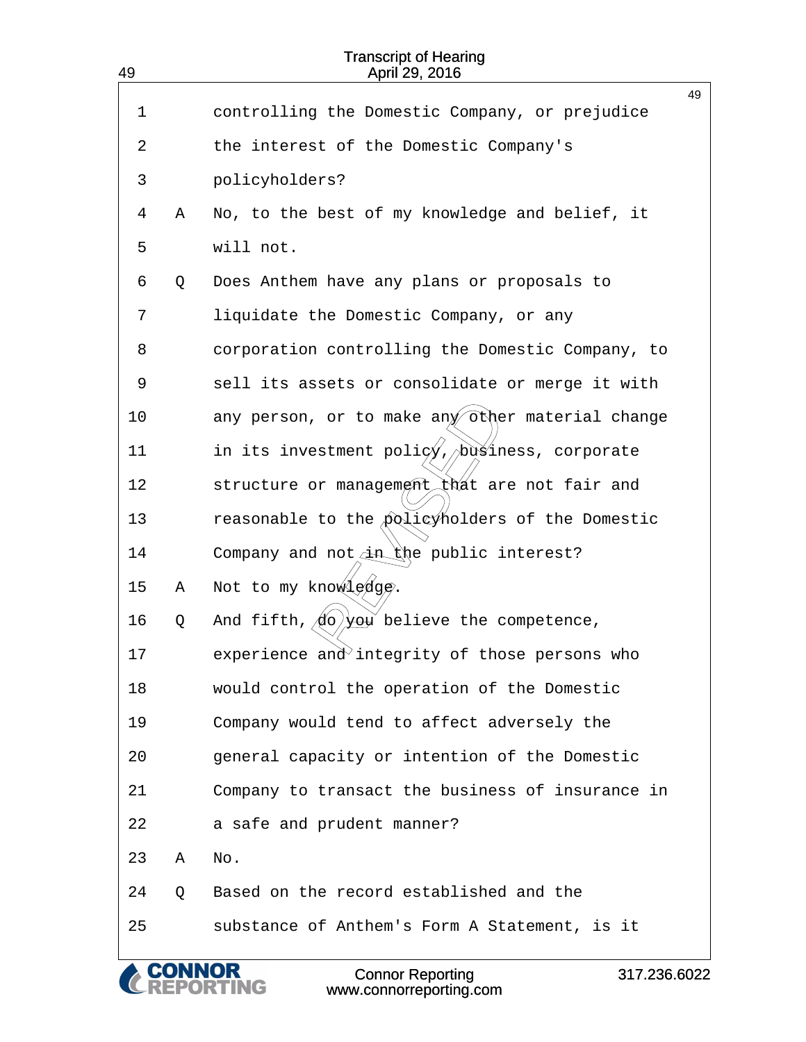1 controlling the Domestic Company, or prejudice
2 the interest of the Domestic Company's
3 policyholders?
4 A No, to the best of my knowledge and belief, it
5 will not.
6 Q Does Anthem have any plans or proposals to
7 liquidate the Domestic Company, or any
8 corporation controlling the Domestic Company, to
9 sell its assets or consolidate or merge it with
10 any person, or to make any other material change
11 in its investment policy, business, corporate
12 structure or management that are not fair and
13 reasonable to the policyholders of the Domestic
14 Company and not in the public interest?
15 A Not to my knowledge.
16 Q And fifth, do you believe the competence,
17 experience and integrity of those persons who
18 would control the operation of the Domestic
19 Company would tend to affect adversely the
20 general capacity or intention of the Domestic
21 Company to transact the business of insurance in
22 a safe and prudent manner?
23 A No.
24 Q Based on the record established and the
25 substance of Anthem's Form A Statement, is it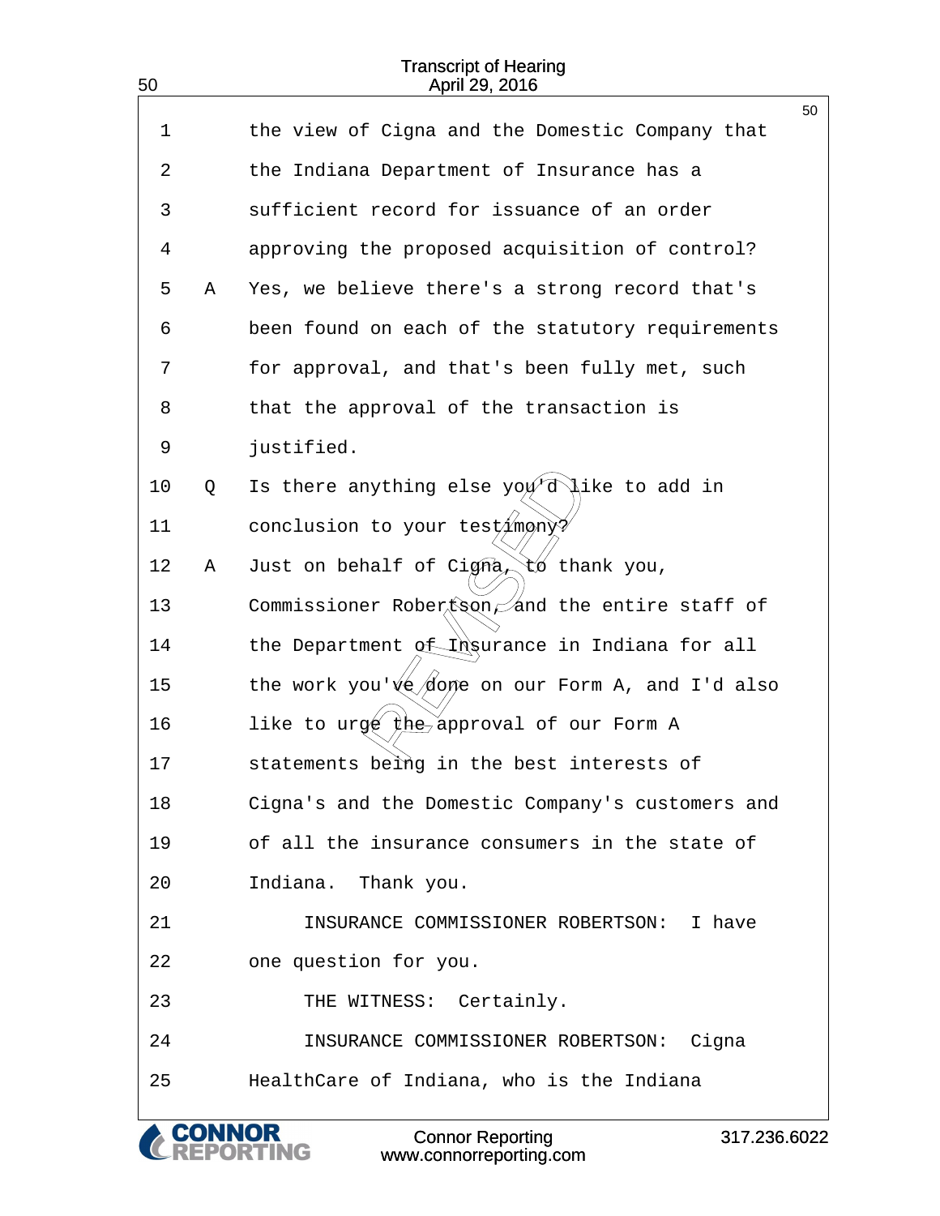1 the view of Cigna and the Domestic Company that
2 the Indiana Department of Insurance has a
3 sufficient record for issuance of an order
4 approving the proposed acquisition of control?
5 A Yes, we believe there's a strong record that's
6 been found on each of the statutory requirements
7 for approval, and that's been fully met, such
8 that the approval of the transaction is
9 justified.
10 Q Is there anything else you'd like to add in
11 conclusion to your testimony?
12 A Just on behalf of Cigna, to thank you,
13 Commissioner Robertson, and the entire staff of
14 the Department of Insurance in Indiana for all
15 the work you've done on our Form A, and I'd also
16 like to urge the approval of our Form A
17 statements being in the best interests of
18 Cigna's and the Domestic Company's customers and
19 of all the insurance consumers in the state of
20 Indiana. Thank you.
21 INSURANCE COMMISSIONER ROBERTSON: I have
22 one question for you.
23 THE WITNESS: Certainly.
24 INSURANCE COMMISSIONER ROBERTSON: Cigna
25 HealthCare of Indiana, who is the Indiana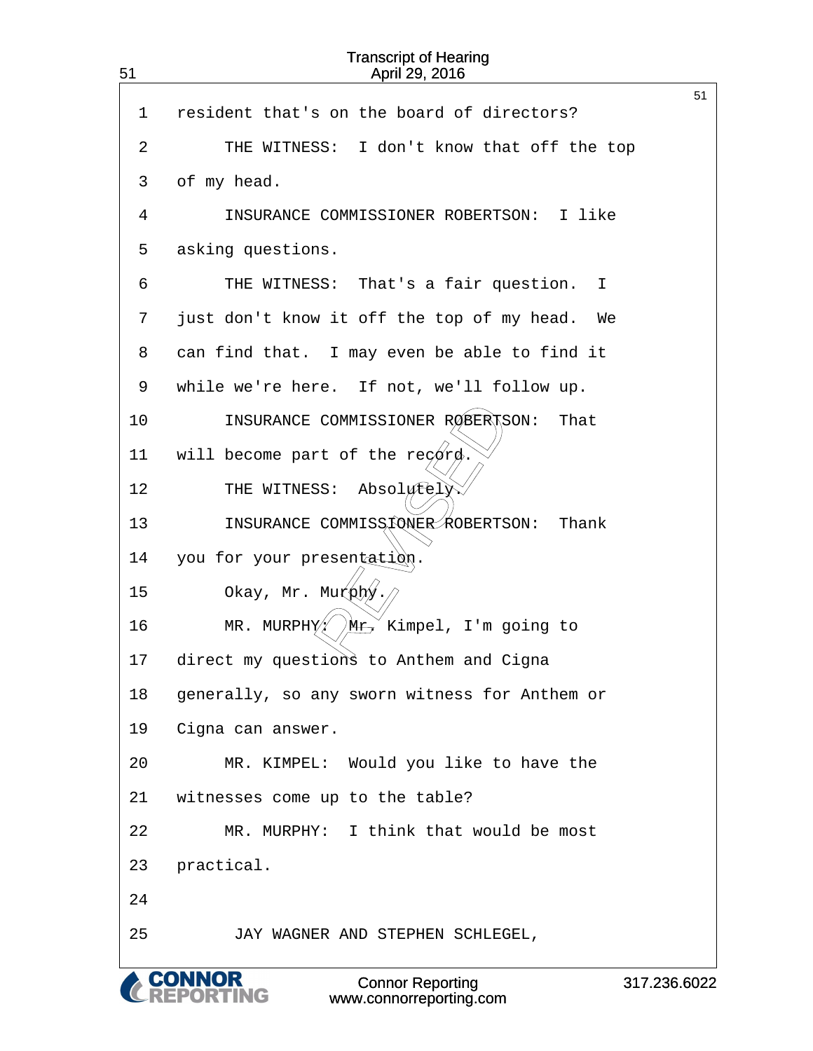1 resident that's on the board of directors?

2 THE WITNESS: I don't know that off the top

3 of my head.

4 INSURANCE COMMISSIONER ROBERTSON: I like

5 asking questions.

6 THE WITNESS: That's a fair question. I

7 just don't know it off the top of my head. We

8 can find that. I may even be able to find it

9 while we're here. If not, we'll follow up.

10 INSURANCE COMMISSIONER ROBERTSON: That

11 will become part of the record.

12 THE WITNESS: Absolutely.

13 INSURANCE COMMISSIONER ROBERTSON: Thank

14 you for your presentation.

15 Okay, Mr. Murphy.

16 MR. MURPHY: Mr. Kimpel, I'm going to

17 direct my questions to Anthem and Cigna

18 generally, so any sworn witness for Anthem or

19 Cigna can answer.

20 MR. KIMPEL: Would you like to have the

21 witnesses come up to the table?

22 MR. MURPHY: I think that would be most

23 practical.

24

25 JAY WAGNER AND STEPHEN SCHLEGEL,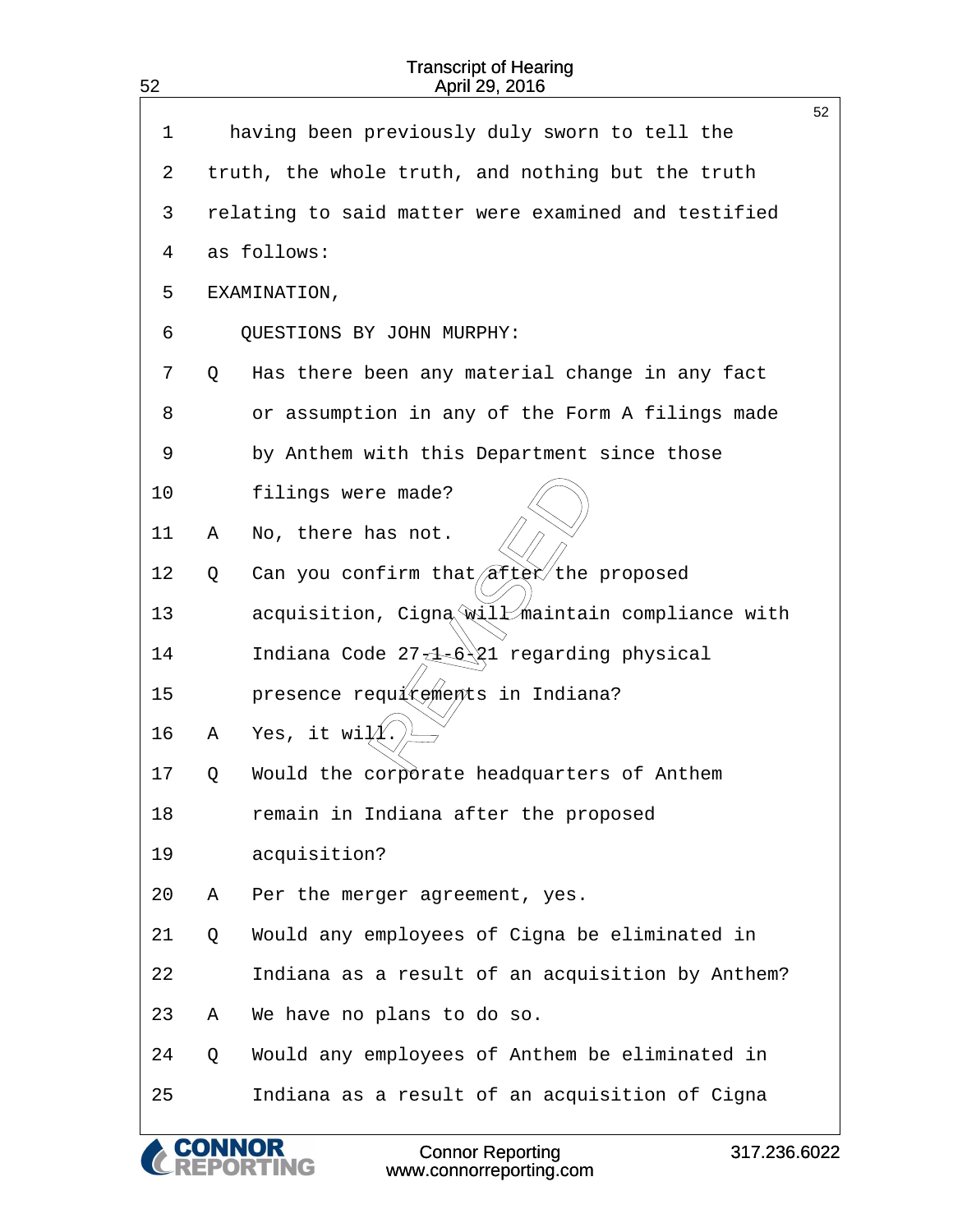1 having been previously duly sworn to tell the
2 truth, the whole truth, and nothing but the truth
3 relating to said matter were examined and testified
4 as follows:
5 EXAMINATION,
6 QUESTIONS BY JOHN MURPHY:
7 Q Has there been any material change in any fact
8 or assumption in any of the Form A filings made
9 by Anthem with this Department since those
10 filings were made?
11 A No, there has not.
12 Q Can you confirm that after the proposed
13 acquisition, Cigna will maintain compliance with
14 Indiana Code 27-1-6-21 regarding physical
15 presence requirements in Indiana?
16 A Yes, it will.
17 Q Would the corporate headquarters of Anthem
18 remain in Indiana after the proposed
19 acquisition?
20 A Per the merger agreement, yes.
21 Q Would any employees of Cigna be eliminated in
22 Indiana as a result of an acquisition by Anthem?
23 A We have no plans to do so.
24 Q Would any employees of Anthem be eliminated in
25 Indiana as a result of an acquisition of Cigna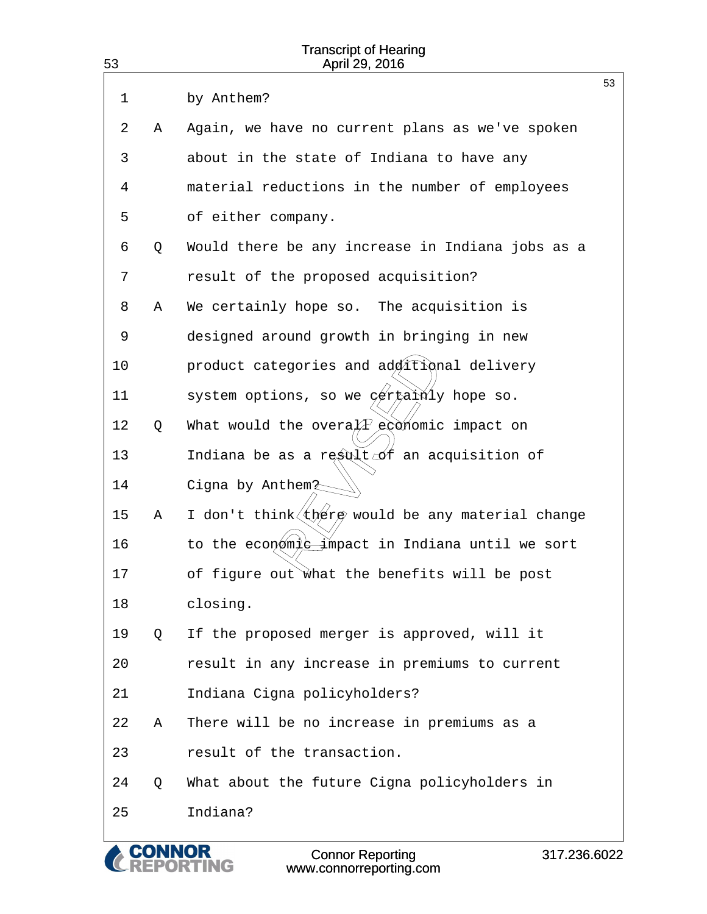1 by Anthem?

2 A Again, we have no current plans as we've spoken

3 about in the state of Indiana to have any

4 material reductions in the number of employees

5 of either company.

6 Q Would there be any increase in Indiana jobs as a

7 result of the proposed acquisition?

8 A We certainly hope so. The acquisition is

9 designed around growth in bringing in new

10 product categories and additional delivery

11 system options, so we certainly hope so.

12 Q What would the overall economic impact on

13 Indiana be as a result of an acquisition of

14 Cigna by Anthem?

15 A I don't think there would be any material change

16 to the economic impact in Indiana until we sort

17 of figure out what the benefits will be post

18 closing.

19 Q If the proposed merger is approved, will it

20 result in any increase in premiums to current

21 Indiana Cigna policyholders?

22 A There will be no increase in premiums as a

23 result of the transaction.

24 Q What about the future Cigna policyholders in

25 Indiana?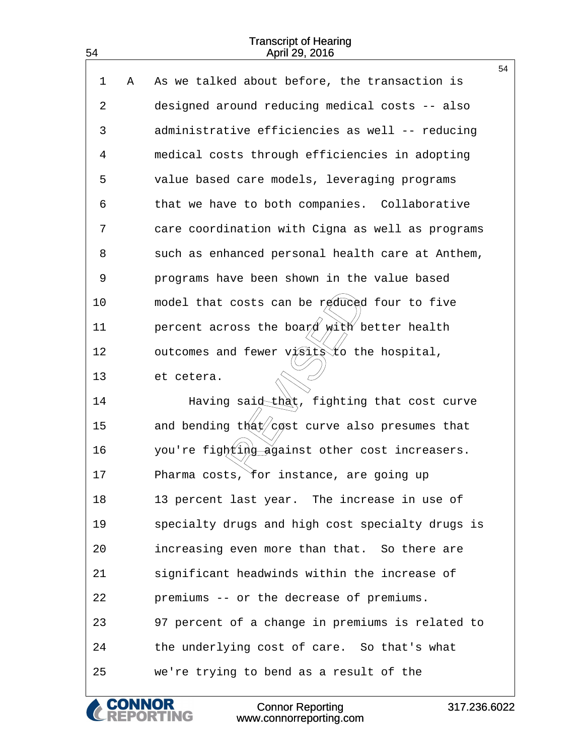1 A As we talked about before, the transaction is
2 designed around reducing medical costs -- also
3 administrative efficiencies as well -- reducing
4 medical costs through efficiencies in adopting
5 value based care models, leveraging programs
6 that we have to both companies. Collaborative
7 care coordination with Cigna as well as programs
8 such as enhanced personal health care at Anthem,
9 programs have been shown in the value based
10 model that costs can be reduced four to five
11 percent across the board with better health
12 outcomes and fewer visits to the hospital,
13 et cetera.
14 Having said that, fighting that cost curve
15 and bending that cost curve also presumes that
16 you're fighting against other cost increasers.
17 Pharma costs, for instance, are going up
18 13 percent last year. The increase in use of
19 specialty drugs and high cost specialty drugs is
20 increasing even more than that. So there are
21 significant headwinds within the increase of
22 premiums -- or the decrease of premiums.
23 97 percent of a change in premiums is related to
24 the underlying cost of care. So that's what
25 we're trying to bend as a result of the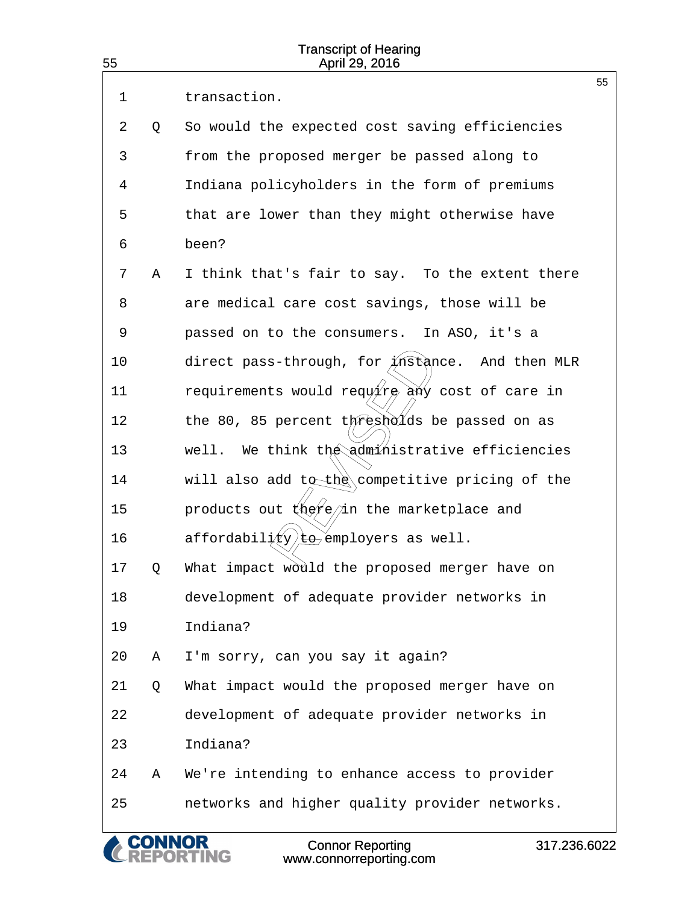1 transaction.

2 Q So would the expected cost saving efficiencies

3 from the proposed merger be passed along to

4 Indiana policyholders in the form of premiums

5 that are lower than they might otherwise have

6 been?

7 A I think that's fair to say. To the extent there

8 are medical care cost savings, those will be

9 passed on to the consumers. In ASO, it's a

10 direct pass-through, for instance. And then MLR

11 requirements would require any cost of care in

12 the 80, 85 percent thresholds be passed on as

13 well. We think the administrative efficiencies

14 will also add to the competitive pricing of the

15 products out there in the marketplace and

16 affordability to employers as well.

17 Q What impact would the proposed merger have on

18 development of adequate provider networks in

19 Indiana?

20 A I'm sorry, can you say it again?

21 Q What impact would the proposed merger have on

22 development of adequate provider networks in

23 Indiana?

24 A We're intending to enhance access to provider

25 networks and higher quality provider networks.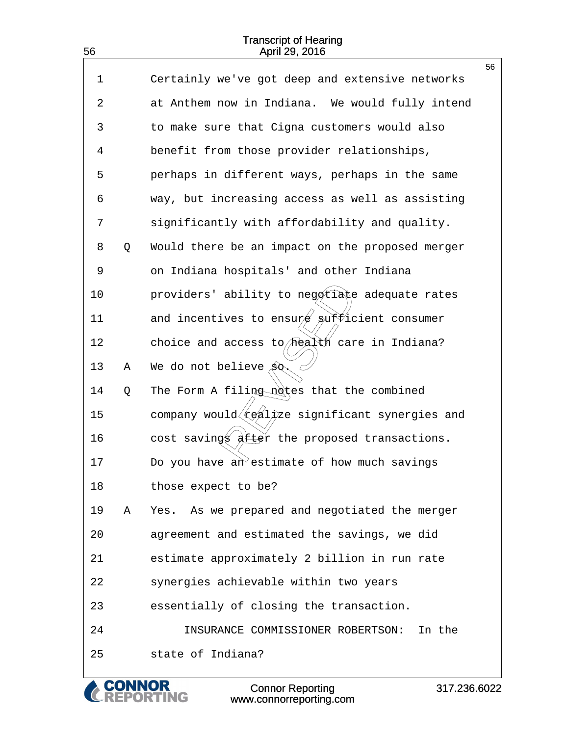Certainly we've got deep and extensive networks at Anthem now in Indiana. We would fully intend to make sure that Cigna customers would also benefit from those provider relationships, perhaps in different ways, perhaps in the same way, but increasing access as well as assisting significantly with affordability and quality.

Q Would there be an impact on the proposed merger on Indiana hospitals' and other Indiana providers' ability to negotiate adequate rates and incentives to ensure sufficient consumer choice and access to health care in Indiana?

A We do not believe so.

Q The Form A filing notes that the combined company would realize significant synergies and cost savings after the proposed transactions. Do you have an estimate of how much savings those expect to be?

A Yes. As we prepared and negotiated the merger agreement and estimated the savings, we did estimate approximately 2 billion in run rate synergies achievable within two years essentially of closing the transaction.

INSURANCE COMMISSIONER ROBERTSON: In the state of Indiana?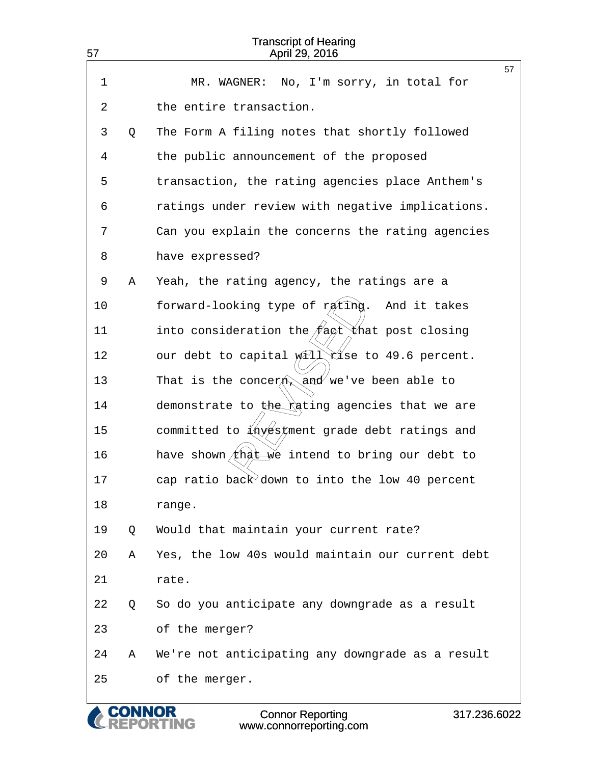1 MR. WAGNER: No, I'm sorry, in total for
2 the entire transaction.
3 Q The Form A filing notes that shortly followed
4 the public announcement of the proposed
5 transaction, the rating agencies place Anthem's
6 ratings under review with negative implications.
7 Can you explain the concerns the rating agencies
8 have expressed?
9 A Yeah, the rating agency, the ratings are a
10 forward-looking type of rating. And it takes
11 into consideration the fact that post closing
12 our debt to capital will rise to 49.6 percent.
13 That is the concern, and we've been able to
14 demonstrate to the rating agencies that we are
15 committed to investment grade debt ratings and
16 have shown that we intend to bring our debt to
17 cap ratio back down to into the low 40 percent
18 range.
19 Q Would that maintain your current rate?
20 A Yes, the low 40s would maintain our current debt
21 rate.
22 Q So do you anticipate any downgrade as a result
23 of the merger?
24 A We're not anticipating any downgrade as a result
25 of the merger.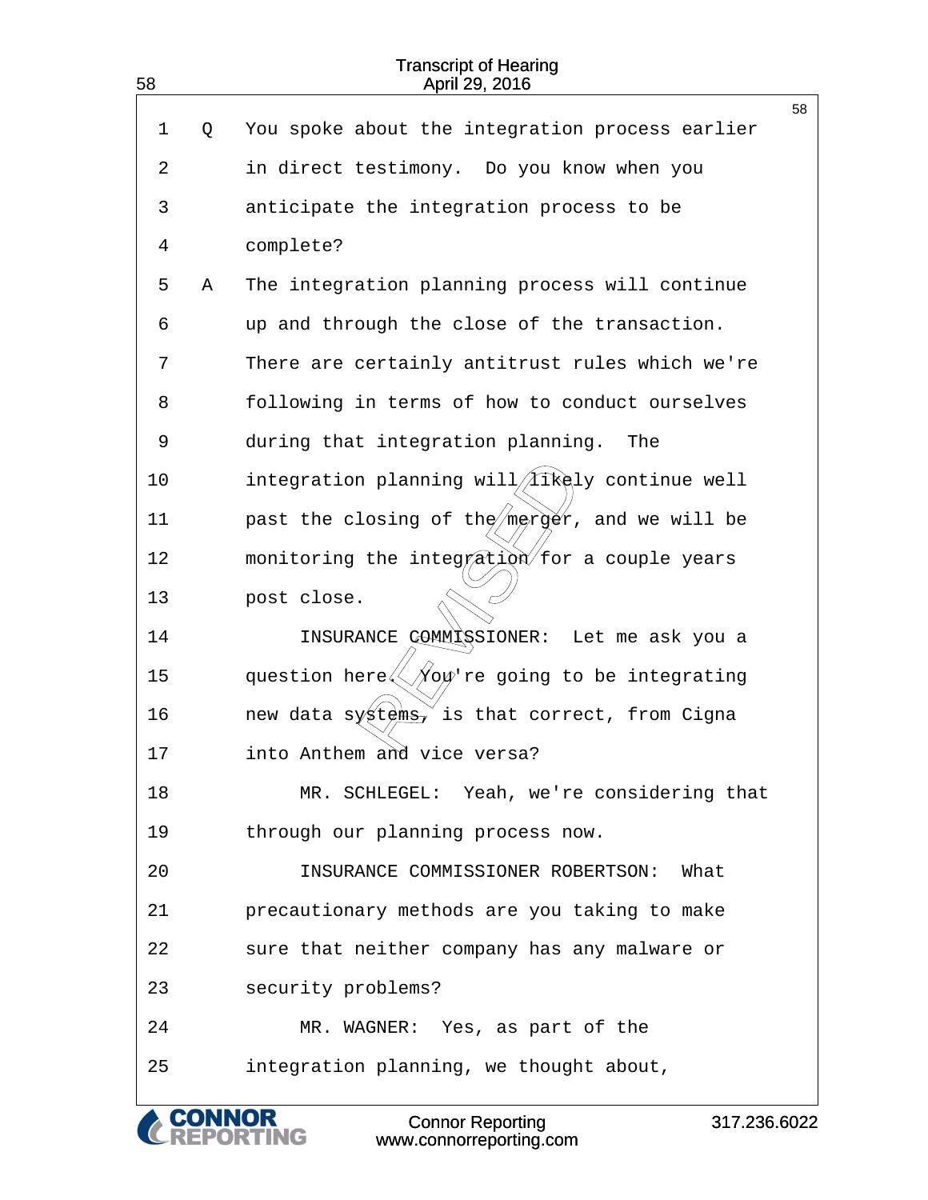Q You spoke about the integration process earlier in direct testimony. Do you know when you anticipate the integration process to be complete?

A The integration planning process will continue up and through the close of the transaction. There are certainly antitrust rules which we're following in terms of how to conduct ourselves during that integration planning. The integration planning will likely continue well past the closing of the merger, and we will be monitoring the integration for a couple years post close.

INSURANCE COMMISSIONER: Let me ask you a question here. You're going to be integrating new data systems, is that correct, from Cigna into Anthem and vice versa?

MR. SCHLEGEL: Yeah, we're considering that through our planning process now.

INSURANCE COMMISSIONER ROBERTSON: What precautionary methods are you taking to make sure that neither company has any malware or security problems?

MR. WAGNER: Yes, as part of the integration planning, we thought about,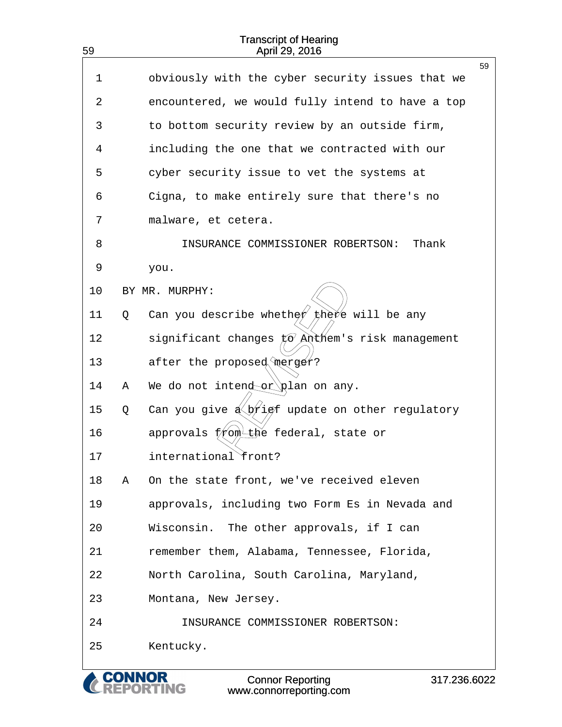obviously with the cyber security issues that we encountered, we would fully intend to have a top to bottom security review by an outside firm, including the one that we contracted with our cyber security issue to vet the systems at Cigna, to make entirely sure that there's no malware, et cetera.

INSURANCE COMMISSIONER ROBERTSON: Thank you.

BY MR. MURPHY:

Q Can you describe whether there will be any significant changes to Anthem's risk management after the proposed merger?

A We do not intend or plan on any.

Q Can you give a brief update on other regulatory approvals from the federal, state or international front?

A On the state front, we've received eleven approvals, including two Form Es in Nevada and Wisconsin. The other approvals, if I can remember them, Alabama, Tennessee, Florida, North Carolina, South Carolina, Maryland, Montana, New Jersey.

INSURANCE COMMISSIONER ROBERTSON: Kentucky.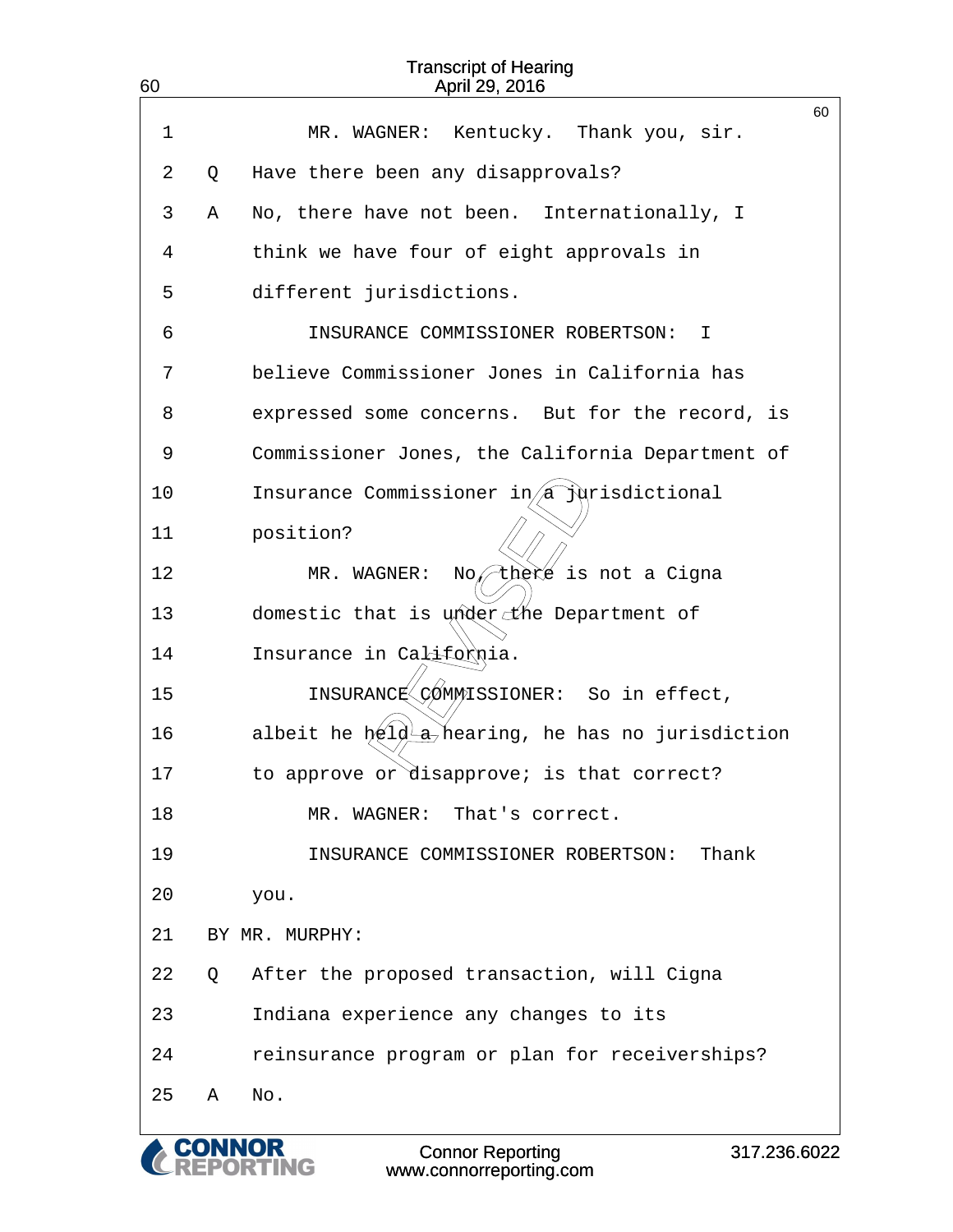1 MR. WAGNER: Kentucky. Thank you, sir.

2 Q Have there been any disapprovals?

3 A No, there have not been. Internationally, I

4 think we have four of eight approvals in

5 different jurisdictions.

6 INSURANCE COMMISSIONER ROBERTSON: I

7 believe Commissioner Jones in California has

8 expressed some concerns. But for the record, is

9 Commissioner Jones, the California Department of

10 Insurance Commissioner in a jurisdictional

11 position?

12 MR. WAGNER: No, there is not a Cigna

13 domestic that is under the Department of

14 Insurance in California.

15 INSURANCE COMMISSIONER: So in effect,

16 albeit he held a hearing, he has no jurisdiction

17 to approve or disapprove; is that correct?

18 MR. WAGNER: That's correct.

19 INSURANCE COMMISSIONER ROBERTSON: Thank

20 you.

21 BY MR. MURPHY:

22 Q After the proposed transaction, will Cigna

23 Indiana experience any changes to its

24 reinsurance program or plan for receiverships?

25 A No.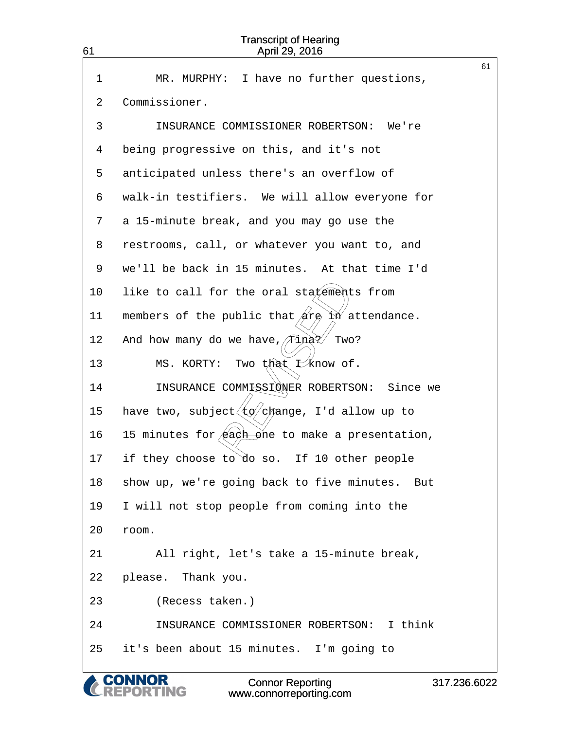1 MR. MURPHY: I have no further questions,
2 Commissioner.
3 INSURANCE COMMISSIONER ROBERTSON: We're
4 being progressive on this, and it's not
5 anticipated unless there's an overflow of
6 walk-in testifiers. We will allow everyone for
7 a 15-minute break, and you may go use the
8 restrooms, call, or whatever you want to, and
9 we'll be back in 15 minutes. At that time I'd
10 like to call for the oral statements from
11 members of the public that are in attendance.
12 And how many do we have, Tina? Two?
13 MS. KORTY: Two that I know of.
14 INSURANCE COMMISSIONER ROBERTSON: Since we
15 have two, subject to change, I'd allow up to
16 15 minutes for each one to make a presentation,
17 if they choose to do so. If 10 other people
18 show up, we're going back to five minutes. But
19 I will not stop people from coming into the
20 room.
21 All right, let's take a 15-minute break,
22 please. Thank you.
23 (Recess taken.)
24 INSURANCE COMMISSIONER ROBERTSON: I think
25 it's been about 15 minutes. I'm going to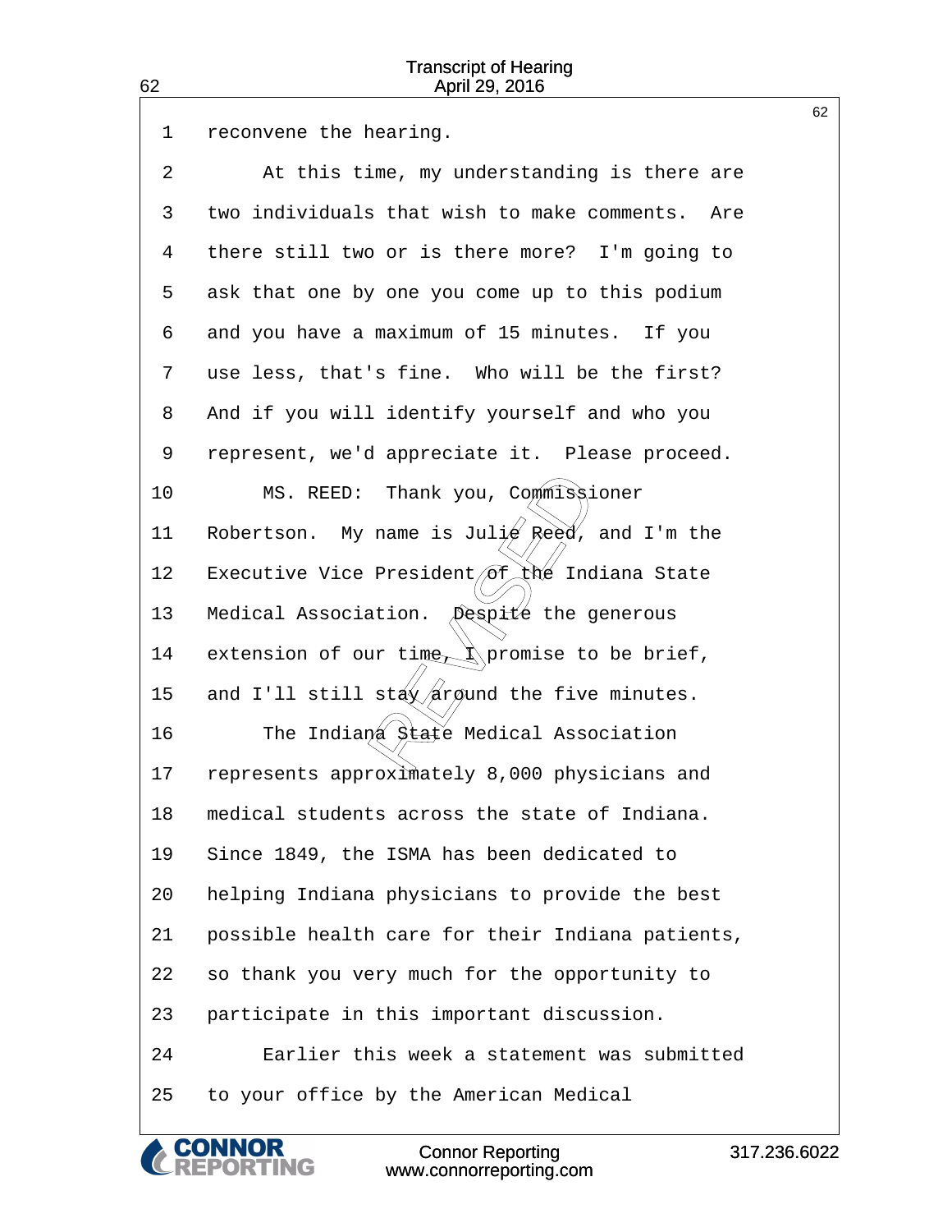1 reconvene the hearing.

2 At this time, my understanding is there are

3 two individuals that wish to make comments. Are

4 there still two or is there more? I'm going to

5 ask that one by one you come up to this podium

6 and you have a maximum of 15 minutes. If you

7 use less, that's fine. Who will be the first?

8 And if you will identify yourself and who you

9 represent, we'd appreciate it. Please proceed.

10 MS. REED: Thank you, Commissioner

11 Robertson. My name is Julie Reed, and I'm the

12 Executive Vice President of the Indiana State

13 Medical Association. Despite the generous

14 extension of our time, I promise to be brief,

15 and I'll still stay around the five minutes.

16 The Indiana State Medical Association

17 represents approximately 8,000 physicians and

18 medical students across the state of Indiana.

19 Since 1849, the ISMA has been dedicated to

20 helping Indiana physicians to provide the best

21 possible health care for their Indiana patients,

22 so thank you very much for the opportunity to

23 participate in this important discussion.

24 Earlier this week a statement was submitted

25 to your office by the American Medical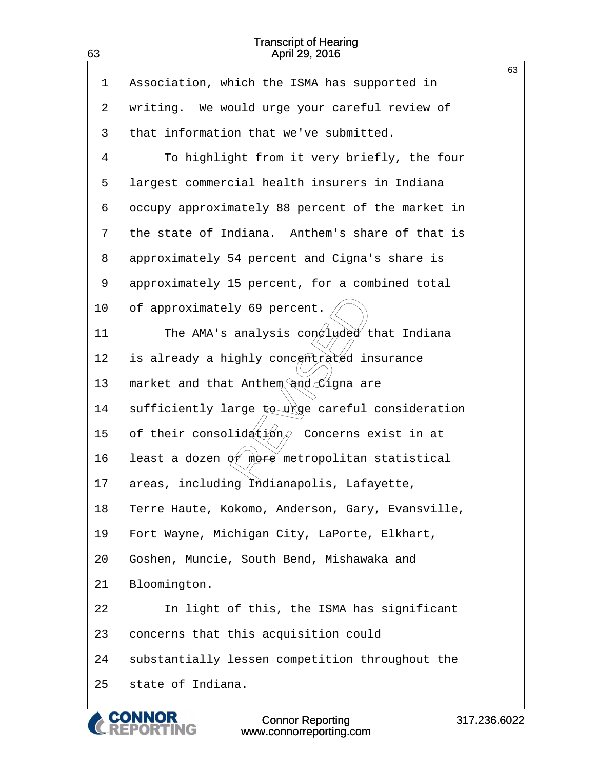1 Association, which the ISMA has supported in
2 writing. We would urge your careful review of
3 that information that we've submitted.
4 To highlight from it very briefly, the four
5 largest commercial health insurers in Indiana
6 occupy approximately 88 percent of the market in
7 the state of Indiana. Anthem's share of that is
8 approximately 54 percent and Cigna's share is
9 approximately 15 percent, for a combined total
10 of approximately 69 percent.
11 The AMA's analysis concluded that Indiana
12 is already a highly concentrated insurance
13 market and that Anthem and Cigna are
14 sufficiently large to urge careful consideration
15 of their consolidation. Concerns exist in at
16 least a dozen or more metropolitan statistical
17 areas, including Indianapolis, Lafayette,
18 Terre Haute, Kokomo, Anderson, Gary, Evansville,
19 Fort Wayne, Michigan City, LaPorte, Elkhart,
20 Goshen, Muncie, South Bend, Mishawaka and
21 Bloomington.
22 In light of this, the ISMA has significant
23 concerns that this acquisition could
24 substantially lessen competition throughout the
25 state of Indiana.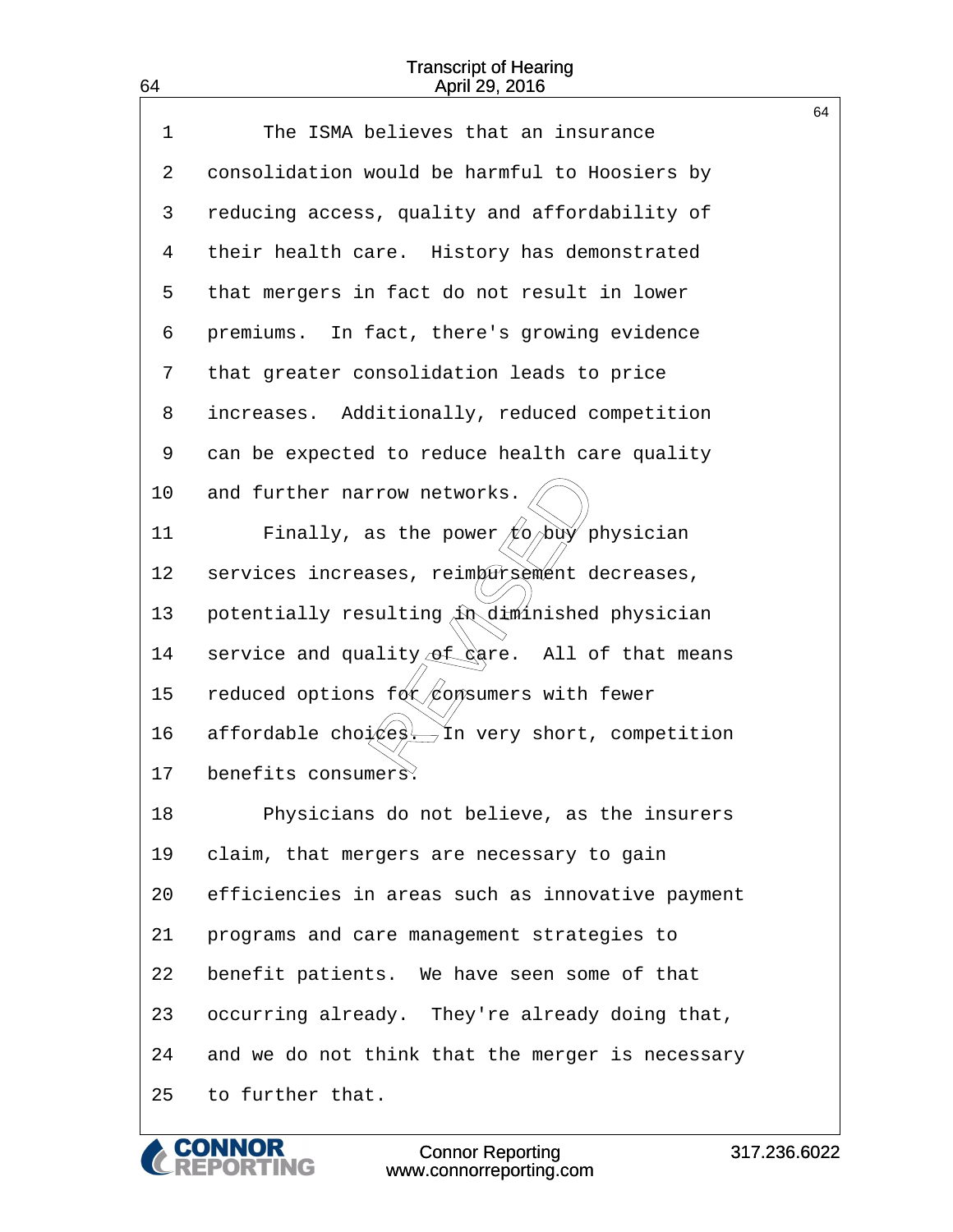The ISMA believes that an insurance consolidation would be harmful to Hoosiers by reducing access, quality and affordability of their health care. History has demonstrated that mergers in fact do not result in lower premiums. In fact, there's growing evidence that greater consolidation leads to price increases. Additionally, reduced competition can be expected to reduce health care quality and further narrow networks.

Finally, as the power to buy physician services increases, reimbursement decreases, potentially resulting in diminished physician service and quality of care. All of that means reduced options for consumers with fewer affordable choices. In very short, competition benefits consumers.

Physicians do not believe, as the insurers claim, that mergers are necessary to gain efficiencies in areas such as innovative payment programs and care management strategies to benefit patients. We have seen some of that occurring already. They're already doing that, and we do not think that the merger is necessary to further that.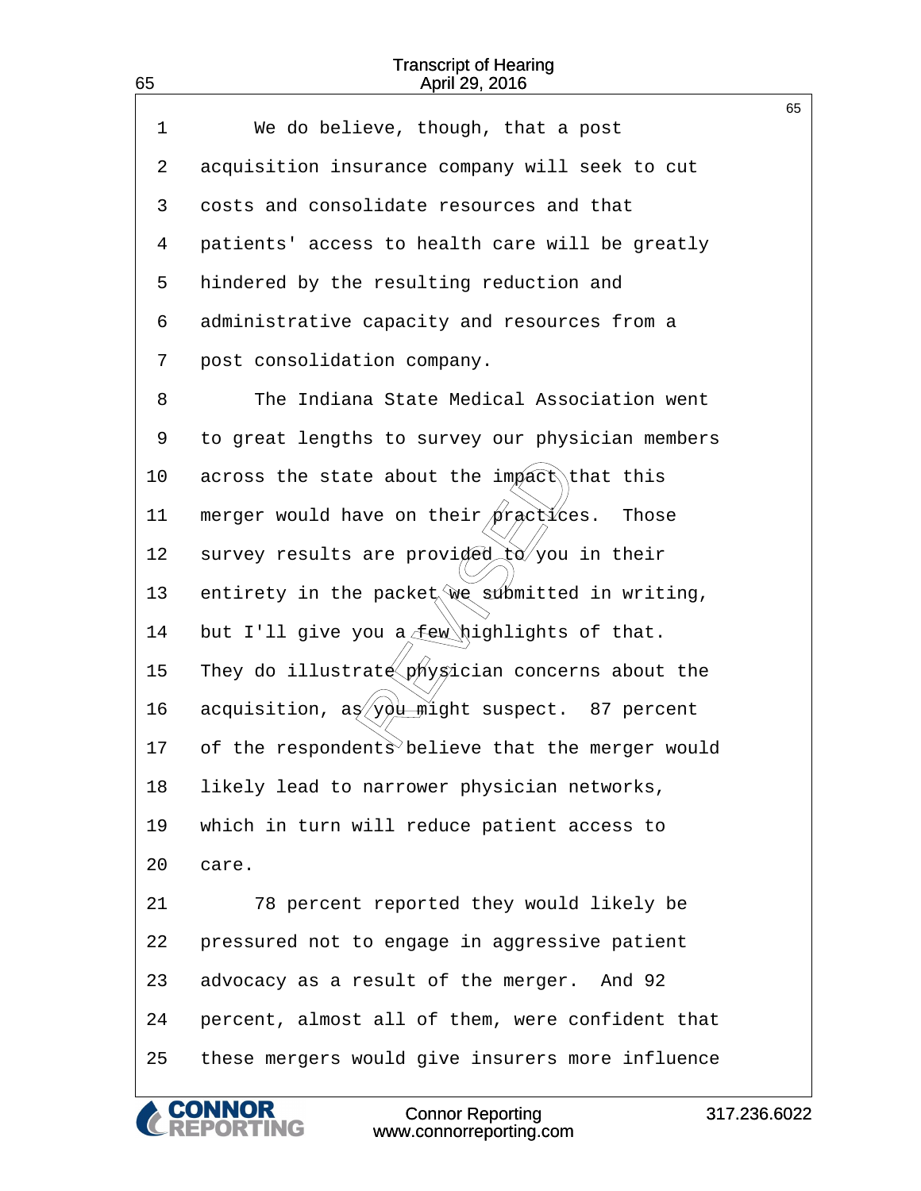We do believe, though, that a post acquisition insurance company will seek to cut costs and consolidate resources and that patients' access to health care will be greatly hindered by the resulting reduction and administrative capacity and resources from a post consolidation company.

The Indiana State Medical Association went to great lengths to survey our physician members across the state about the impact that this merger would have on their practices. Those survey results are provided to you in their entirety in the packet we submitted in writing, but I'll give you a few highlights of that. They do illustrate physician concerns about the acquisition, as you might suspect. 87 percent of the respondents believe that the merger would likely lead to narrower physician networks, which in turn will reduce patient access to care.

78 percent reported they would likely be pressured not to engage in aggressive patient advocacy as a result of the merger. And 92 percent, almost all of them, were confident that these mergers would give insurers more influence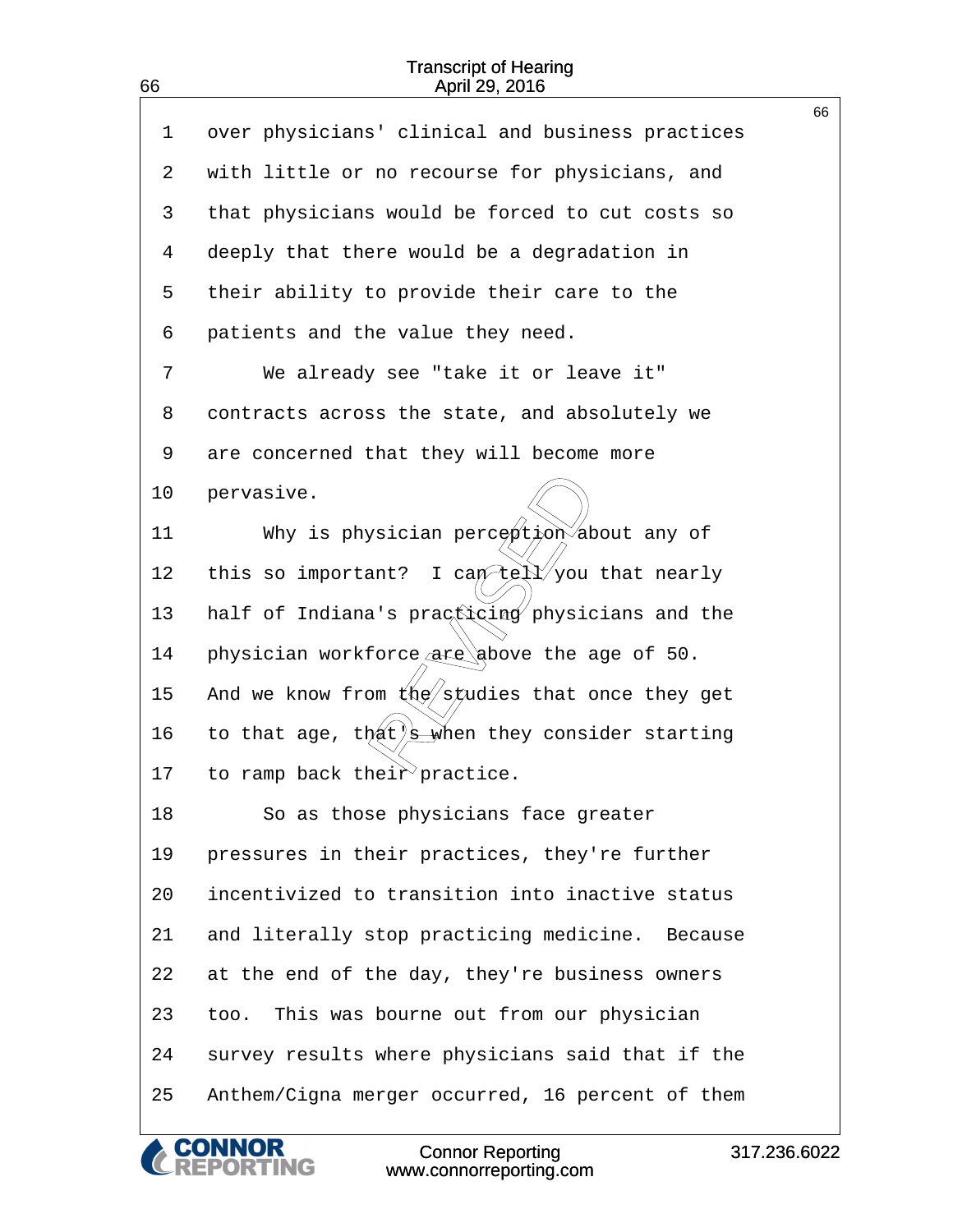over physicians' clinical and business practices with little or no recourse for physicians, and that physicians would be forced to cut costs so deeply that there would be a degradation in their ability to provide their care to the patients and the value they need.

We already see "take it or leave it" contracts across the state, and absolutely we are concerned that they will become more pervasive.

Why is physician perception about any of this so important? I can tell you that nearly half of Indiana's practicing physicians and the physician workforce are above the age of 50. And we know from the studies that once they get to that age, that's when they consider starting to ramp back their practice.

So as those physicians face greater pressures in their practices, they're further incentivized to transition into inactive status and literally stop practicing medicine. Because at the end of the day, they're business owners too. This was bourne out from our physician survey results where physicians said that if the Anthem/Cigna merger occurred, 16 percent of them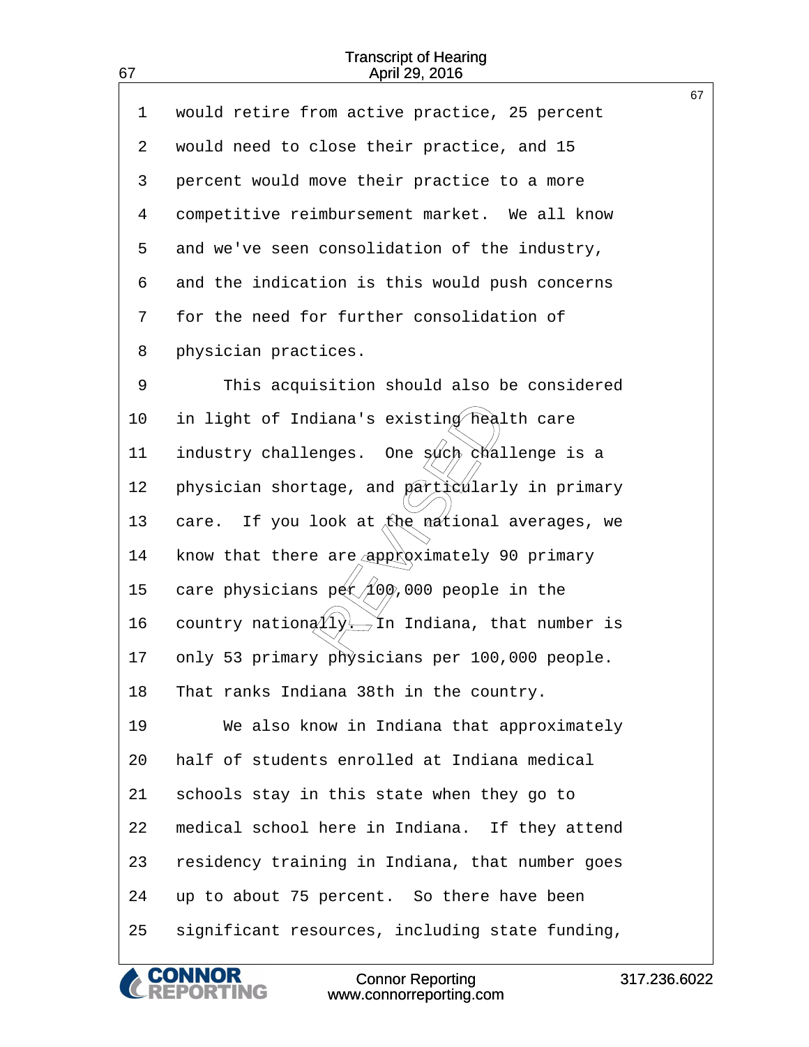would retire from active practice, 25 percent would need to close their practice, and 15 percent would move their practice to a more competitive reimbursement market. We all know and we've seen consolidation of the industry, and the indication is this would push concerns for the need for further consolidation of physician practices.

This acquisition should also be considered in light of Indiana's existing health care industry challenges. One such challenge is a physician shortage, and particularly in primary care. If you look at the national averages, we know that there are approximately 90 primary care physicians per 100,000 people in the country nationally. In Indiana, that number is only 53 primary physicians per 100,000 people. That ranks Indiana 38th in the country.

We also know in Indiana that approximately half of students enrolled at Indiana medical schools stay in this state when they go to medical school here in Indiana. If they attend residency training in Indiana, that number goes up to about 75 percent. So there have been significant resources, including state funding,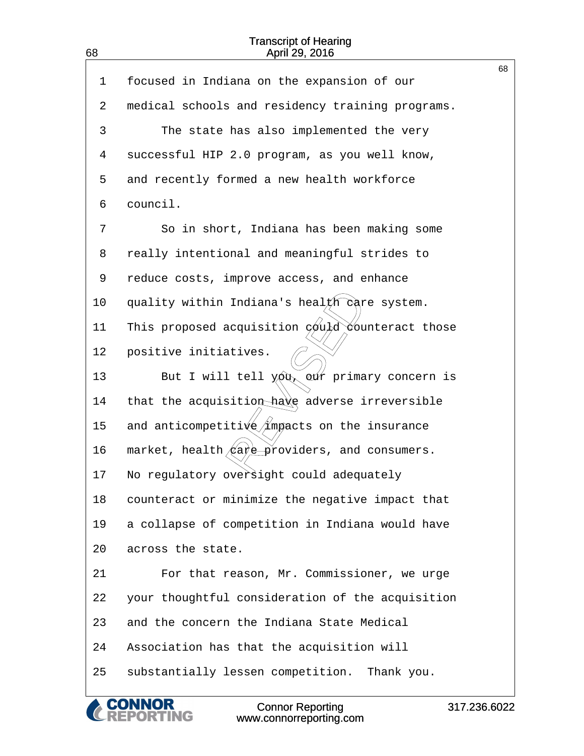focused in Indiana on the expansion of our medical schools and residency training programs.

The state has also implemented the very successful HIP 2.0 program, as you well know, and recently formed a new health workforce council.

So in short, Indiana has been making some really intentional and meaningful strides to reduce costs, improve access, and enhance quality within Indiana's health care system. This proposed acquisition could counteract those positive initiatives.

But I will tell you, our primary concern is that the acquisition have adverse irreversible and anticompetitive impacts on the insurance market, health care providers, and consumers. No regulatory oversight could adequately counteract or minimize the negative impact that a collapse of competition in Indiana would have across the state.

For that reason, Mr. Commissioner, we urge your thoughtful consideration of the acquisition and the concern the Indiana State Medical Association has that the acquisition will substantially lessen competition. Thank you.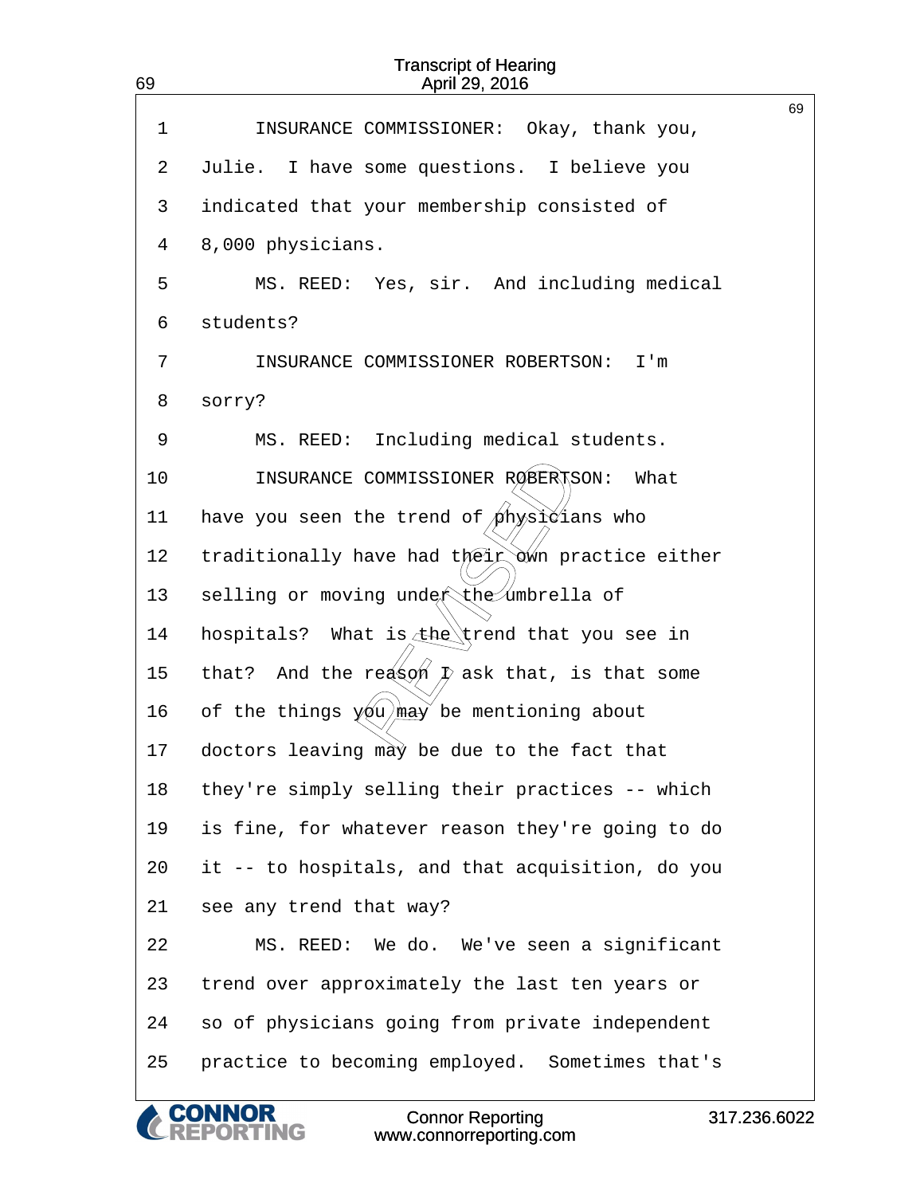1 INSURANCE COMMISSIONER: Okay, thank you,

2 Julie. I have some questions. I believe you

3 indicated that your membership consisted of

4 8,000 physicians.

5 MS. REED: Yes, sir. And including medical

6 students?

7 INSURANCE COMMISSIONER ROBERTSON: I'm

8 sorry?

9 MS. REED: Including medical students.

10 INSURANCE COMMISSIONER ROBERTSON: What

11 have you seen the trend of physicians who

12 traditionally have had their own practice either

13 selling or moving under the umbrella of

14 hospitals? What is the trend that you see in

15 that? And the reason I ask that, is that some

16 of the things you may be mentioning about

17 doctors leaving may be due to the fact that

18 they're simply selling their practices -- which

19 is fine, for whatever reason they're going to do

20 it -- to hospitals, and that acquisition, do you

21 see any trend that way?

22 MS. REED: We do. We've seen a significant

23 trend over approximately the last ten years or

24 so of physicians going from private independent

25 practice to becoming employed. Sometimes that's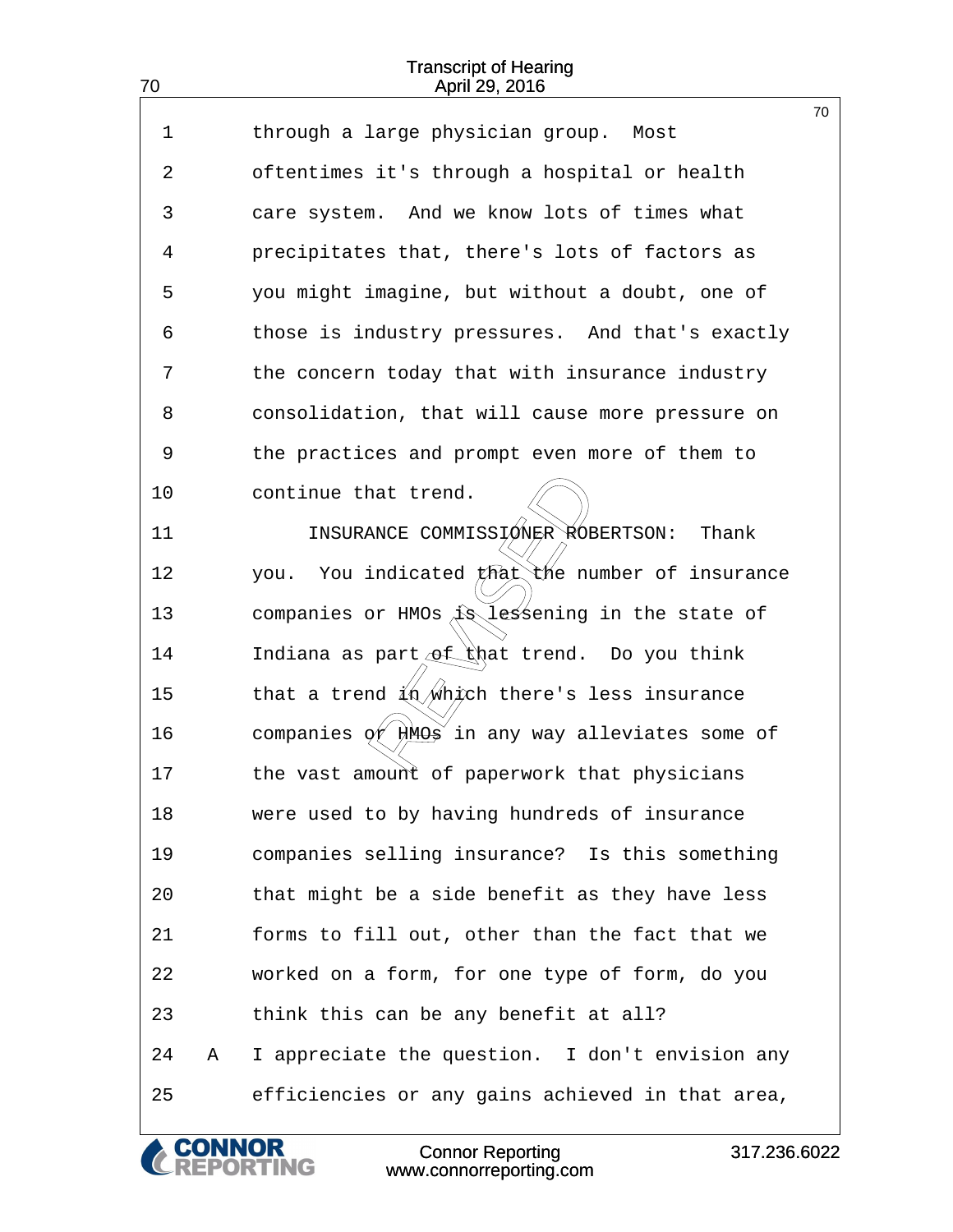through a large physician group. Most oftentimes it's through a hospital or health care system. And we know lots of times what precipitates that, there's lots of factors as you might imagine, but without a doubt, one of those is industry pressures. And that's exactly the concern today that with insurance industry consolidation, that will cause more pressure on the practices and prompt even more of them to continue that trend.

INSURANCE COMMISSIONER ROBERTSON: Thank you. You indicated that the number of insurance companies or HMOs is lessening in the state of Indiana as part of that trend. Do you think that a trend in which there's less insurance companies or HMOs in any way alleviates some of the vast amount of paperwork that physicians were used to by having hundreds of insurance companies selling insurance? Is this something that might be a side benefit as they have less forms to fill out, other than the fact that we worked on a form, for one type of form, do you think this can be any benefit at all?

A I appreciate the question. I don't envision any efficiencies or any gains achieved in that area,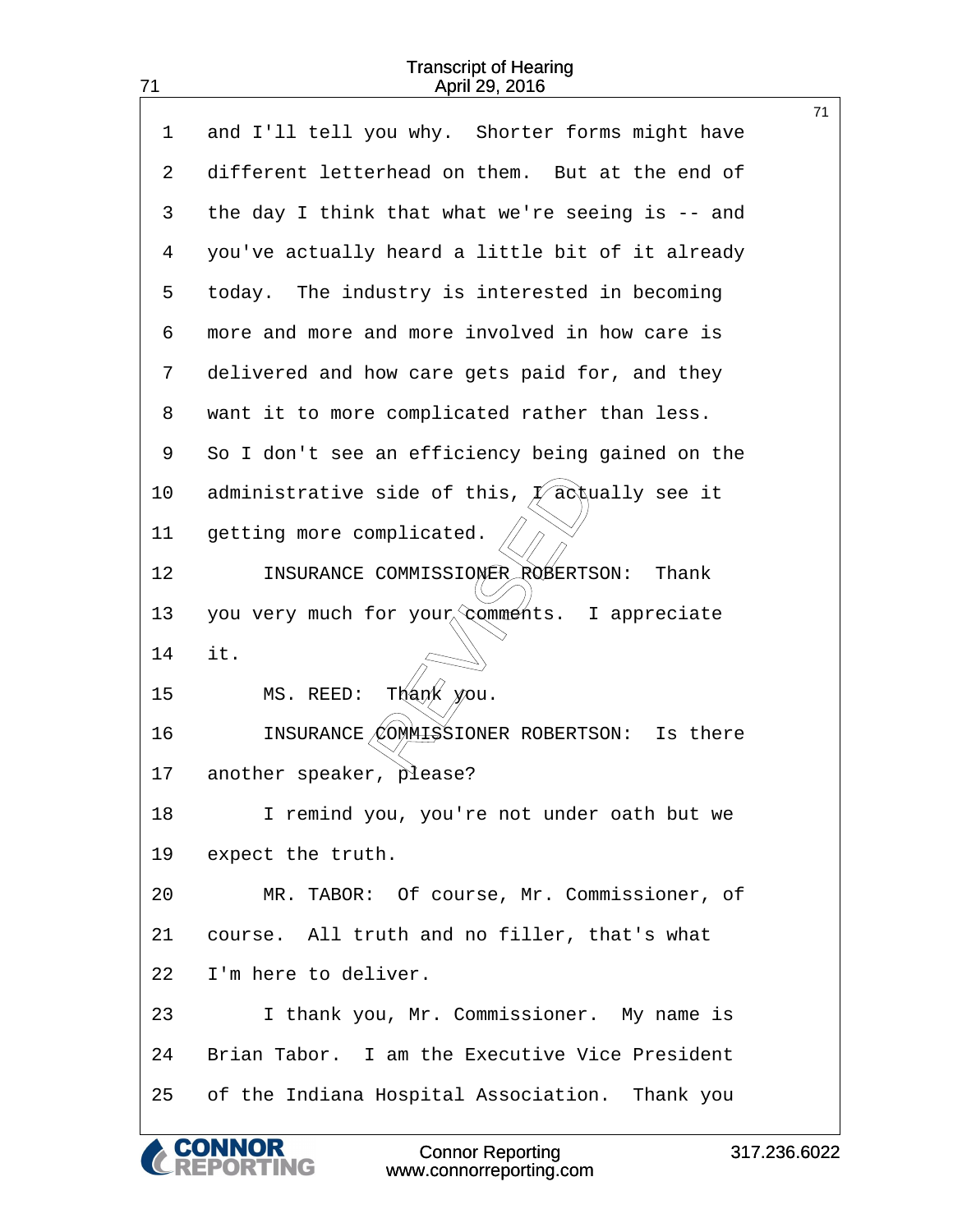and I'll tell you why. Shorter forms might have different letterhead on them. But at the end of the day I think that what we're seeing is -- and you've actually heard a little bit of it already today. The industry is interested in becoming more and more and more involved in how care is delivered and how care gets paid for, and they want it to more complicated rather than less. So I don't see an efficiency being gained on the administrative side of this, I actually see it getting more complicated.

INSURANCE COMMISSIONER ROBERTSON: Thank you very much for your comments. I appreciate it.

MS. REED: Thank you.

INSURANCE COMMISSIONER ROBERTSON: Is there another speaker, please?

I remind you, you're not under oath but we expect the truth.

MR. TABOR: Of course, Mr. Commissioner, of course. All truth and no filler, that's what I'm here to deliver.

I thank you, Mr. Commissioner. My name is Brian Tabor. I am the Executive Vice President of the Indiana Hospital Association. Thank you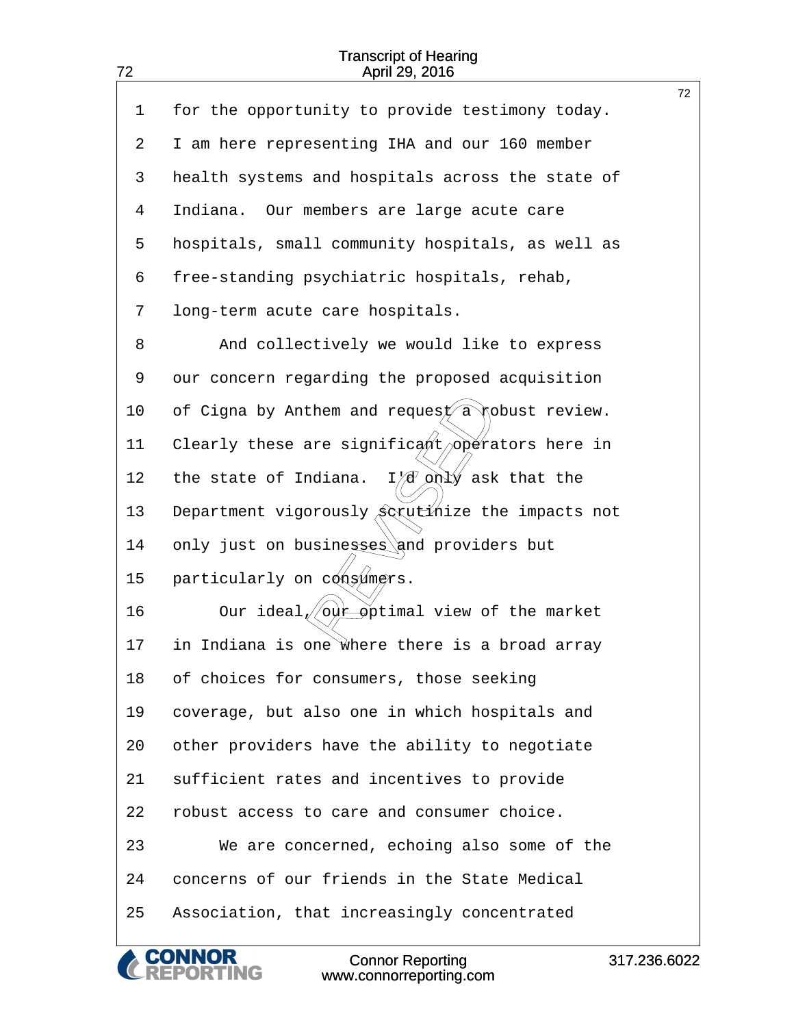for the opportunity to provide testimony today. I am here representing IHA and our 160 member health systems and hospitals across the state of Indiana. Our members are large acute care hospitals, small community hospitals, as well as free-standing psychiatric hospitals, rehab, long-term acute care hospitals.

And collectively we would like to express our concern regarding the proposed acquisition of Cigna by Anthem and request a robust review. Clearly these are significant operators here in the state of Indiana. I'd only ask that the Department vigorously scrutinize the impacts not only just on businesses and providers but particularly on consumers.

Our ideal, our optimal view of the market in Indiana is one where there is a broad array of choices for consumers, those seeking coverage, but also one in which hospitals and other providers have the ability to negotiate sufficient rates and incentives to provide robust access to care and consumer choice.

We are concerned, echoing also some of the concerns of our friends in the State Medical Association, that increasingly concentrated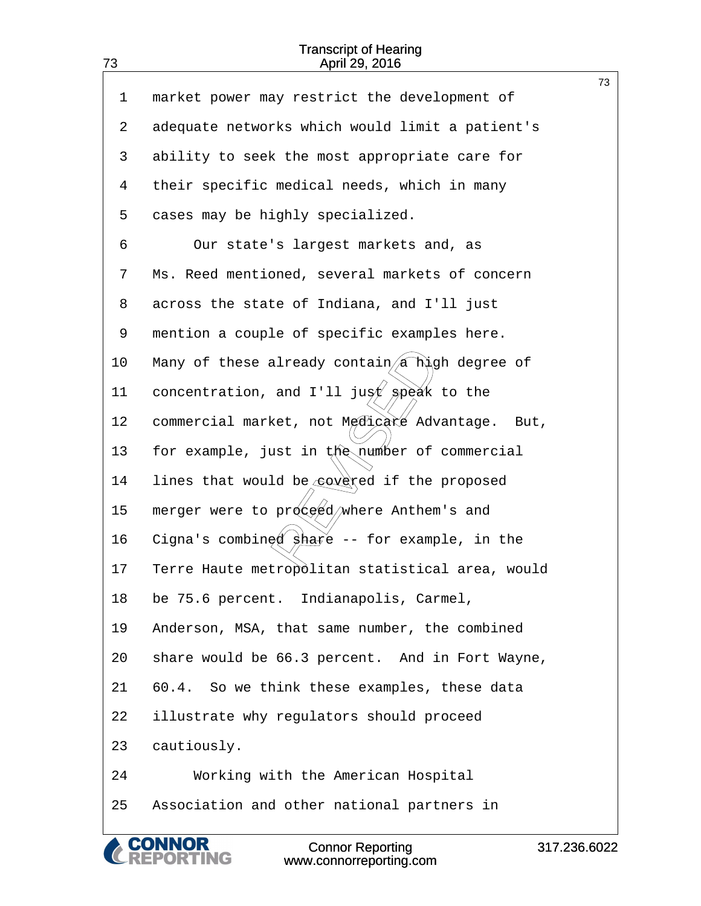market power may restrict the development of adequate networks which would limit a patient's ability to seek the most appropriate care for their specific medical needs, which in many cases may be highly specialized.

Our state's largest markets and, as Ms. Reed mentioned, several markets of concern across the state of Indiana, and I'll just mention a couple of specific examples here. Many of these already contain a high degree of concentration, and I'll just speak to the commercial market, not Medicare Advantage. But, for example, just in the number of commercial lines that would be covered if the proposed merger were to proceed where Anthem's and Cigna's combined share -- for example, in the Terre Haute metropolitan statistical area, would be 75.6 percent. Indianapolis, Carmel, Anderson, MSA, that same number, the combined share would be 66.3 percent. And in Fort Wayne, 60.4. So we think these examples, these data illustrate why regulators should proceed cautiously.

Working with the American Hospital Association and other national partners in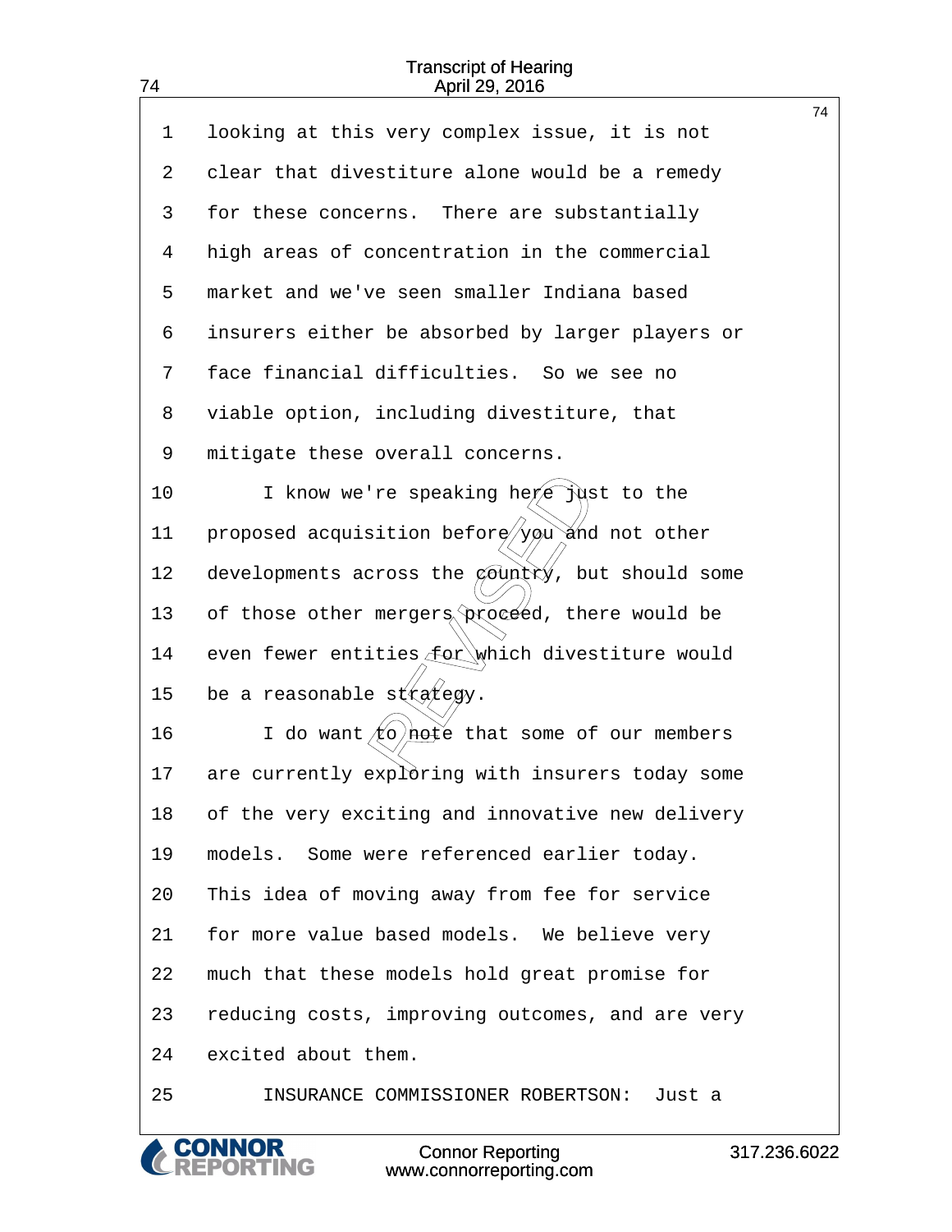1 looking at this very complex issue, it is not
2 clear that divestiture alone would be a remedy
3 for these concerns. There are substantially
4 high areas of concentration in the commercial
5 market and we've seen smaller Indiana based
6 insurers either be absorbed by larger players or
7 face financial difficulties. So we see no
8 viable option, including divestiture, that
9 mitigate these overall concerns.
10 I know we're speaking here just to the
11 proposed acquisition before you and not other
12 developments across the country, but should some
13 of those other mergers proceed, there would be
14 even fewer entities for which divestiture would
15 be a reasonable strategy.
16 I do want to note that some of our members
17 are currently exploring with insurers today some
18 of the very exciting and innovative new delivery
19 models. Some were referenced earlier today.
20 This idea of moving away from fee for service
21 for more value based models. We believe very
22 much that these models hold great promise for
23 reducing costs, improving outcomes, and are very
24 excited about them.
25 INSURANCE COMMISSIONER ROBERTSON: Just a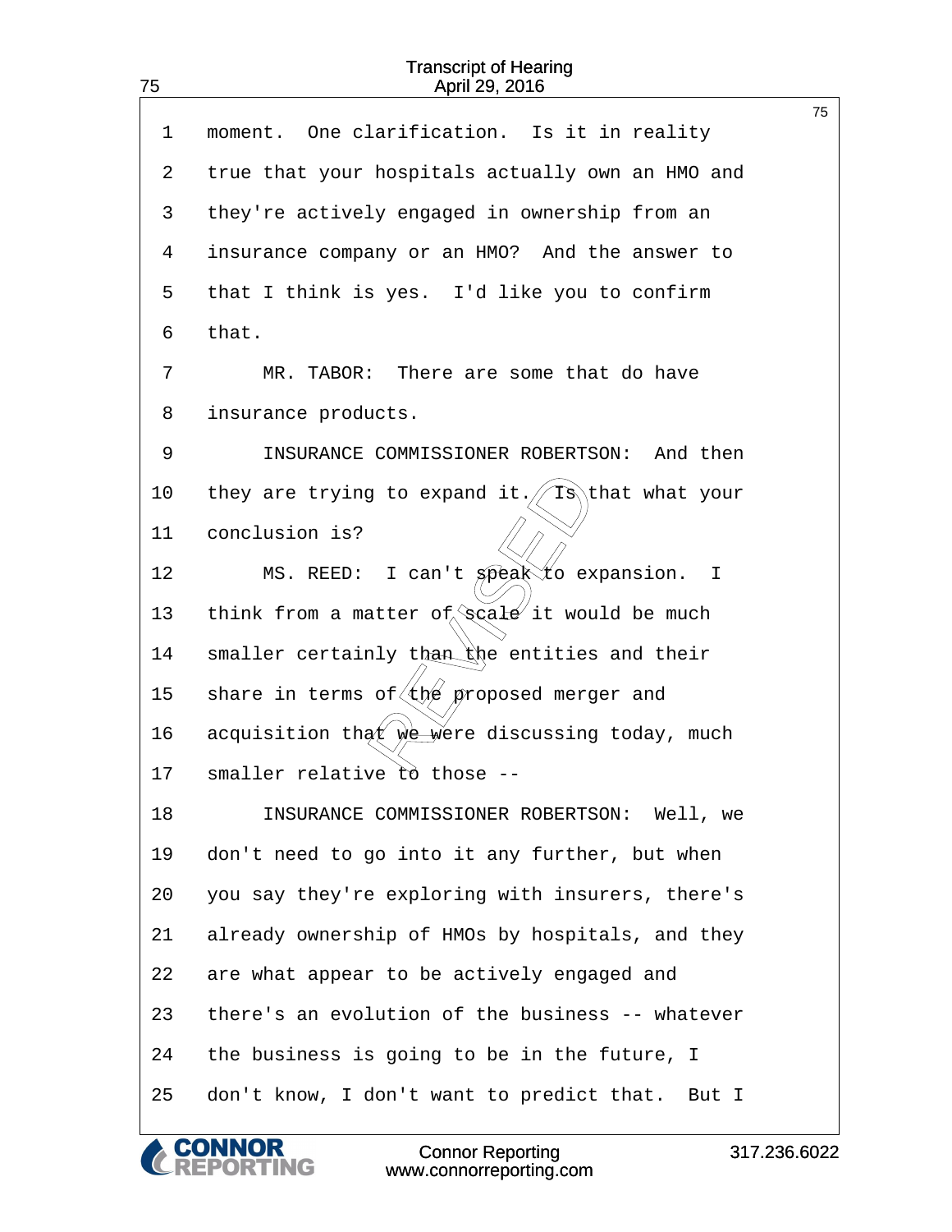1 moment. One clarification. Is it in reality
2 true that your hospitals actually own an HMO and
3 they're actively engaged in ownership from an
4 insurance company or an HMO? And the answer to
5 that I think is yes. I'd like you to confirm
6 that.
7 MR. TABOR: There are some that do have
8 insurance products.
9 INSURANCE COMMISSIONER ROBERTSON: And then
10 they are trying to expand it. Is that what your
11 conclusion is?
12 MS. REED: I can't speak to expansion. I
13 think from a matter of scale it would be much
14 smaller certainly than the entities and their
15 share in terms of the proposed merger and
16 acquisition that we were discussing today, much
17 smaller relative to those --
18 INSURANCE COMMISSIONER ROBERTSON: Well, we
19 don't need to go into it any further, but when
20 you say they're exploring with insurers, there's
21 already ownership of HMOs by hospitals, and they
22 are what appear to be actively engaged and
23 there's an evolution of the business -- whatever
24 the business is going to be in the future, I
25 don't know, I don't want to predict that. But I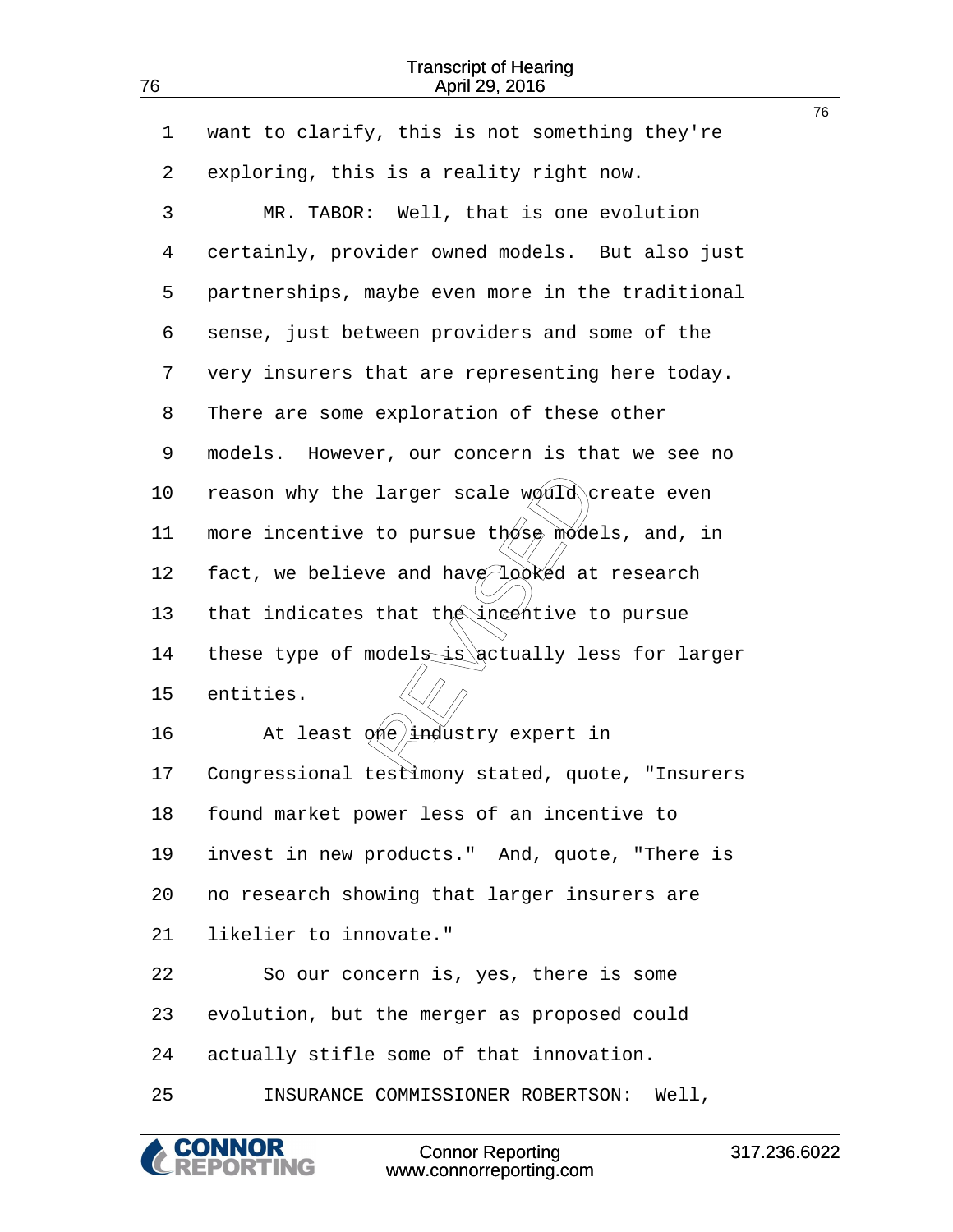want to clarify, this is not something they're exploring, this is a reality right now.

MR. TABOR: Well, that is one evolution certainly, provider owned models. But also just partnerships, maybe even more in the traditional sense, just between providers and some of the very insurers that are representing here today. There are some exploration of these other models. However, our concern is that we see no reason why the larger scale would create even more incentive to pursue those models, and, in fact, we believe and have looked at research that indicates that the incentive to pursue these type of models is actually less for larger entities.

At least one industry expert in Congressional testimony stated, quote, "Insurers found market power less of an incentive to invest in new products." And, quote, "There is no research showing that larger insurers are likelier to innovate."

So our concern is, yes, there is some evolution, but the merger as proposed could actually stifle some of that innovation.

INSURANCE COMMISSIONER ROBERTSON: Well,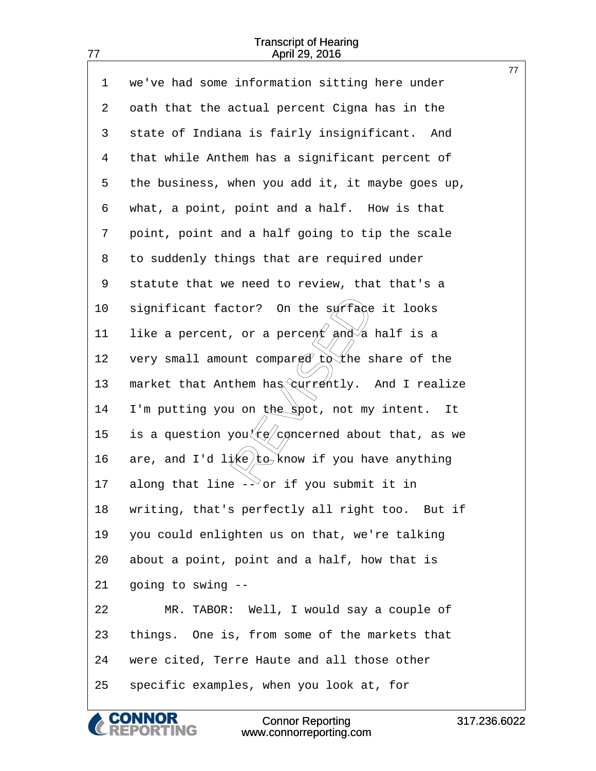we've had some information sitting here under oath that the actual percent Cigna has in the state of Indiana is fairly insignificant. And that while Anthem has a significant percent of the business, when you add it, it maybe goes up, what, a point, point and a half. How is that point, point and a half going to tip the scale to suddenly things that are required under statute that we need to review, that that's a significant factor? On the surface it looks like a percent, or a percent and a half is a very small amount compared to the share of the market that Anthem has currently. And I realize I'm putting you on the spot, not my intent. It is a question you're concerned about that, as we are, and I'd like to know if you have anything along that line -- or if you submit it in writing, that's perfectly all right too. But if you could enlighten us on that, we're talking about a point, point and a half, how that is going to swing --

MR. TABOR: Well, I would say a couple of things. One is, from some of the markets that were cited, Terre Haute and all those other specific examples, when you look at, for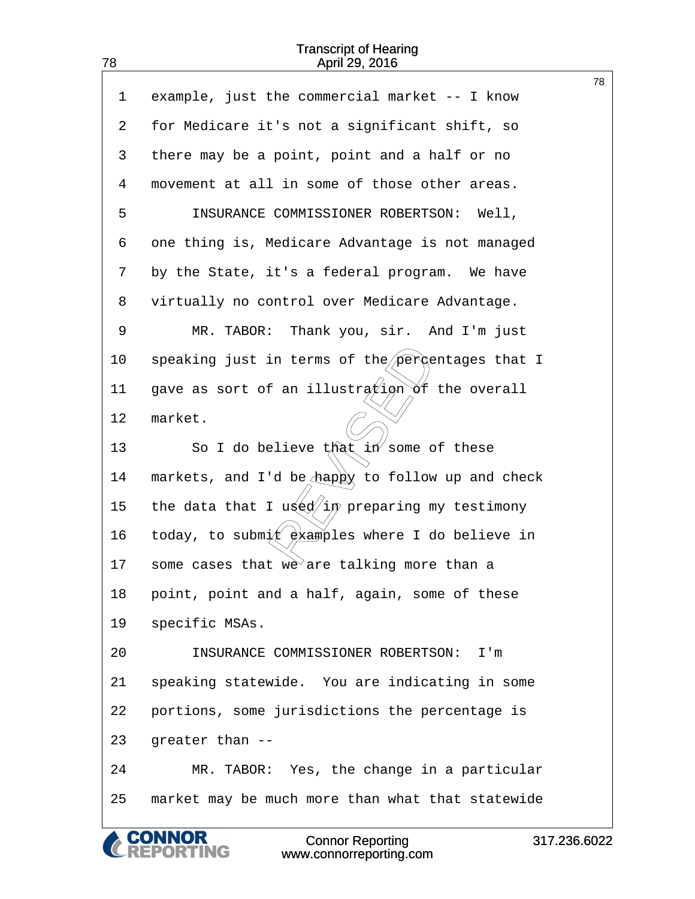1 example, just the commercial market -- I know
2 for Medicare it's not a significant shift, so
3 there may be a point, point and a half or no
4 movement at all in some of those other areas.
5 INSURANCE COMMISSIONER ROBERTSON: Well,
6 one thing is, Medicare Advantage is not managed
7 by the State, it's a federal program. We have
8 virtually no control over Medicare Advantage.
9 MR. TABOR: Thank you, sir. And I'm just
10 speaking just in terms of the percentages that I
11 gave as sort of an illustration of the overall
12 market.
13 So I do believe that in some of these
14 markets, and I'd be happy to follow up and check
15 the data that I used in preparing my testimony
16 today, to submit examples where I do believe in
17 some cases that we are talking more than a
18 point, point and a half, again, some of these
19 specific MSAs.
20 INSURANCE COMMISSIONER ROBERTSON: I'm
21 speaking statewide. You are indicating in some
22 portions, some jurisdictions the percentage is
23 greater than --
24 MR. TABOR: Yes, the change in a particular
25 market may be much more than what that statewide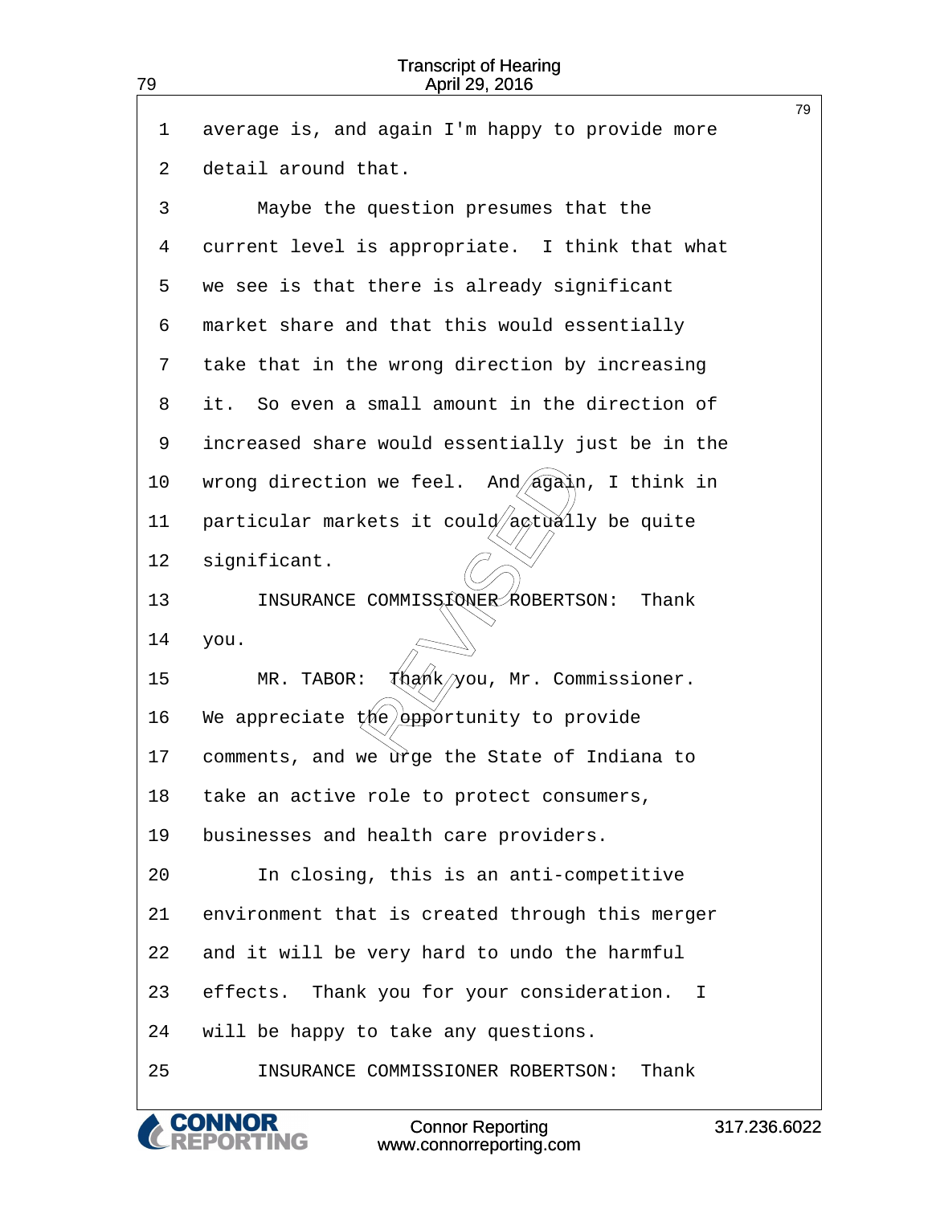1 average is, and again I'm happy to provide more
2 detail around that.
3 Maybe the question presumes that the
4 current level is appropriate. I think that what
5 we see is that there is already significant
6 market share and that this would essentially
7 take that in the wrong direction by increasing
8 it. So even a small amount in the direction of
9 increased share would essentially just be in the
10 wrong direction we feel. And again, I think in
11 particular markets it could actually be quite
12 significant.
13 INSURANCE COMMISSIONER ROBERTSON: Thank
14 you.
15 MR. TABOR: Thank you, Mr. Commissioner.
16 We appreciate the opportunity to provide
17 comments, and we urge the State of Indiana to
18 take an active role to protect consumers,
19 businesses and health care providers.
20 In closing, this is an anti-competitive
21 environment that is created through this merger
22 and it will be very hard to undo the harmful
23 effects. Thank you for your consideration. I
24 will be happy to take any questions.
25 INSURANCE COMMISSIONER ROBERTSON: Thank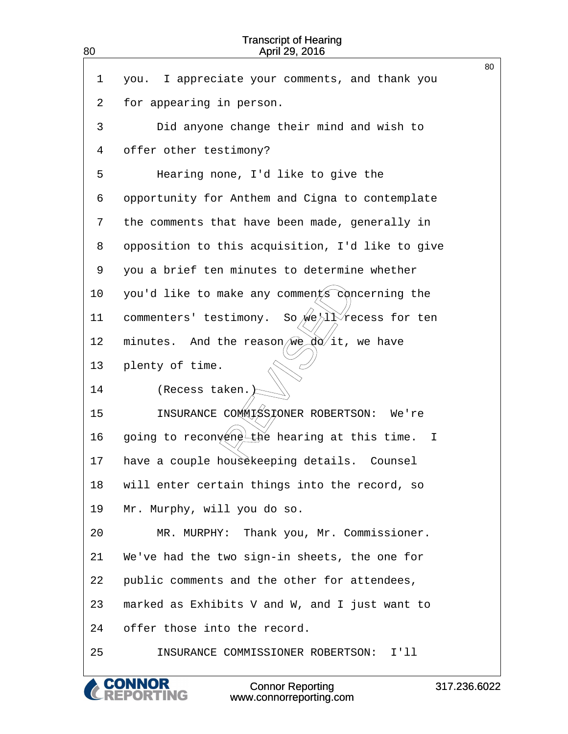1 you. I appreciate your comments, and thank you
2 for appearing in person.
3 Did anyone change their mind and wish to
4 offer other testimony?
5 Hearing none, I'd like to give the
6 opportunity for Anthem and Cigna to contemplate
7 the comments that have been made, generally in
8 opposition to this acquisition, I'd like to give
9 you a brief ten minutes to determine whether
10 you'd like to make any comments concerning the
11 commenters' testimony. So we'll recess for ten
12 minutes. And the reason we do it, we have
13 plenty of time.
14 (Recess taken.)
15 INSURANCE COMMISSIONER ROBERTSON: We're
16 going to reconvene the hearing at this time. I
17 have a couple housekeeping details. Counsel
18 will enter certain things into the record, so
19 Mr. Murphy, will you do so.
20 MR. MURPHY: Thank you, Mr. Commissioner.
21 We've had the two sign-in sheets, the one for
22 public comments and the other for attendees,
23 marked as Exhibits V and W, and I just want to
24 offer those into the record.
25 INSURANCE COMMISSIONER ROBERTSON: I'll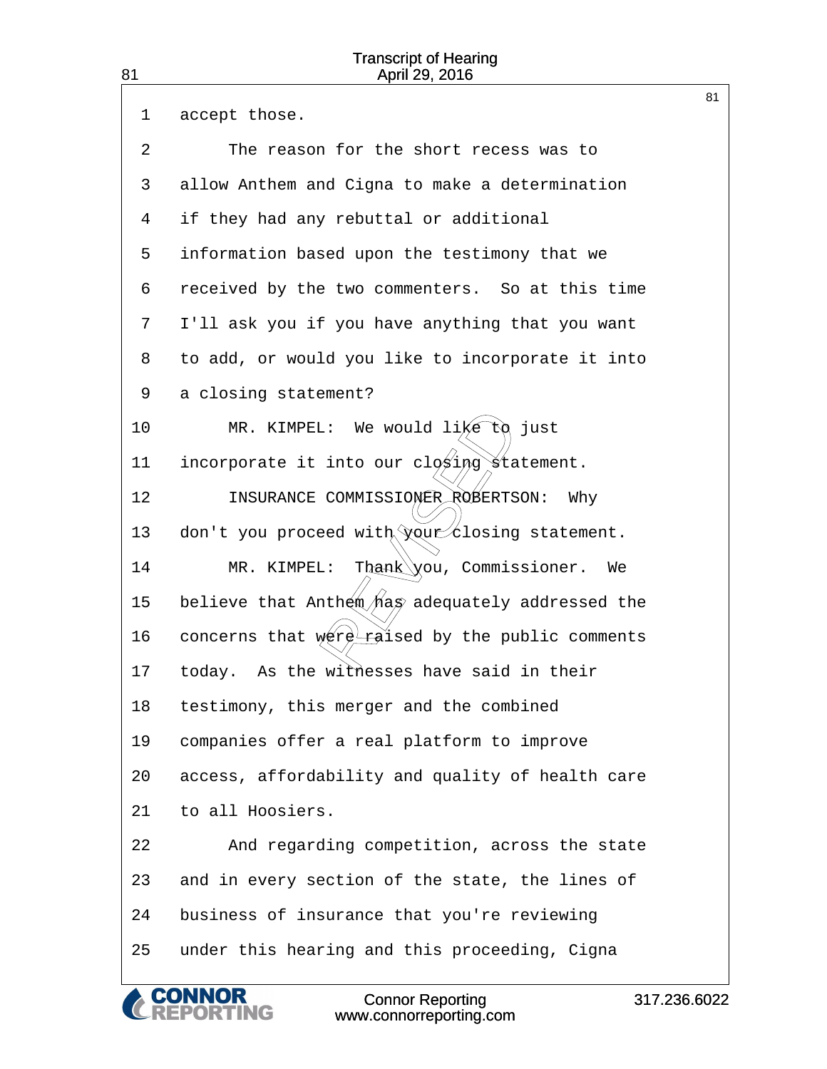1 accept those.

2 The reason for the short recess was to

3 allow Anthem and Cigna to make a determination

4 if they had any rebuttal or additional

5 information based upon the testimony that we

6 received by the two commenters. So at this time

7 I'll ask you if you have anything that you want

8 to add, or would you like to incorporate it into

9 a closing statement?

10 MR. KIMPEL: We would like to just

11 incorporate it into our closing statement.

12 INSURANCE COMMISSIONER ROBERTSON: Why

13 don't you proceed with your closing statement.

14 MR. KIMPEL: Thank you, Commissioner. We

15 believe that Anthem has adequately addressed the

16 concerns that were raised by the public comments

17 today. As the witnesses have said in their

18 testimony, this merger and the combined

19 companies offer a real platform to improve

20 access, affordability and quality of health care

21 to all Hoosiers.

22 And regarding competition, across the state

23 and in every section of the state, the lines of

24 business of insurance that you're reviewing

25 under this hearing and this proceeding, Cigna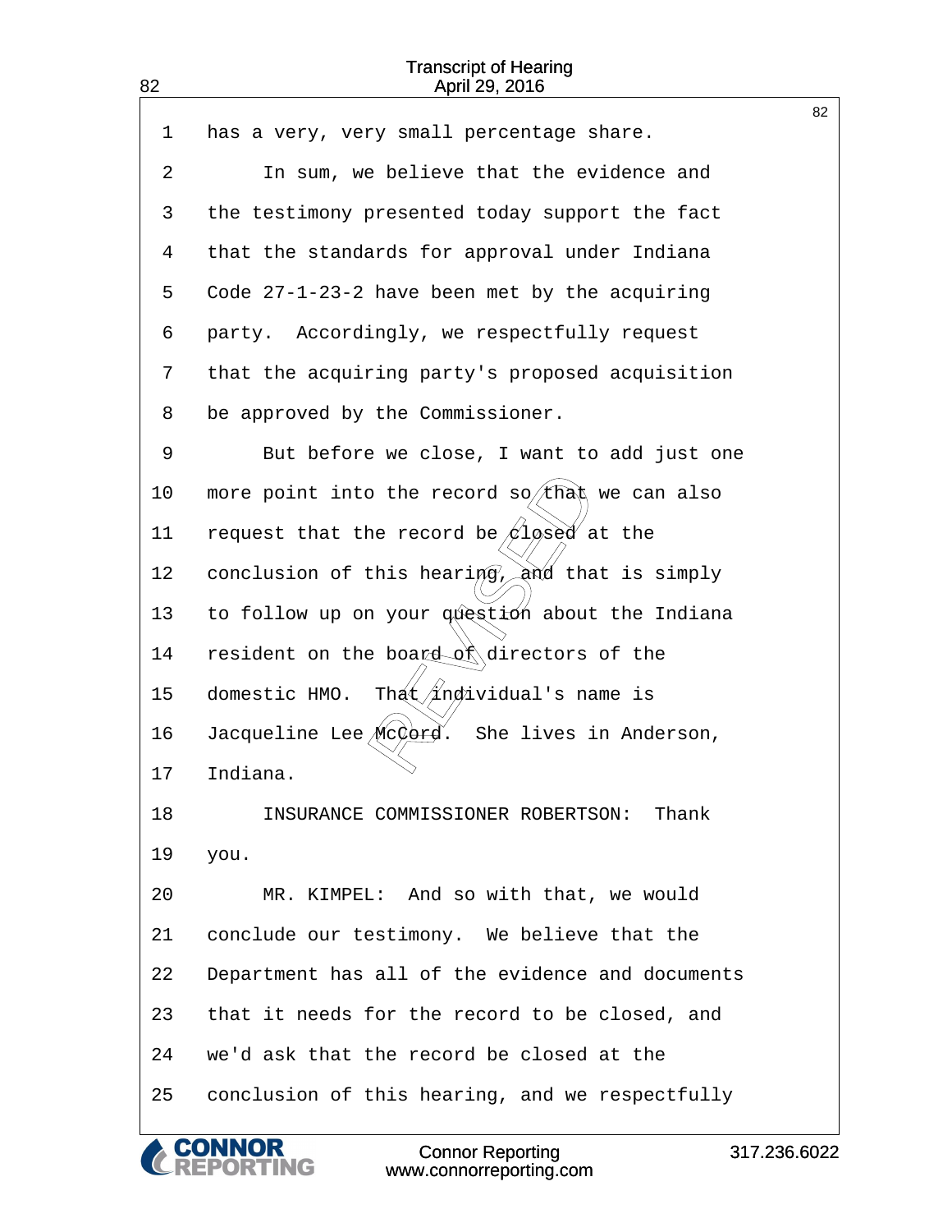1 has a very, very small percentage share.

2 In sum, we believe that the evidence and

3 the testimony presented today support the fact

4 that the standards for approval under Indiana

5 Code 27-1-23-2 have been met by the acquiring

6 party. Accordingly, we respectfully request

7 that the acquiring party's proposed acquisition

8 be approved by the Commissioner.

9 But before we close, I want to add just one

10 more point into the record so that we can also

11 request that the record be closed at the

12 conclusion of this hearing, and that is simply

13 to follow up on your question about the Indiana

14 resident on the board of directors of the

15 domestic HMO. That individual's name is

16 Jacqueline Lee McCord. She lives in Anderson,

17 Indiana.

18 INSURANCE COMMISSIONER ROBERTSON: Thank

19 you.

20 MR. KIMPEL: And so with that, we would

21 conclude our testimony. We believe that the

22 Department has all of the evidence and documents

23 that it needs for the record to be closed, and

24 we'd ask that the record be closed at the

25 conclusion of this hearing, and we respectfully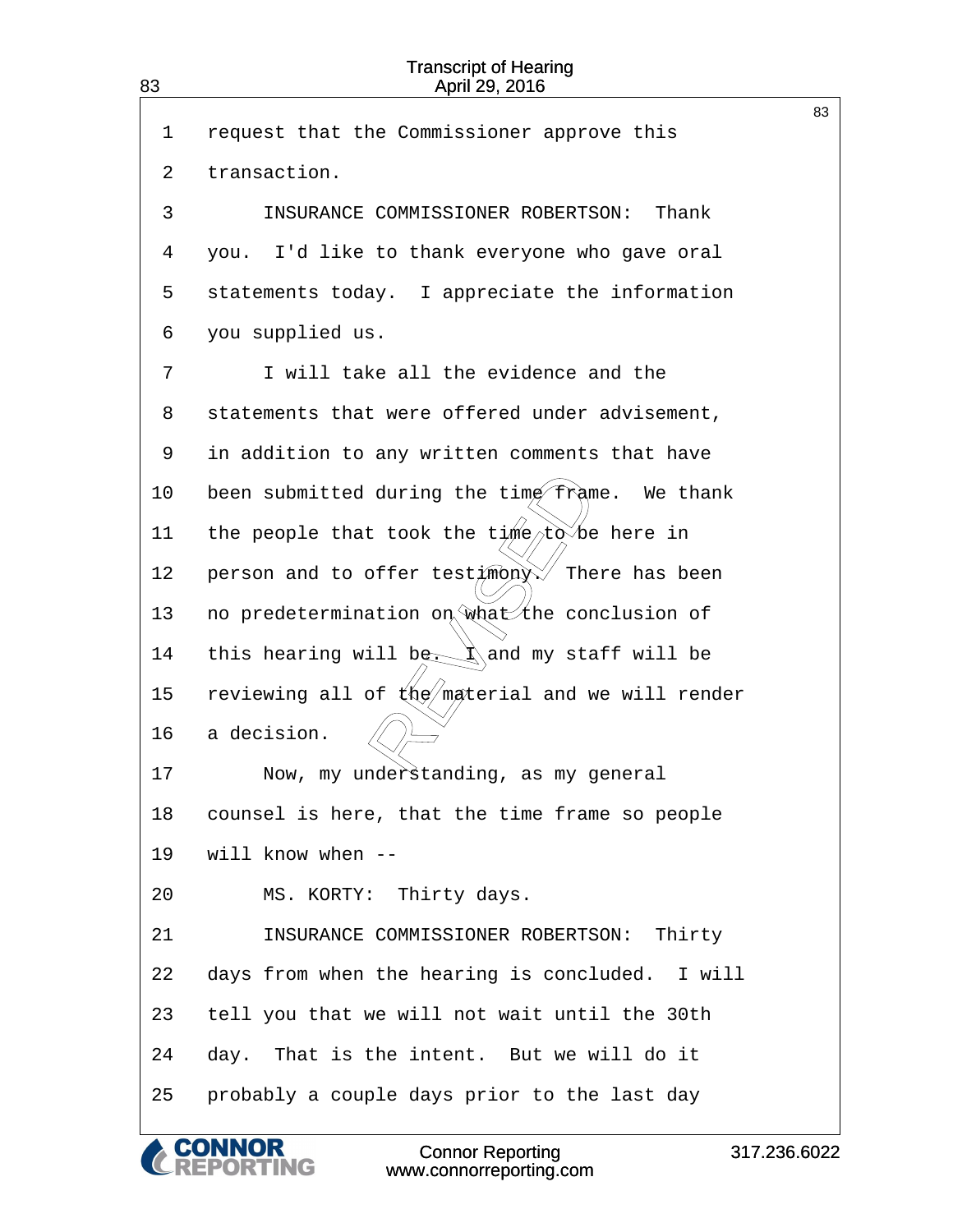1 request that the Commissioner approve this

2 transaction.

3 INSURANCE COMMISSIONER ROBERTSON: Thank

4 you. I'd like to thank everyone who gave oral

5 statements today. I appreciate the information

6 you supplied us.

7 I will take all the evidence and the

8 statements that were offered under advisement,

9 in addition to any written comments that have

10 been submitted during the time frame. We thank

11 the people that took the time to be here in

12 person and to offer testimony. There has been

13 no predetermination on what the conclusion of

14 this hearing will be. I and my staff will be

15 reviewing all of the material and we will render

16 a decision.

17 Now, my understanding, as my general

18 counsel is here, that the time frame so people

19 will know when --

20 MS. KORTY: Thirty days.

21 INSURANCE COMMISSIONER ROBERTSON: Thirty

22 days from when the hearing is concluded. I will

23 tell you that we will not wait until the 30th

24 day. That is the intent. But we will do it

25 probably a couple days prior to the last day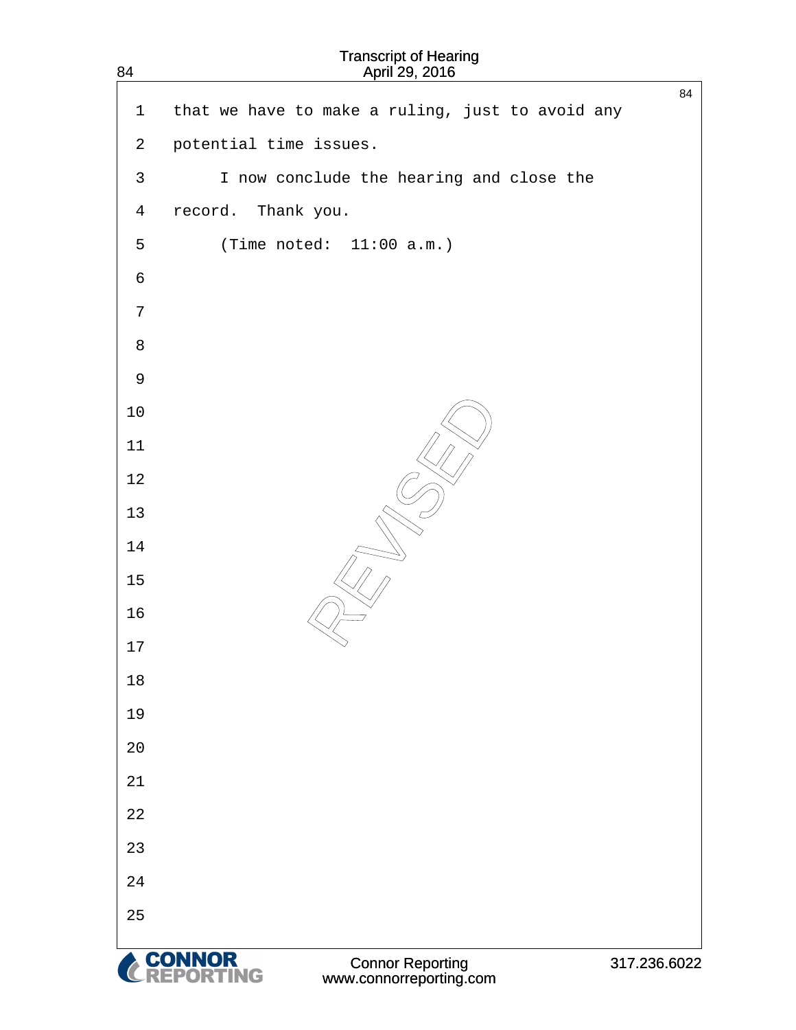that we have to make a ruling, just to avoid any potential time issues.

I now conclude the hearing and close the record. Thank you.

(Time noted: 11:00 a.m.)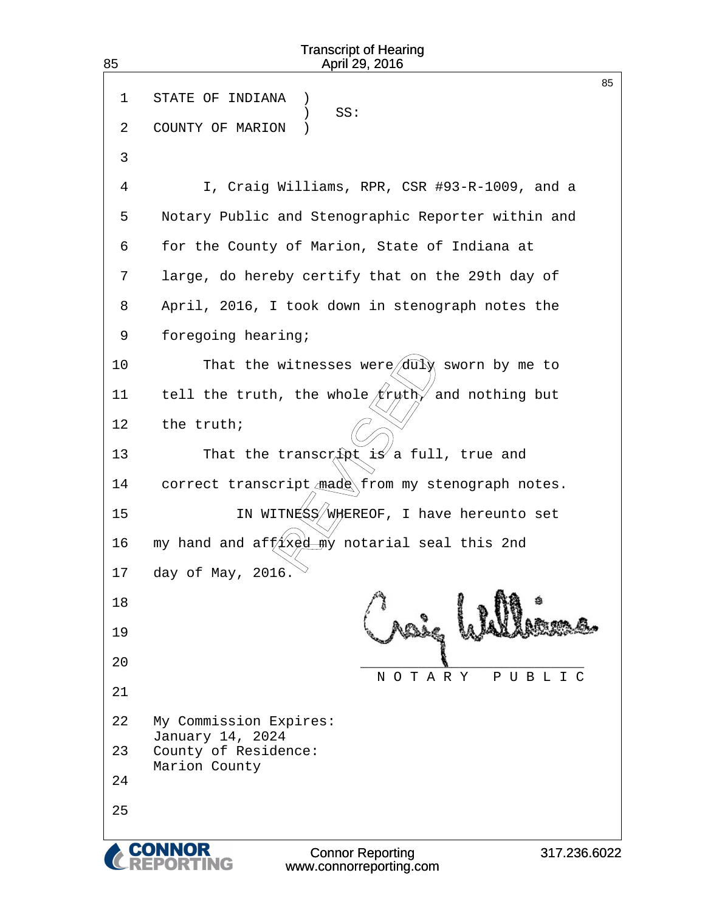STATE OF INDIANA )
) SS:
COUNTY OF MARION )

I, Craig Williams, RPR, CSR #93-R-1009, and a Notary Public and Stenographic Reporter within and for the County of Marion, State of Indiana at large, do hereby certify that on the 29th day of April, 2016, I took down in stenograph notes the foregoing hearing;

That the witnesses were duly sworn by me to tell the truth, the whole truth, and nothing but the truth;

That the transcript is a full, true and correct transcript made from my stenograph notes.

IN WITNESS WHEREOF, I have hereunto set my hand and affixed my notarial seal this 2nd day of May, 2016.

Craig Williams

NOTARY PUBLIC

My Commission Expires:
January 14, 2024
County of Residence:
Marion County

REVISED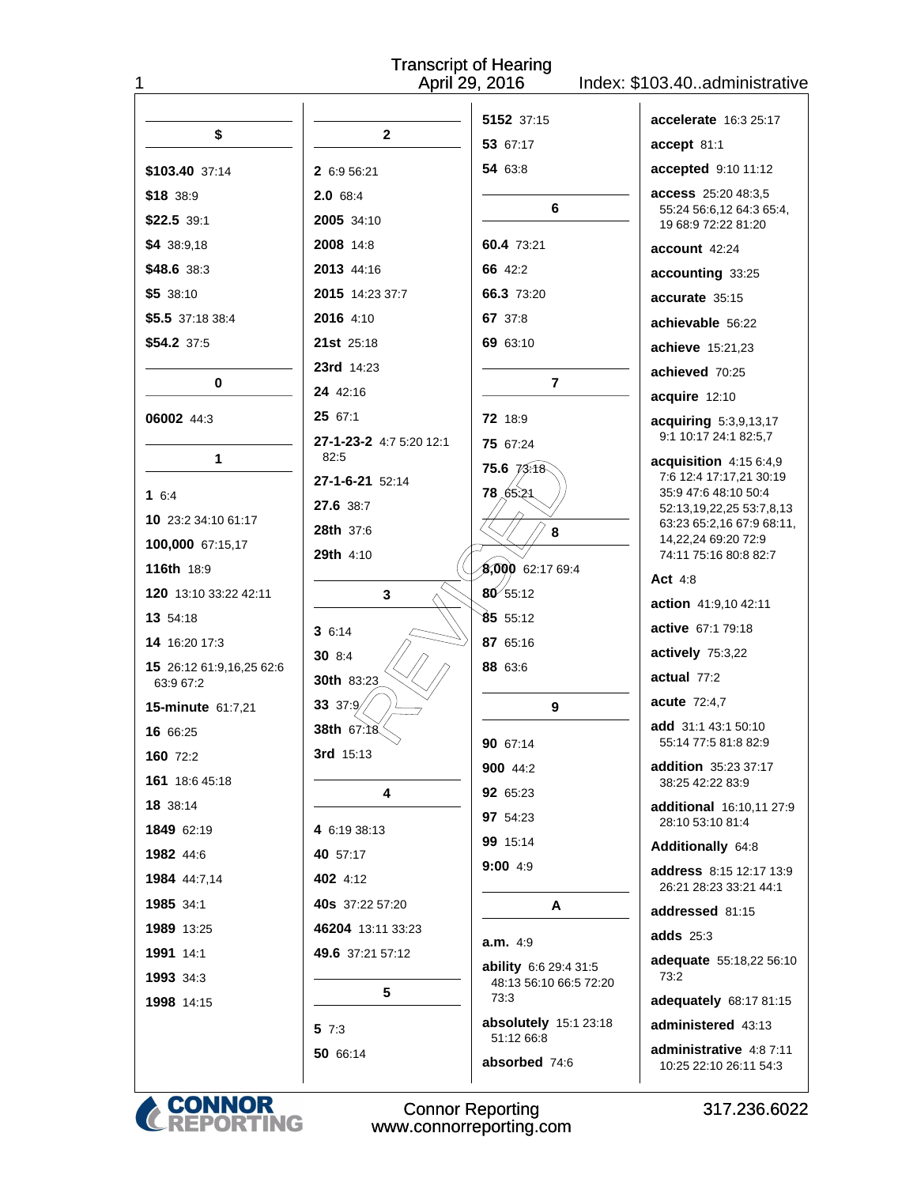Transcript of Hearing
April 29, 2016
Index: $103.40..administrative

**$**

**$103.40** 37:14
**$18** 38:9
**$22.5** 39:1
**$4** 38:9,18
**$48.6** 38:3
**$5** 38:10
**$5.5** 37:18 38:4
**$54.2** 37:5

**0**

**06002** 44:3

**1**

**1** 6:4
**10** 23:2 34:10 61:17
**100,000** 67:15,17
**116th** 18:9
**120** 13:10 33:22 42:11
**13** 54:18
**14** 16:20 17:3
**15** 26:12 61:9,16,25 62:6 63:9 67:2
**15-minute** 61:7,21
**16** 66:25
**160** 72:2
**161** 18:6 45:18
**18** 38:14
**1849** 62:19
**1982** 44:6
**1984** 44:7,14
**1985** 34:1
**1989** 13:25
**1991** 14:1
**1993** 34:3
**1998** 14:15

**2**

**2** 6:9 56:21
**2.0** 68:4
**2005** 34:10
**2008** 14:8
**2013** 44:16
**2015** 14:23 37:7
**2016** 4:10
**21st** 25:18
**23rd** 14:23
**24** 42:16
**25** 67:1
**27-1-23-2** 4:7 5:20 12:1 82:5
**27-1-6-21** 52:14
**27.6** 38:7
**28th** 37:6
**29th** 4:10

**3**

**3** 6:14
**30** 8:4
**30th** 83:23
**33** 37:9
**38th** 67:18
**3rd** 15:13

**4**

**4** 6:19 38:13
**40** 57:17
**402** 4:12
**40s** 37:22 57:20
**46204** 13:11 33:23
**49.6** 37:21 57:12

**5**

**5** 7:3
**50** 66:14
**5152** 37:15
**53** 67:17
**54** 63:8

**6**

**60.4** 73:21
**66** 42:2
**66.3** 73:20
**67** 37:8
**69** 63:10

**7**

**72** 18:9
**75** 67:24
**75.6** 73:18
**78** 65:21

**8**

**8,000** 62:17 69:4
**80** 55:12
**85** 55:12
**87** 65:16
**88** 63:6

**9**

**90** 67:14
**900** 44:2
**92** 65:23
**97** 54:23
**99** 15:14
**9:00** 4:9

**A**

**a.m.** 4:9
**ability** 6:6 29:4 31:5 48:13 56:10 66:5 72:20 73:3
**absolutely** 15:1 23:18 51:12 66:8
**absorbed** 74:6
**accelerate** 16:3 25:17
**accept** 81:1
**accepted** 9:10 11:12
**access** 25:20 48:3,5 55:24 56:6,12 64:3 65:4, 19 68:9 72:22 81:20
**account** 42:24
**accounting** 33:25
**accurate** 35:15
**achievable** 56:22
**achieve** 15:21,23
**achieved** 70:25
**acquire** 12:10
**acquiring** 5:3,9,13,17 9:1 10:17 24:1 82:5,7
**acquisition** 4:15 6:4,9 7:6 12:4 17:17,21 30:19 35:9 47:6 48:10 50:4 52:13,19,22,25 53:7,8,13 63:23 65:2,16 67:9 68:11, 14,22,24 69:20 72:9 74:11 75:16 80:8 82:7
**Act** 4:8
**action** 41:9,10 42:11
**active** 67:1 79:18
**actively** 75:3,22
**actual** 77:2
**acute** 72:4,7
**add** 31:1 43:1 50:10 55:14 77:5 81:8 82:9
**addition** 35:23 37:17 38:25 42:22 83:9
**additional** 16:10,11 27:9 28:10 53:10 81:4
**Additionally** 64:8
**address** 8:15 12:17 13:9 26:21 28:23 33:21 44:1
**addressed** 81:15
**adds** 25:3
**adequate** 55:18,22 56:10 73:2
**adequately** 68:17 81:15
**administered** 43:13
**administrative** 4:8 7:11 10:25 22:10 26:11 54:3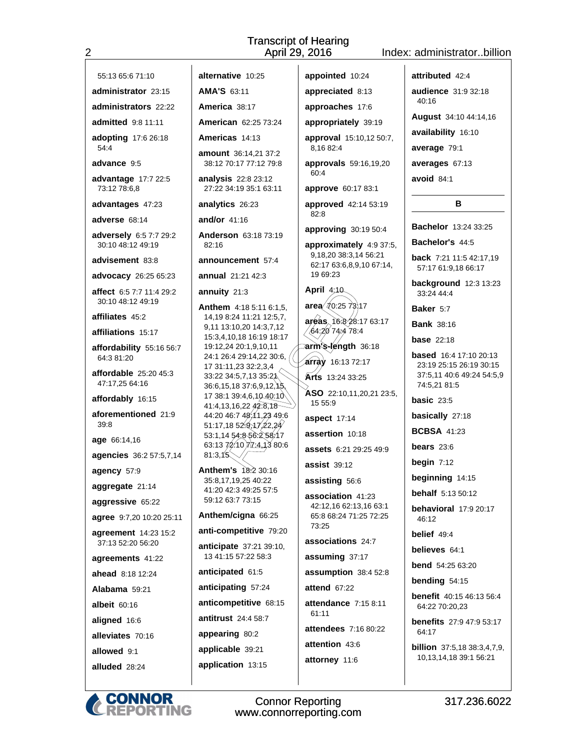55:13 65:6 71:10

**administrator** 23:15

**administrators** 22:22

**admitted** 9:8 11:11

**adopting** 17:6 26:18 54:4

**advance** 9:5

**advantage** 17:7 22:5 73:12 78:6,8

**advantages** 47:23

**adverse** 68:14

**adversely** 6:5 7:7 29:2 30:10 48:12 49:19

**advisement** 83:8

**advocacy** 26:25 65:23

**affect** 6:5 7:7 11:4 29:2 30:10 48:12 49:19

**affiliates** 45:2

**affiliations** 15:17

**affordability** 55:16 56:7 64:3 81:20

**affordable** 25:20 45:3 47:17,25 64:16

**affordably** 16:15

**aforementioned** 21:9 39:8

**age** 66:14,16

**agencies** 36:2 57:5,7,14

**agency** 57:9

**aggregate** 21:14

**aggressive** 65:22

**agree** 9:7,20 10:20 25:11

**agreement** 14:23 15:2 37:13 52:20 56:20

**agreements** 41:22

**ahead** 8:18 12:24

**Alabama** 59:21

**albeit** 60:16

**aligned** 16:6

**alleviates** 70:16

**allowed** 9:1

**alluded** 28:24

**alternative** 10:25

**AMA'S** 63:11

**America** 38:17

**American** 62:25 73:24

**Americas** 14:13

**amount** 36:14,21 37:2 38:12 70:17 77:12 79:8

**analysis** 22:8 23:12 27:22 34:19 35:1 63:11

**analytics** 26:23

**and/or** 41:16

**Anderson** 63:18 73:19 82:16

**announcement** 57:4

**annual** 21:21 42:3

**annuity** 21:3

**Anthem** 4:18 5:11 6:1,5,14,19 8:24 11:21 12:5,7,9,11 13:10,20 14:3,7,12 15:3,4,10,18 16:19 18:17 19:12,24 20:1,9,10,11 24:1 26:4 29:14,22 30:6,17 31:11,23 32:2,3,4 33:22 34:5,7,13 35:21 36:6,15,18 37:6,9,12,15,17 38:1 39:4,6,10 40:10 41:4,13,16,22 42:8,18 44:20 46:7 48:11,23 49:6 51:17,18 52:9,17,22,24 53:1,14 54:8 56:2 58:17 63:13 72:10 77:4,13 80:6 81:3,15

**Anthem's** 18:2 30:16 35:8,17,19,25 40:22 41:20 42:3 49:25 57:5 59:12 63:7 73:15

**Anthem/cigna** 66:25

**anti-competitive** 79:20

**anticipate** 37:21 39:10,13 41:15 57:22 58:3

**anticipated** 61:5

**anticipating** 57:24

**anticompetitive** 68:15

**antitrust** 24:4 58:7

**appearing** 80:2

**applicable** 39:21

**application** 13:15

**appointed** 10:24

**appreciated** 8:13

**approaches** 17:6

**appropriately** 39:19

**approval** 15:10,12 50:7,8,16 82:4

**approvals** 59:16,19,20 60:4

**approve** 60:17 83:1

**approved** 42:14 53:19 82:8

**approving** 30:19 50:4

**approximately** 4:9 37:5,9,18,20 38:3,14 56:21 62:17 63:6,8,9,10 67:14,19 69:23

**April** 4:10

**area** 70:25 73:17

**areas** 16:8 28:17 63:17 64:20 74:4 78:4

**arm's-length** 36:18

**array** 16:13 72:17

**Arts** 13:24 33:25

**ASO** 22:10,11,20,21 23:5,15 55:9

**aspect** 17:14

**assertion** 10:18

**assets** 6:21 29:25 49:9

**assist** 39:12

**assisting** 56:6

**association** 41:23 42:12,16 62:13,16 63:1 65:8 68:24 71:25 72:25 73:25

**associations** 24:7

**assuming** 37:17

**assumption** 38:4 52:8

**attend** 67:22

**attendance** 7:15 8:11 61:11

**attendees** 7:16 80:22

**attention** 43:6

**attorney** 11:6

**attributed** 42:4

**audience** 31:9 32:18 40:16

**August** 34:10 44:14,16

**availability** 16:10

**average** 79:1

**averages** 67:13

**avoid** 84:1

### B

**Bachelor** 13:24 33:25

**Bachelor's** 44:5

**back** 7:21 11:5 42:17,19 57:17 61:9,18 66:17

**background** 12:3 13:23 33:24 44:4

**Baker** 5:7

**Bank** 38:16

**base** 22:18

**based** 16:4 17:10 20:13 23:19 25:15 26:19 30:15 37:5,11 40:6 49:24 54:5,9 74:5,21 81:5

**basic** 23:5

**basically** 27:18

**BCBSA** 41:23

**bears** 23:6

**begin** 7:12

**beginning** 14:15

**behalf** 5:13 50:12

**behavioral** 17:9 20:17 46:12

**belief** 49:4

**believes** 64:1

**bend** 54:25 63:20

**bending** 54:15

**benefit** 40:15 46:13 56:4 64:22 70:20,23

**benefits** 27:9 47:9 53:17 64:17

**billion** 37:5,18 38:3,4,7,9,10,13,14,18 39:1 56:21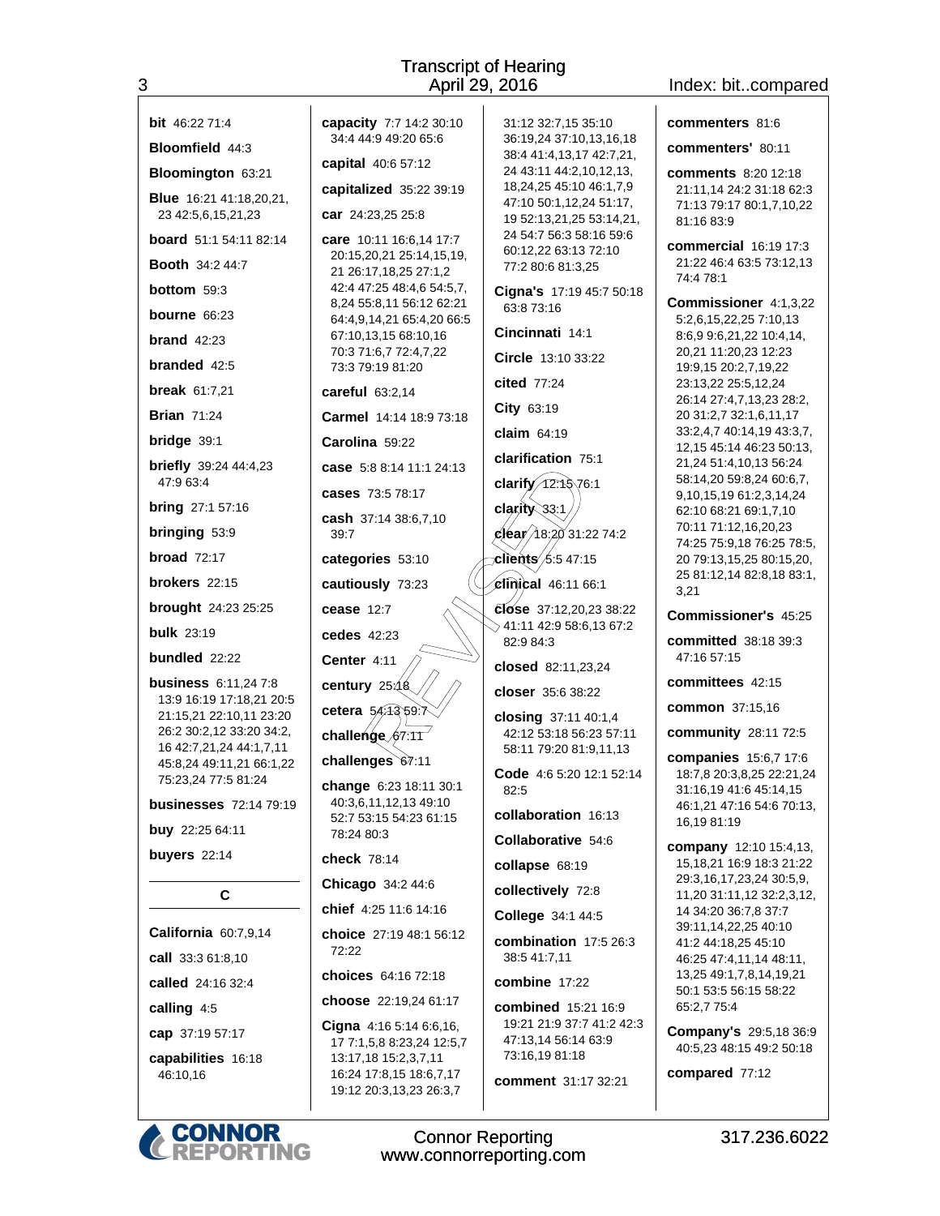**bit** 46:22 71:4

**Bloomfield** 44:3

**Bloomington** 63:21

**Blue** 16:21 41:18,20,21, 23 42:5,6,15,21,23

**board** 51:1 54:11 82:14

**Booth** 34:2 44:7

**bottom** 59:3

**bourne** 66:23

**brand** 42:23

**branded** 42:5

**break** 61:7,21

**Brian** 71:24

**bridge** 39:1

**briefly** 39:24 44:4,23 47:9 63:4

**bring** 27:1 57:16

**bringing** 53:9

**broad** 72:17

**brokers** 22:15

**brought** 24:23 25:25

**bulk** 23:19

**bundled** 22:22

**business** 6:11,24 7:8 13:9 16:19 17:18,21 20:5 21:15,21 22:10,11 23:20 26:2 30:2,12 33:20 34:2, 16 42:7,21,24 44:1,7,11 45:8,24 49:11,21 66:1,22 75:23,24 77:5 81:24

**businesses** 72:14 79:19

**buy** 22:25 64:11

**buyers** 22:14

## C

**California** 60:7,9,14

**call** 33:3 61:8,10

**called** 24:16 32:4

**calling** 4:5

**cap** 37:19 57:17

**capabilities** 16:18 46:10,16

**capacity** 7:7 14:2 30:10 34:4 44:9 49:20 65:6

**capital** 40:6 57:12

**capitalized** 35:22 39:19

**car** 24:23,25 25:8

**care** 10:11 16:6,14 17:7 20:15,20,21 25:14,15,19, 21 26:17,18,25 27:1,2 42:4 47:25 48:4,6 54:5,7, 8,24 55:8,11 56:12 62:21 64:4,9,14,21 65:4,20 66:5 67:10,13,15 68:10,16 70:3 71:6,7 72:4,7,22 73:3 79:19 81:20

**careful** 63:2,14

**Carmel** 14:14 18:9 73:18

**Carolina** 59:22

**case** 5:8 8:14 11:1 24:13

**cases** 73:5 78:17

**cash** 37:14 38:6,7,10 39:7

**categories** 53:10

**cautiously** 73:23

**cease** 12:7

**cedes** 42:23

**Center** 4:11

**century** 25:18

**cetera** 54:13 59:7

**challenge** 67:11

**challenges** 67:11

**change** 6:23 18:11 30:1 40:3,6,11,12,13 49:10 52:7 53:15 54:23 61:15 78:24 80:3

**check** 78:14

**Chicago** 34:2 44:6

**chief** 4:25 11:6 14:16

**choice** 27:19 48:1 56:12 72:22

**choices** 64:16 72:18

**choose** 22:19,24 61:17

**Cigna** 4:16 5:14 6:6,16, 17 7:1,5,8 8:23,24 12:5,7 13:17,18 15:2,3,7,11 16:24 17:8,15 18:6,7,17 19:12 20:3,13,23 26:3,7 31:12 32:7,15 35:10 36:19,24 37:10,13,16,18 38:4 41:4,13,17 42:7,21, 24 43:11 44:2,10,12,13, 18,24,25 45:10 46:1,7,9 47:10 50:1,12,24 51:17, 19 52:13,21,25 53:14,21, 24 54:7 56:3 58:16 59:6 60:12,22 63:13 72:10 77:2 80:6 81:3,25

**Cigna's** 17:19 45:7 50:18 63:8 73:16

**Cincinnati** 14:1

**Circle** 13:10 33:22

**cited** 77:24

**City** 63:19

**claim** 64:19

**clarification** 75:1

**clarify** 12:15 76:1

**clarity** 33:1

**clear** 18:20 31:22 74:2

**clients** 5:5 47:15

**clinical** 46:11 66:1

**close** 37:12,20,23 38:22 41:11 42:9 58:6,13 67:2 82:9 84:3

**closed** 82:11,23,24

**closer** 35:6 38:22

**closing** 37:11 40:1,4 42:12 53:18 56:23 57:11 58:11 79:20 81:9,11,13

**Code** 4:6 5:20 12:1 52:14 82:5

**collaboration** 16:13

**Collaborative** 54:6

**collapse** 68:19

**collectively** 72:8

**College** 34:1 44:5

**combination** 17:5 26:3 38:5 41:7,11

**combine** 17:22

**combined** 15:21 16:9 19:21 21:9 37:7 41:2 42:3 47:13,14 56:14 63:9 73:16,19 81:18

**comment** 31:17 32:21

**commenters** 81:6

**commenters'** 80:11

**comments** 8:20 12:18 21:11,14 24:2 31:18 62:3 71:13 79:17 80:1,7,10,22 81:16 83:9

**commercial** 16:19 17:3 21:22 46:4 63:5 73:12,13 74:4 78:1

**Commissioner** 4:1,3,22 5:2,6,15,22,25 7:10,13 8:6,9 9:6,21,22 10:4,14, 20,21 11:20,23 12:23 19:9,15 20:2,7,19,22 23:13,22 25:5,12,24 26:14 27:4,7,13,23 28:2, 20 31:2,7 32:1,6,11,17 33:2,4,7 40:14,19 43:3,7, 12,15 45:14 46:23 50:13, 21,24 51:4,10,13 56:24 58:14,20 59:8,24 60:6,7, 9,10,15,19 61:2,3,14,24 62:10 68:21 69:1,7,10 70:11 71:12,16,20,23 74:25 75:9,18 76:25 78:5, 20 79:13,15,25 80:15,20, 25 81:12,14 82:8,18 83:1, 3,21

**Commissioner's** 45:25

**committed** 38:18 39:3 47:16 57:15

**committees** 42:15

**common** 37:15,16

**community** 28:11 72:5

**companies** 15:6,7 17:6 18:7,8 20:3,8,25 22:21,24 31:16,19 41:6 45:14,15 46:1,21 47:16 54:6 70:13, 16,19 81:19

**company** 12:10 15:4,13, 15,18,21 16:9 18:3 21:22 29:3,16,17,23,24 30:5,9, 11,20 31:11,12 32:2,3,12, 14 34:20 36:7,8 37:7 39:11,14,22,25 40:10 41:2 44:18,25 45:10 46:25 47:4,11,14 48:11, 13,25 49:1,7,8,14,19,21 50:1 53:5 56:15 58:22 65:2,7 75:4

**Company's** 29:5,18 36:9 40:5,23 48:15 49:2 50:18

**compared** 77:12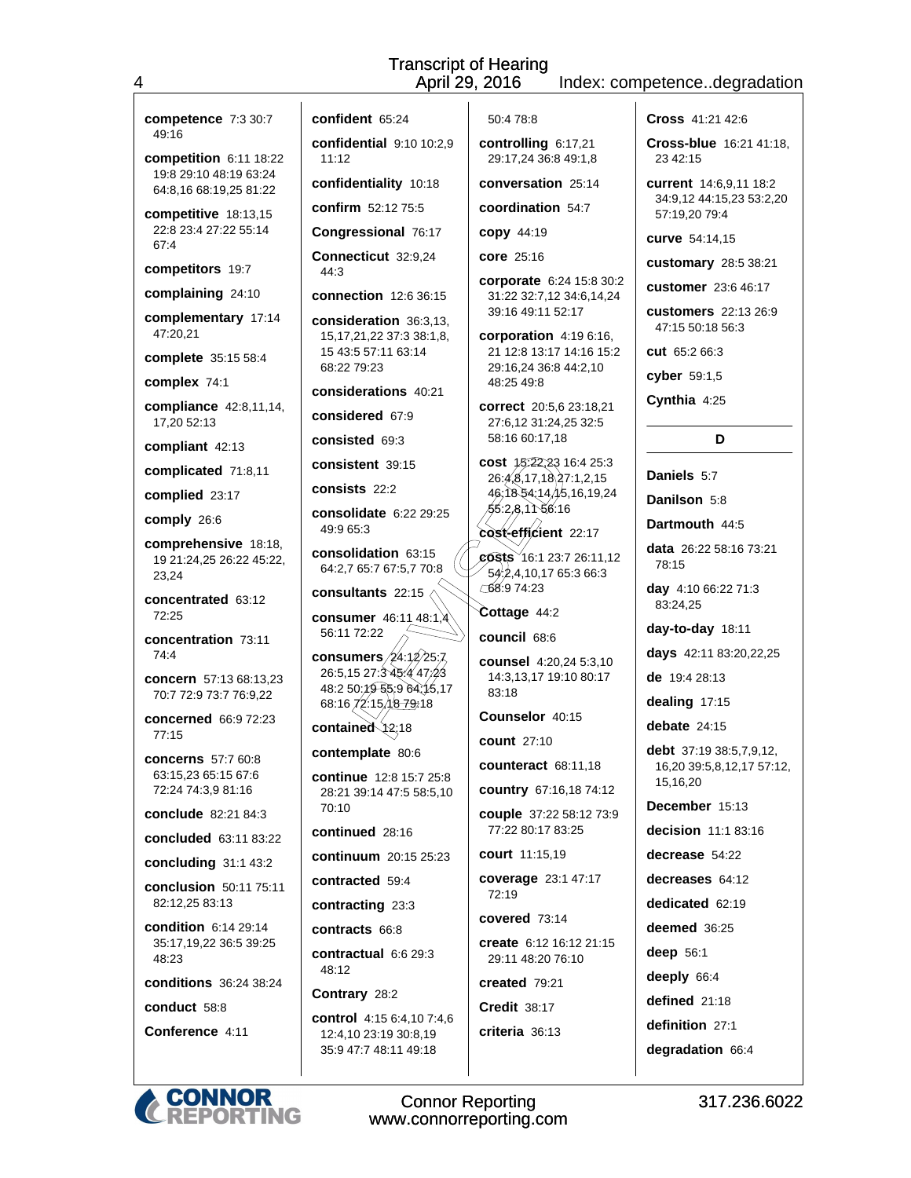**competence** 7:3 30:7 49:16

**competition** 6:11 18:22 19:8 29:10 48:19 63:24 64:8,16 68:19,25 81:22

**competitive** 18:13,15 22:8 23:4 27:22 55:14 67:4

**competitors** 19:7

**complaining** 24:10

**complementary** 17:14 47:20,21

**complete** 35:15 58:4

**complex** 74:1

**compliance** 42:8,11,14, 17,20 52:13

**compliant** 42:13

**complicated** 71:8,11

**complied** 23:17

**comply** 26:6

**comprehensive** 18:18, 19 21:24,25 26:22 45:22, 23,24

**concentrated** 63:12 72:25

**concentration** 73:11 74:4

**concern** 57:13 68:13,23 70:7 72:9 73:7 76:9,22

**concerned** 66:9 72:23 77:15

**concerns** 57:7 60:8 63:15,23 65:15 67:6 72:24 74:3,9 81:16

**conclude** 82:21 84:3

**concluded** 63:11 83:22

**concluding** 31:1 43:2

**conclusion** 50:11 75:11 82:12,25 83:13

**condition** 6:14 29:14 35:17,19,22 36:5 39:25 48:23

**conditions** 36:24 38:24

**conduct** 58:8

**Conference** 4:11

**confident** 65:24

**confidential** 9:10 10:2,9 11:12

**confidentiality** 10:18

**confirm** 52:12 75:5

**Congressional** 76:17

**Connecticut** 32:9,24 44:3

**connection** 12:6 36:15

**consideration** 36:3,13, 15,17,21,22 37:3 38:1,8, 15 43:5 57:11 63:14 68:22 79:23

**considerations** 40:21

**considered** 67:9

**consisted** 69:3

**consistent** 39:15

**consists** 22:2

**consolidate** 6:22 29:25 49:9 65:3

**consolidation** 63:15 64:2,7 65:7 67:5,7 70:8

**consultants** 22:15

**consumer** 46:11 48:1,4 56:11 72:22

**consumers** 24:12 25:7 26:5,15 27:3 45:4 47:23 48:2 50:19 55:9 64:15,17 68:16 72:15,18 79:18

**contained** 12:18

**contemplate** 80:6

**continue** 12:8 15:7 25:8 28:21 39:14 47:5 58:5,10 70:10

**continued** 28:16

**continuum** 20:15 25:23

**contracted** 59:4

**contracting** 23:3

**contracts** 66:8

**contractual** 6:6 29:3 48:12

**Contrary** 28:2

**control** 4:15 6:4,10 7:4,6 12:4,10 23:19 30:8,19 35:9 47:7 48:11 49:18 50:4 78:8

**controlling** 6:17,21 29:17,24 36:8 49:1,8

**conversation** 25:14

**coordination** 54:7

**copy** 44:19

**core** 25:16

**corporate** 6:24 15:8 30:2 31:22 32:7,12 34:6,14,24 39:16 49:11 52:17

**corporation** 4:19 6:16, 21 12:8 13:17 14:16 15:2 29:16,24 36:8 44:2,10 48:25 49:8

**correct** 20:5,6 23:18,21 27:6,12 31:24,25 32:5 58:16 60:17,18

**cost** 15:22,23 16:4 25:3 26:4,8,17,18 27:1,2,15 46:18 54:14,15,16,19,24 55:2,8,11 56:16

**cost-efficient** 22:17

**costs** 16:1 23:7 26:11,12 54:2,4,10,17 65:3 66:3 68:9 74:23

**Cottage** 44:2

**council** 68:6

**counsel** 4:20,24 5:3,10 14:3,13,17 19:10 80:17 83:18

**Counselor** 40:15

**count** 27:10

**counteract** 68:11,18

**country** 67:16,18 74:12

**couple** 37:22 58:12 73:9 77:22 80:17 83:25

**court** 11:15,19

**coverage** 23:1 47:17 72:19

**covered** 73:14

**create** 6:12 16:12 21:15 29:11 48:20 76:10

**created** 79:21

**Credit** 38:17

**criteria** 36:13

**Cross** 41:21 42:6

**Cross-blue** 16:21 41:18, 23 42:15

**current** 14:6,9,11 18:2 34:9,12 44:15,23 53:2,20 57:19,20 79:4

**curve** 54:14,15

**customary** 28:5 38:21

**customer** 23:6 46:17

**customers** 22:13 26:9 47:15 50:18 56:3

**cut** 65:2 66:3

**cyber** 59:1,5

**Cynthia** 4:25

## D

**Daniels** 5:7

**Danilson** 5:8

**Dartmouth** 44:5

**data** 26:22 58:16 73:21 78:15

**day** 4:10 66:22 71:3 83:24,25

**day-to-day** 18:11

**days** 42:11 83:20,22,25

**de** 19:4 28:13

**dealing** 17:15

**debate** 24:15

**debt** 37:19 38:5,7,9,12, 16,20 39:5,8,12,17 57:12, 15,16,20

**December** 15:13

**decision** 11:1 83:16

**decrease** 54:22

**decreases** 64:12

**dedicated** 62:19

**deemed** 36:25

**deep** 56:1

**deeply** 66:4

**defined** 21:18

**definition** 27:1

**degradation** 66:4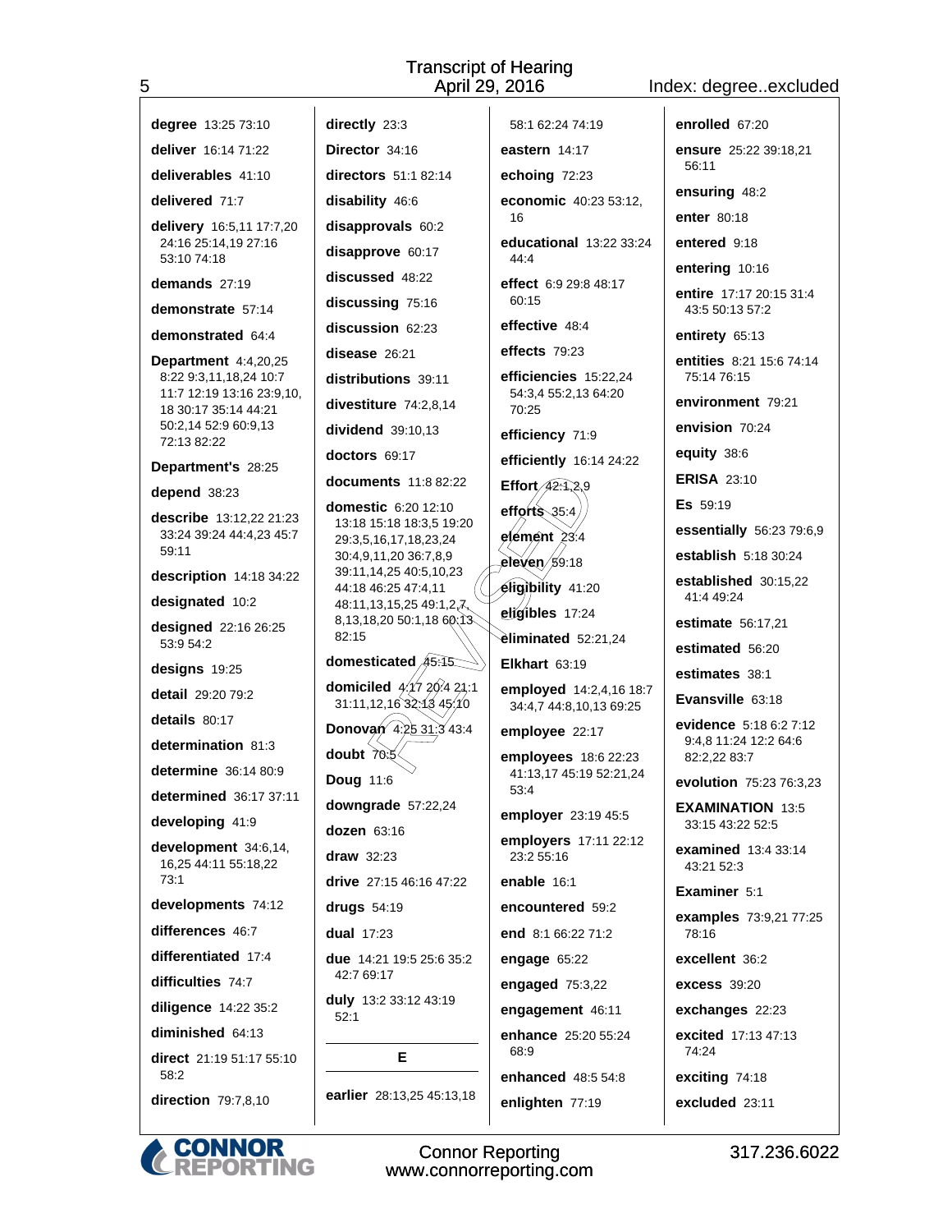Index: degree..excluded

**degree** 13:25 73:10

**deliver** 16:14 71:22

**deliverables** 41:10

**delivered** 71:7

**delivery** 16:5,11 17:7,20 24:16 25:14,19 27:16 53:10 74:18

**demands** 27:19

**demonstrate** 57:14

**demonstrated** 64:4

**Department** 4:4,20,25 8:22 9:3,11,18,24 10:7 11:7 12:19 13:16 23:9,10, 18 30:17 35:14 44:21 50:2,14 52:9 60:9,13 72:13 82:22

**Department's** 28:25

**depend** 38:23

**describe** 13:12,22 21:23 33:24 39:24 44:4,23 45:7 59:11

**description** 14:18 34:22

**designated** 10:2

**designed** 22:16 26:25 53:9 54:2

**designs** 19:25

**detail** 29:20 79:2

**details** 80:17

**determination** 81:3

**determine** 36:14 80:9

**determined** 36:17 37:11

**developing** 41:9

**development** 34:6,14, 16,25 44:11 55:18,22 73:1

**developments** 74:12

**differences** 46:7

**differentiated** 17:4

**difficulties** 74:7

**diligence** 14:22 35:2

**diminished** 64:13

**direct** 21:19 51:17 55:10 58:2

**direction** 79:7,8,10

**directly** 23:3

**Director** 34:16

**directors** 51:1 82:14

**disability** 46:6

**disapprovals** 60:2

**disapprove** 60:17

**discussed** 48:22

**discussing** 75:16

**discussion** 62:23

**disease** 26:21

**distributions** 39:11

**divestiture** 74:2,8,14

**dividend** 39:10,13

**doctors** 69:17

**documents** 11:8 82:22

**domestic** 6:20 12:10 13:18 15:18 18:3,5 19:20 29:3,5,16,17,18,23,24 30:4,9,11,20 36:7,8,9 39:11,14,25 40:5,10,23 44:18 46:25 47:4,11 48:11,13,15,25 49:1,2,7, 8,13,18,20 50:1,18 60:13 82:15

**domesticated** 45:15

**domiciled** 4:17 20:4 21:1 31:11,12,16 32:13 45:10

**Donovan** 4:25 31:3 43:4

**doubt** 70:5

**Doug** 11:6

**downgrade** 57:22,24

**dozen** 63:16

**draw** 32:23

**drive** 27:15 46:16 47:22

**drugs** 54:19

**dual** 17:23

**due** 14:21 19:5 25:6 35:2 42:7 69:17

**duly** 13:2 33:12 43:19 52:1

## E

**earlier** 28:13,25 45:13,18 58:1 62:24 74:19

**eastern** 14:17

**echoing** 72:23

**economic** 40:23 53:12, 16

**educational** 13:22 33:24 44:4

**effect** 6:9 29:8 48:17 60:15

**effective** 48:4

**effects** 79:23

**efficiencies** 15:22,24 54:3,4 55:2,13 64:20 70:25

**efficiency** 71:9

**efficiently** 16:14 24:22

**Effort** 42:1,2,9

**efforts** 35:4

**element** 23:4

**eleven** 59:18

**eligibility** 41:20

**eligibles** 17:24

**eliminated** 52:21,24

**Elkhart** 63:19

**employed** 14:2,4,16 18:7 34:4,7 44:8,10,13 69:25

**employee** 22:17

**employees** 18:6 22:23 41:13,17 45:19 52:21,24 53:4

**employer** 23:19 45:5

**employers** 17:11 22:12 23:2 55:16

**enable** 16:1

**encountered** 59:2

**end** 8:1 66:22 71:2

**engage** 65:22

**engaged** 75:3,22

**engagement** 46:11

**enhance** 25:20 55:24 68:9

**enhanced** 48:5 54:8

**enlighten** 77:19

**enrolled** 67:20

**ensure** 25:22 39:18,21 56:11

**ensuring** 48:2

**enter** 80:18

**entered** 9:18

**entering** 10:16

**entire** 17:17 20:15 31:4 43:5 50:13 57:2

**entirety** 65:13

**entities** 8:21 15:6 74:14 75:14 76:15

**environment** 79:21

**envision** 70:24

**equity** 38:6

**ERISA** 23:10

**Es** 59:19

**essentially** 56:23 79:6,9

**establish** 5:18 30:24

**established** 30:15,22 41:4 49:24

**estimate** 56:17,21

**estimated** 56:20

**estimates** 38:1

**Evansville** 63:18

**evidence** 5:18 6:2 7:12 9:4,8 11:24 12:2 64:6 82:2,22 83:7

**evolution** 75:23 76:3,23

**EXAMINATION** 13:5 33:15 43:22 52:5

**examined** 13:4 33:14 43:21 52:3

**Examiner** 5:1

**examples** 73:9,21 77:25 78:16

**excellent** 36:2

**excess** 39:20

**exchanges** 22:23

**excited** 17:13 47:13 74:24

**exciting** 74:18

**excluded** 23:11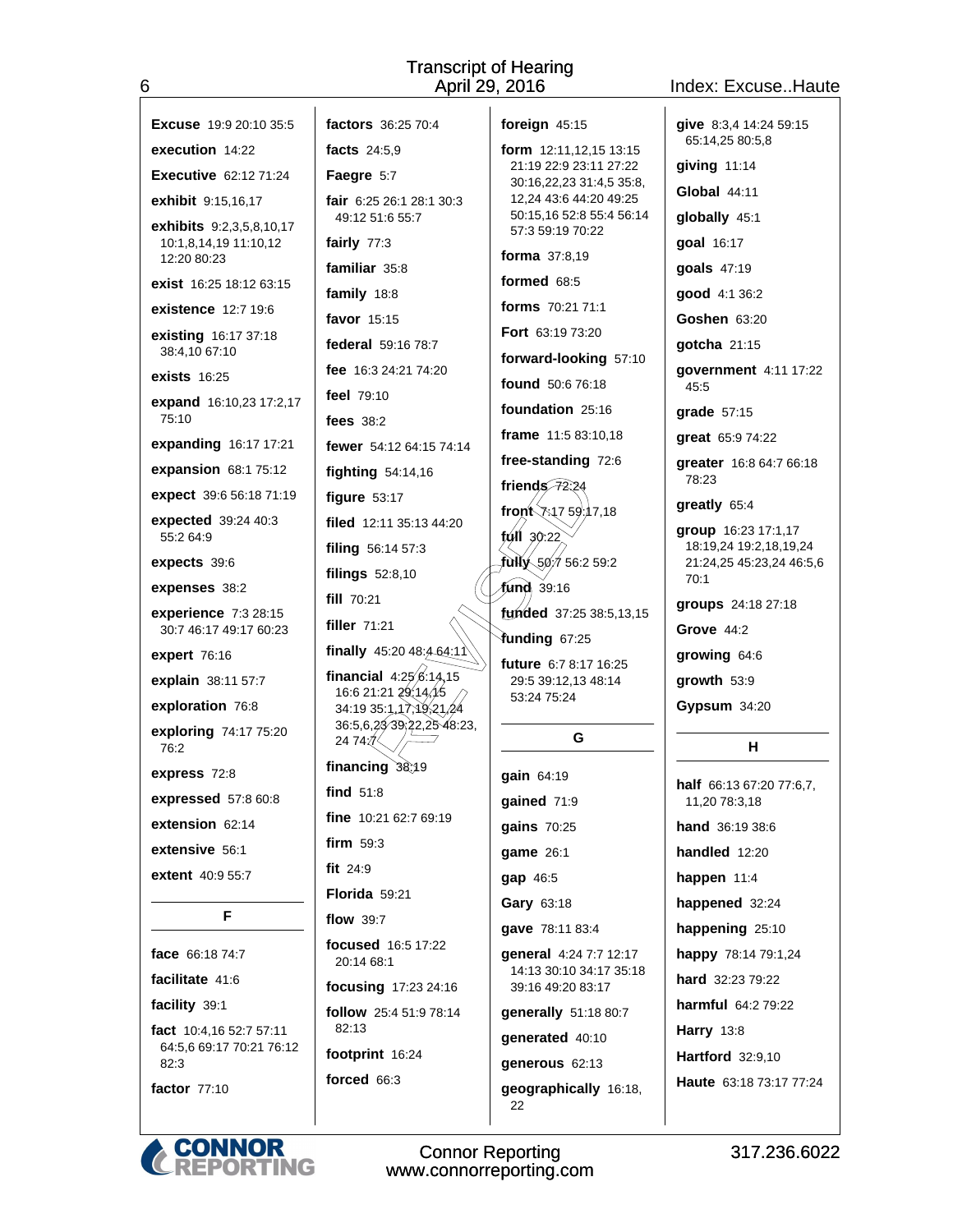**Excuse** 19:9 20:10 35:5

**execution** 14:22

**Executive** 62:12 71:24

**exhibit** 9:15,16,17

**exhibits** 9:2,3,5,8,10,17 10:1,8,14,19 11:10,12 12:20 80:23

**exist** 16:25 18:12 63:15

**existence** 12:7 19:6

**existing** 16:17 37:18 38:4,10 67:10

**exists** 16:25

**expand** 16:10,23 17:2,17 75:10

**expanding** 16:17 17:21

**expansion** 68:1 75:12

**expect** 39:6 56:18 71:19

**expected** 39:24 40:3 55:2 64:9

**expects** 39:6

**expenses** 38:2

**experience** 7:3 28:15 30:7 46:17 49:17 60:23

**expert** 76:16

**explain** 38:11 57:7

**exploration** 76:8

**exploring** 74:17 75:20 76:2

**express** 72:8

**expressed** 57:8 60:8

**extension** 62:14

**extensive** 56:1

**extent** 40:9 55:7

## F

**face** 66:18 74:7

**facilitate** 41:6

**facility** 39:1

**fact** 10:4,16 52:7 57:11 64:5,6 69:17 70:21 76:12 82:3

**factor** 77:10

**factors** 36:25 70:4

**facts** 24:5,9

**Faegre** 5:7

**fair** 6:25 26:1 28:1 30:3 49:12 51:6 55:7

**fairly** 77:3

**familiar** 35:8

**family** 18:8

**favor** 15:15

**federal** 59:16 78:7

**fee** 16:3 24:21 74:20

**feel** 79:10

**fees** 38:2

**fewer** 54:12 64:15 74:14

**fighting** 54:14,16

**figure** 53:17

**filed** 12:11 35:13 44:20

**filing** 56:14 57:3

**filings** 52:8,10

**fill** 70:21

**filler** 71:21

**finally** 45:20 48:4 64:11

**financial** 4:25 6:14,15 16:6 21:21 29:14,15 34:19 35:1,17,19,21,24 36:5,6,23 39:22,25 48:23,24 74:7

**financing** 38:19

**find** 51:8

**fine** 10:21 62:7 69:19

**firm** 59:3

**fit** 24:9

**Florida** 59:21

**flow** 39:7

**focused** 16:5 17:22 20:14 68:1

**focusing** 17:23 24:16

**follow** 25:4 51:9 78:14 82:13

**footprint** 16:24

**forced** 66:3

**foreign** 45:15

**form** 12:11,12,15 13:15 21:19 22:9 23:11 27:22 30:16,22,23 31:4,5 35:8,12,24 43:6 44:20 49:25 50:15,16 52:8 55:4 56:14 57:3 59:19 70:22

**forma** 37:8,19

**formed** 68:5

**forms** 70:21 71:1

**Fort** 63:19 73:20

**forward-looking** 57:10

**found** 50:6 76:18

**foundation** 25:16

**frame** 11:5 83:10,18

**free-standing** 72:6

**friends** 72:24

**front** 7:17 59:17,18

**full** 30:22

**fully** 50:7 56:2 59:2

**fund** 39:16

**funded** 37:25 38:5,13,15

**funding** 67:25

**future** 6:7 8:17 16:25 29:5 39:12,13 48:14 53:24 75:24

## G

**gain** 64:19

**gained** 71:9

**gains** 70:25

**game** 26:1

**gap** 46:5

**Gary** 63:18

**gave** 78:11 83:4

**general** 4:24 7:7 12:17 14:13 30:10 34:17 35:18 39:16 49:20 83:17

**generally** 51:18 80:7

**generated** 40:10

**generous** 62:13

**geographically** 16:18,22

**give** 8:3,4 14:24 59:15 65:14,25 80:5,8

**giving** 11:14

**Global** 44:11

**globally** 45:1

**goal** 16:17

**goals** 47:19

**good** 4:1 36:2

**Goshen** 63:20

**gotcha** 21:15

**government** 4:11 17:22 45:5

**grade** 57:15

**great** 65:9 74:22

**greater** 16:8 64:7 66:18 78:23

**greatly** 65:4

**group** 16:23 17:1,17 18:19,24 19:2,18,19,24 21:24,25 45:23,24 46:5,6 70:1

**groups** 24:18 27:18

**Grove** 44:2

**growing** 64:6

**growth** 53:9

**Gypsum** 34:20

## H

**half** 66:13 67:20 77:6,7,11,20 78:3,18

**hand** 36:19 38:6

**handled** 12:20

**happen** 11:4

**happened** 32:24

**happening** 25:10

**happy** 78:14 79:1,24

**hard** 32:23 79:22

**harmful** 64:2 79:22

**Harry** 13:8

**Hartford** 32:9,10

**Haute** 63:18 73:17 77:24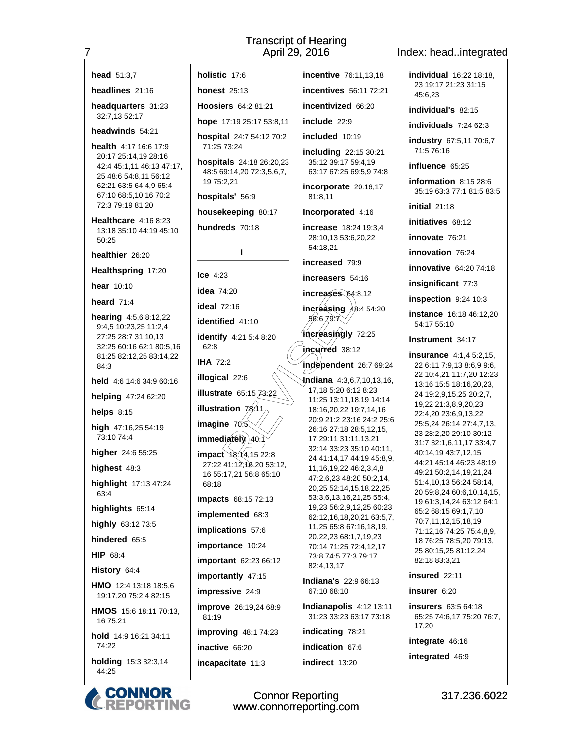**head** 51:3,7

**headlines** 21:16

**headquarters** 31:23 32:7,13 52:17

**headwinds** 54:21

**health** 4:17 16:6 17:9 20:17 25:14,19 28:16 42:4 45:1,11 46:13 47:17, 25 48:6 54:8,11 56:12 62:21 63:5 64:4,9 65:4 67:10 68:5,10,16 70:2 72:3 79:19 81:20

**Healthcare** 4:16 8:23 13:18 35:10 44:19 45:10 50:25

**healthier** 26:20

**Healthspring** 17:20

**hear** 10:10

**heard** 71:4

**hearing** 4:5,6 8:12,22 9:4,5 10:23,25 11:2,4 27:25 28:7 31:10,13 32:25 60:16 62:1 80:5,16 81:25 82:12,25 83:14,22 84:3

**held** 4:6 14:6 34:9 60:16

**helping** 47:24 62:20

**helps** 8:15

**high** 47:16,25 54:19 73:10 74:4

**higher** 24:6 55:25

**highest** 48:3

**highlight** 17:13 47:24 63:4

**highlights** 65:14

**highly** 63:12 73:5

**hindered** 65:5

**HIP** 68:4

**History** 64:4

**HMO** 12:4 13:18 18:5,6 19:17,20 75:2,4 82:15

**HMOS** 15:6 18:11 70:13, 16 75:21

**hold** 14:9 16:21 34:11 74:22

**holding** 15:3 32:3,14 44:25

**holistic** 17:6

**honest** 25:13

**Hoosiers** 64:2 81:21

**hope** 17:19 25:17 53:8,11

**hospital** 24:7 54:12 70:2 71:25 73:24

**hospitals** 24:18 26:20,23 48:5 69:14,20 72:3,5,6,7, 19 75:2,21

**hospitals'** 56:9

**housekeeping** 80:17

**hundreds** 70:18

## I

**Ice** 4:23

**idea** 74:20

**ideal** 72:16

**identified** 41:10

**identify** 4:21 5:4 8:20 62:8

**IHA** 72:2

**illogical** 22:6

**illustrate** 65:15 73:22

**illustration** 78:11

**imagine** 70:5

**immediately** 40:1

**impact** 18:14,15 22:8 27:22 41:12,16,20 53:12, 16 55:17,21 56:8 65:10 68:18

**impacts** 68:15 72:13

**implemented** 68:3

**implications** 57:6

**importance** 10:24

**important** 62:23 66:12

**importantly** 47:15

**impressive** 24:9

**improve** 26:19,24 68:9 81:19

**improving** 48:1 74:23

**inactive** 66:20

**incapacitate** 11:3

**incentive** 76:11,13,18

**incentives** 56:11 72:21

**incentivized** 66:20

**include** 22:9

**included** 10:19

**including** 22:15 30:21 35:12 39:17 59:4,19 63:17 67:25 69:5,9 74:8

**incorporate** 20:16,17 81:8,11

**Incorporated** 4:16

**increase** 18:24 19:3,4 28:10,13 53:6,20,22 54:18,21

**increased** 79:9

**increasers** 54:16

**increases** 64:8,12

**increasing** 48:4 54:20 56:6 79:7

**increasingly** 72:25

**incurred** 38:12

**independent** 26:7 69:24

**Indiana** 4:3,6,7,10,13,16, 17,18 5:20 6:12 8:23 11:25 13:11,18,19 14:14 18:16,20,22 19:7,14,16 20:9 21:2 23:16 24:2 25:6 26:16 27:18 28:5,12,15, 17 29:11 31:11,13,21 32:14 33:23 35:10 40:11, 24 41:14,17 44:19 45:8,9, 11,16,19,22 46:2,3,4,8 47:2,6,23 48:20 50:2,14, 20,25 52:14,15,18,22,25 53:3,6,13,16,21,25 55:4, 19,23 56:2,9,12,25 60:23 62:12,16,18,20,21 63:5,7, 11,25 65:8 67:16,18,19, 20,22,23 68:1,7,19,23 70:14 71:25 72:4,12,17 73:8 74:5 77:3 79:17 82:4,13,17

**Indiana's** 22:9 66:13 67:10 68:10

**Indianapolis** 4:12 13:11 31:23 33:23 63:17 73:18

**indicating** 78:21

**indication** 67:6

**indirect** 13:20

**individual** 16:22 18:18, 23 19:17 21:23 31:15 45:6,23

**individual's** 82:15

**individuals** 7:24 62:3

**industry** 67:5,11 70:6,7 71:5 76:16

**influence** 65:25

**information** 8:15 28:6 35:19 63:3 77:1 81:5 83:5

**initial** 21:18

**initiatives** 68:12

**innovate** 76:21

**innovation** 76:24

**innovative** 64:20 74:18

**insignificant** 77:3

**inspection** 9:24 10:3

**instance** 16:18 46:12,20 54:17 55:10

**Instrument** 34:17

**insurance** 4:1,4 5:2,15, 22 6:11 7:9,13 8:6,9 9:6, 22 10:4,21 11:7,20 12:23 13:16 15:5 18:16,20,23, 24 19:2,9,15,25 20:2,7, 19,22 21:3,8,9,20,23 22:4,20 23:6,9,13,22 25:5,24 26:14 27:4,7,13, 23 28:2,20 29:10 30:12 31:7 32:1,6,11,17 33:4,7 40:14,19 43:7,12,15 44:21 45:14 46:23 48:19 49:21 50:2,14,19,21,24 51:4,10,13 56:24 58:14, 20 59:8,24 60:6,10,14,15, 19 61:3,14,24 63:12 64:1 65:2 68:15 69:1,7,10 70:7,11,12,15,18,19 71:12,16 74:25 75:4,8,9, 18 76:25 78:5,20 79:13, 25 80:15,25 81:12,24 82:18 83:3,21

**insured** 22:11

**insurer** 6:20

**insurers** 63:5 64:18 65:25 74:6,17 75:20 76:7, 17,20

**integrate** 46:16

**integrated** 46:9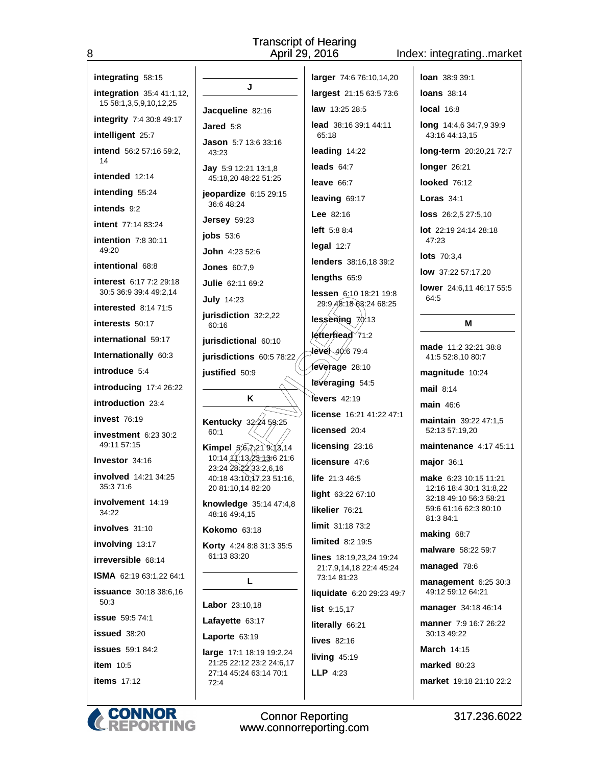**integrating** 58:15

**integration** 35:4 41:1,12, 15 58:1,3,5,9,10,12,25

**integrity** 7:4 30:8 49:17

**intelligent** 25:7

**intend** 56:2 57:16 59:2, 14

**intended** 12:14

**intending** 55:24

**intends** 9:2

**intent** 77:14 83:24

**intention** 7:8 30:11 49:20

**intentional** 68:8

**interest** 6:17 7:2 29:18 30:5 36:9 39:4 49:2,14

**interested** 8:14 71:5

**interests** 50:17

**international** 59:17

**Internationally** 60:3

**introduce** 5:4

**introducing** 17:4 26:22

**introduction** 23:4

**invest** 76:19

**investment** 6:23 30:2 49:11 57:15

**Investor** 34:16

**involved** 14:21 34:25 35:3 71:6

**involvement** 14:19 34:22

**involves** 31:10

**involving** 13:17

**irreversible** 68:14

**ISMA** 62:19 63:1,22 64:1

**issuance** 30:18 38:6,16 50:3

**issue** 59:5 74:1

**issued** 38:20

**issues** 59:1 84:2

**item** 10:5

**items** 17:12

## J

**Jacqueline** 82:16

**Jared** 5:8

**Jason** 5:7 13:6 33:16 43:23

**Jay** 5:9 12:21 13:1,8 45:18,20 48:22 51:25

**jeopardize** 6:15 29:15 36:6 48:24

**Jersey** 59:23

**jobs** 53:6

**John** 4:23 52:6

**Jones** 60:7,9

**Julie** 62:11 69:2

**July** 14:23

**jurisdiction** 32:2,22 60:16

**jurisdictional** 60:10

**jurisdictions** 60:5 78:22

**justified** 50:9

## K

**Kentucky** 32:24 59:25 60:1

**Kimpel** 5:6,7,21 9:13,14 10:14 11:13,23 13:6 21:6 23:24 28:22 33:2,6,16 40:18 43:10,17,23 51:16, 20 81:10,14 82:20

**knowledge** 35:14 47:4,8 48:16 49:4,15

**Kokomo** 63:18

**Korty** 4:24 8:8 31:3 35:5 61:13 83:20

## L

**Labor** 23:10,18

**Lafayette** 63:17

**Laporte** 63:19

**large** 17:1 18:19 19:2,24 21:25 22:12 23:2 24:6,17 27:14 45:24 63:14 70:1 72:4

**larger** 74:6 76:10,14,20

**largest** 21:15 63:5 73:6

**law** 13:25 28:5

**lead** 38:16 39:1 44:11 65:18

**leading** 14:22

**leads** 64:7

**leave** 66:7

**leaving** 69:17

**Lee** 82:16

**left** 5:8 8:4

**legal** 12:7

**lenders** 38:16,18 39:2

**lengths** 65:9

**lessen** 6:10 18:21 19:8 29:9 48:18 63:24 68:25

**lessening** 70:13

**letterhead** 71:2

**level** 40:6 79:4

**leverage** 28:10

**leveraging** 54:5

**levers** 42:19

**license** 16:21 41:22 47:1

**licensed** 20:4

**licensing** 23:16

**licensure** 47:6

**life** 21:3 46:5

**light** 63:22 67:10

**likelier** 76:21

**limit** 31:18 73:2

**limited** 8:2 19:5

**lines** 18:19,23,24 19:24 21:7,9,14,18 22:4 45:24 73:14 81:23

**liquidate** 6:20 29:23 49:7

**list** 9:15,17

**literally** 66:21

**lives** 82:16

**living** 45:19

**LLP** 4:23

**loan** 38:9 39:1

**loans** 38:14

**local** 16:8

**long** 14:4,6 34:7,9 39:9 43:16 44:13,15

**long-term** 20:20,21 72:7

**longer** 26:21

**looked** 76:12

**Loras** 34:1

**loss** 26:2,5 27:5,10

**lot** 22:19 24:14 28:18 47:23

**lots** 70:3,4

**low** 37:22 57:17,20

**lower** 24:6,11 46:17 55:5 64:5

## M

**made** 11:2 32:21 38:8 41:5 52:8,10 80:7

**magnitude** 10:24

**mail** 8:14

**main** 46:6

**maintain** 39:22 47:1,5 52:13 57:19,20

**maintenance** 4:17 45:11

**major** 36:1

**make** 6:23 10:15 11:21 12:16 18:4 30:1 31:8,22 32:18 49:10 56:3 58:21 59:6 61:16 62:3 80:10 81:3 84:1

**making** 68:7

**malware** 58:22 59:7

**managed** 78:6

**management** 6:25 30:3 49:12 59:12 64:21

**manager** 34:18 46:14

**manner** 7:9 16:7 26:22 30:13 49:22

**March** 14:15

**marked** 80:23

**market** 19:18 21:10 22:2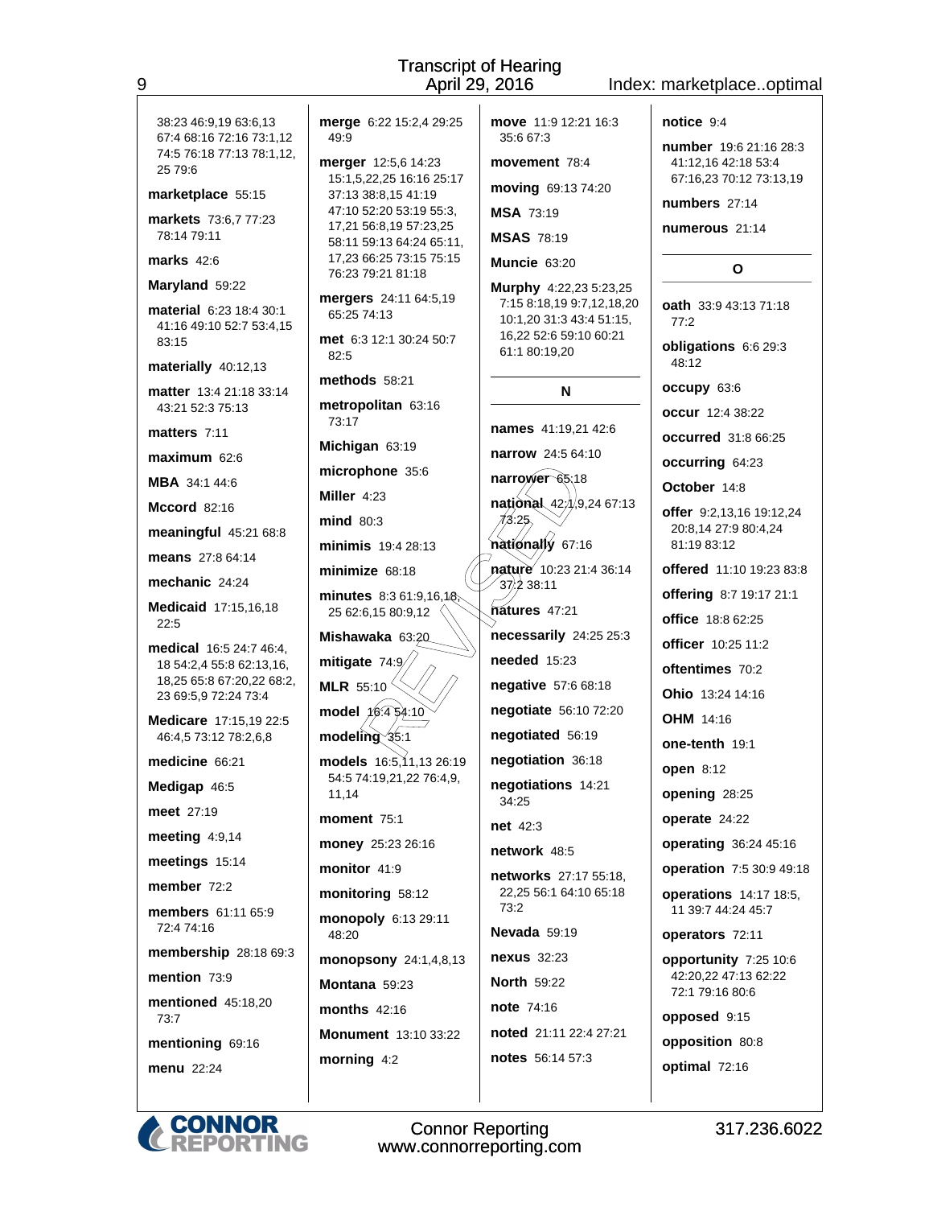Transcript of Hearing
April 29, 2016

Index: marketplace..optimal

38:23 46:9,19 63:6,13 67:4 68:16 72:16 73:1,12 74:5 76:18 77:13 78:1,12, 25 79:6

**marketplace** 55:15

**markets** 73:6,7 77:23 78:14 79:11

**marks** 42:6

**Maryland** 59:22

**material** 6:23 18:4 30:1 41:16 49:10 52:7 53:4,15 83:15

**materially** 40:12,13

**matter** 13:4 21:18 33:14 43:21 52:3 75:13

**matters** 7:11

**maximum** 62:6

**MBA** 34:1 44:6

**Mccord** 82:16

**meaningful** 45:21 68:8

**means** 27:8 64:14

**mechanic** 24:24

**Medicaid** 17:15,16,18 22:5

**medical** 16:5 24:7 46:4, 18 54:2,4 55:8 62:13,16, 18,25 65:8 67:20,22 68:2, 23 69:5,9 72:24 73:4

**Medicare** 17:15,19 22:5 46:4,5 73:12 78:2,6,8

**medicine** 66:21

**Medigap** 46:5

**meet** 27:19

**meeting** 4:9,14

**meetings** 15:14

**member** 72:2

**members** 61:11 65:9 72:4 74:16

**membership** 28:18 69:3

**mention** 73:9

**mentioned** 45:18,20 73:7

**mentioning** 69:16

**menu** 22:24

**merge** 6:22 15:2,4 29:25 49:9

**merger** 12:5,6 14:23 15:1,5,22,25 16:16 25:17 37:13 38:8,15 41:19 47:10 52:20 53:19 55:3, 17,21 56:8,19 57:23,25 58:11 59:13 64:24 65:11, 17,23 66:25 73:15 75:15 76:23 79:21 81:18

**mergers** 24:11 64:5,19 65:25 74:13

**met** 6:3 12:1 30:24 50:7 82:5

**methods** 58:21

**metropolitan** 63:16 73:17

**Michigan** 63:19

**microphone** 35:6

**Miller** 4:23

**mind** 80:3

**minimis** 19:4 28:13

**minimize** 68:18

**minutes** 8:3 61:9,16,18, 25 62:6,15 80:9,12

**Mishawaka** 63:20

**mitigate** 74:9

**MLR** 55:10

**model** 16:4 54:10

**modeling** 35:1

**models** 16:5,11,13 26:19 54:5 74:19,21,22 76:4,9, 11,14

**moment** 75:1

**money** 25:23 26:16

**monitor** 41:9

**monitoring** 58:12

**monopoly** 6:13 29:11 48:20

**monopsony** 24:1,4,8,13

**Montana** 59:23

**months** 42:16

**Monument** 13:10 33:22

**morning** 4:2

**move** 11:9 12:21 16:3 35:6 67:3

**movement** 78:4

**moving** 69:13 74:20

**MSA** 73:19

**MSAS** 78:19

**Muncie** 63:20

**Murphy** 4:22,23 5:23,25 7:15 8:18,19 9:7,12,18,20 10:1,20 31:3 43:4 51:15, 16,22 52:6 59:10 60:21 61:1 80:19,20

## N

**names** 41:19,21 42:6

**narrow** 24:5 64:10

**narrower** 65:18

**national** 42:1,9,24 67:13 73:25

**nationally** 67:16

**nature** 10:23 21:4 36:14 37:2 38:11

**natures** 47:21

**necessarily** 24:25 25:3

**needed** 15:23

**negative** 57:6 68:18

**negotiate** 56:10 72:20

**negotiated** 56:19

**negotiation** 36:18

**negotiations** 14:21 34:25

**net** 42:3

**network** 48:5

**networks** 27:17 55:18, 22,25 56:1 64:10 65:18 73:2

**Nevada** 59:19

**nexus** 32:23

**North** 59:22

**note** 74:16

**noted** 21:11 22:4 27:21

**notes** 56:14 57:3

**notice** 9:4

**number** 19:6 21:16 28:3 41:12,16 42:18 53:4 67:16,23 70:12 73:13,19

**numbers** 27:14

**numerous** 21:14

## O

**oath** 33:9 43:13 71:18 77:2

**obligations** 6:6 29:3 48:12

**occupy** 63:6

**occur** 12:4 38:22

**occurred** 31:8 66:25

**occurring** 64:23

**October** 14:8

**offer** 9:2,13,16 19:12,24 20:8,14 27:9 80:4,24 81:19 83:12

**offered** 11:10 19:23 83:8

**offering** 8:7 19:17 21:1

**office** 18:8 62:25

**officer** 10:25 11:2

**oftentimes** 70:2

**Ohio** 13:24 14:16

**OHM** 14:16

**one-tenth** 19:1

**open** 8:12

**opening** 28:25

**operate** 24:22

**operating** 36:24 45:16

**operation** 7:5 30:9 49:18

**operations** 14:17 18:5, 11 39:7 44:24 45:7

**operators** 72:11

**opportunity** 7:25 10:6 42:20,22 47:13 62:22 72:1 79:16 80:6

**opposed** 9:15

**opposition** 80:8

**optimal** 72:16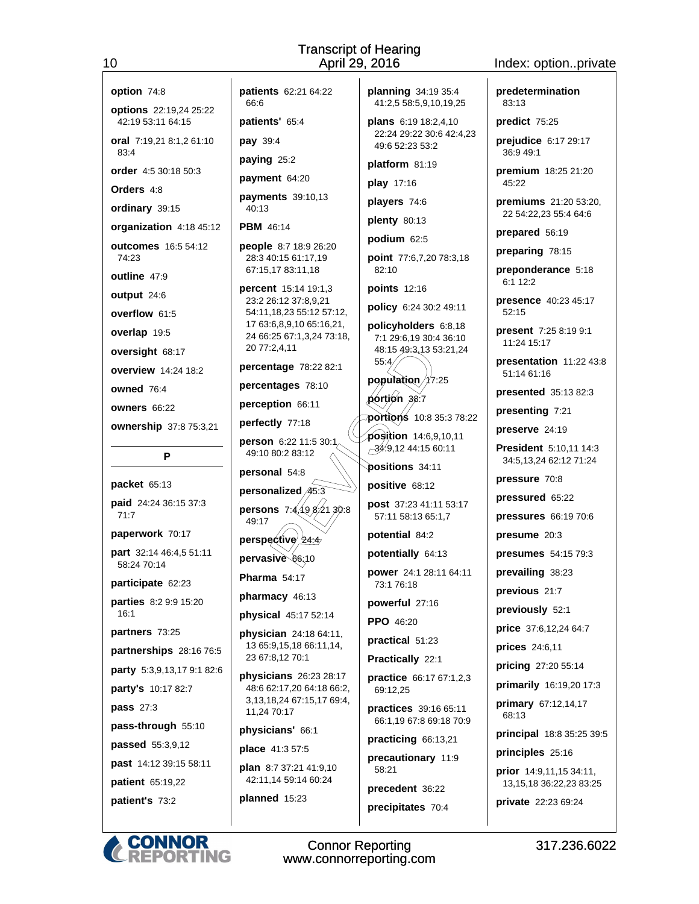**option** 74:8

**options** 22:19,24 25:22 42:19 53:11 64:15

**oral** 7:19,21 8:1,2 61:10 83:4

**order** 4:5 30:18 50:3

**Orders** 4:8

**ordinary** 39:15

**organization** 4:18 45:12

**outcomes** 16:5 54:12 74:23

**outline** 47:9

**output** 24:6

**overflow** 61:5

**overlap** 19:5

**oversight** 68:17

**overview** 14:24 18:2

**owned** 76:4

**owners** 66:22

**ownership** 37:8 75:3,21

## P

**packet** 65:13

**paid** 24:24 36:15 37:3 71:7

**paperwork** 70:17

**part** 32:14 46:4,5 51:11 58:24 70:14

**participate** 62:23

**parties** 8:2 9:9 15:20 16:1

**partners** 73:25

**partnerships** 28:16 76:5

**party** 5:3,9,13,17 9:1 82:6

**party's** 10:17 82:7

**pass** 27:3

**pass-through** 55:10

**passed** 55:3,9,12

**past** 14:12 39:15 58:11

**patient** 65:19,22

**patient's** 73:2

**patients** 62:21 64:22 66:6

**patients'** 65:4

**pay** 39:4

**paying** 25:2

**payment** 64:20

**payments** 39:10,13 40:13

**PBM** 46:14

**people** 8:7 18:9 26:20 28:3 40:15 61:17,19 67:15,17 83:11,18

**percent** 15:14 19:1,3 23:2 26:12 37:8,9,21 54:11,18,23 55:12 57:12,17 63:6,8,9,10 65:16,21,24 66:25 67:1,3,24 73:18,20 77:2,4,11

**percentage** 78:22 82:1

**percentages** 78:10

**perception** 66:11

**perfectly** 77:18

**person** 6:22 11:5 30:1 49:10 80:2 83:12

**personal** 54:8

**personalized** 45:3

**persons** 7:4,19 8:21 30:8 49:17

**perspective** 24:4

**pervasive** 66:10

**Pharma** 54:17

**pharmacy** 46:13

**physical** 45:17 52:14

**physician** 24:18 64:11,13 65:9,15,18 66:11,14,23 67:8,12 70:1

**physicians** 26:23 28:17 48:6 62:17,20 64:18 66:2,3,13,18,24 67:15,17 69:4,11,24 70:17

**physicians'** 66:1

**place** 41:3 57:5

**plan** 8:7 37:21 41:9,10 42:11,14 59:14 60:24

**planned** 15:23

**planning** 34:19 35:4 41:2,5 58:5,9,10,19,25

**plans** 6:19 18:2,4,10 22:24 29:22 30:6 42:4,23 49:6 52:23 53:2

**platform** 81:19

**play** 17:16

**players** 74:6

**plenty** 80:13

**podium** 62:5

**point** 77:6,7,20 78:3,18 82:10

**points** 12:16

**policy** 6:24 30:2 49:11

**policyholders** 6:8,18 7:1 29:6,19 30:4 36:10 48:15 49:3,13 53:21,24 55:4

**population** 17:25

**portion** 38:7

**portions** 10:8 35:3 78:22

**position** 14:6,9,10,11 34:9,12 44:15 60:11

**positions** 34:11

**positive** 68:12

**post** 37:23 41:11 53:17 57:11 58:13 65:1,7

**potential** 84:2

**potentially** 64:13

**power** 24:1 28:11 64:11 73:1 76:18

**powerful** 27:16

**PPO** 46:20

**practical** 51:23

**Practically** 22:1

**practice** 66:17 67:1,2,3 69:12,25

**practices** 39:16 65:11 66:1,19 67:8 69:18 70:9

**practicing** 66:13,21

**precautionary** 11:9 58:21

**precedent** 36:22

**precipitates** 70:4

**predetermination** 83:13

**predict** 75:25

**prejudice** 6:17 29:17 36:9 49:1

**premium** 18:25 21:20 45:22

**premiums** 21:20 53:20,22 54:22,23 55:4 64:6

**prepared** 56:19

**preparing** 78:15

**preponderance** 5:18 6:1 12:2

**presence** 40:23 45:17 52:15

**present** 7:25 8:19 9:1 11:24 15:17

**presentation** 11:22 43:8 51:14 61:16

**presented** 35:13 82:3

**presenting** 7:21

**preserve** 24:19

**President** 5:10,11 14:3 34:5,13,24 62:12 71:24

**pressure** 70:8

**pressured** 65:22

**pressures** 66:19 70:6

**presume** 20:3

**presumes** 54:15 79:3

**prevailing** 38:23

**previous** 21:7

**previously** 52:1

**price** 37:6,12,24 64:7

**prices** 24:6,11

**pricing** 27:20 55:14

**primarily** 16:19,20 17:3

**primary** 67:12,14,17 68:13

**principal** 18:8 35:25 39:5

**principles** 25:16

**prior** 14:9,11,15 34:11,13,15,18 36:22,23 83:25

**private** 22:23 69:24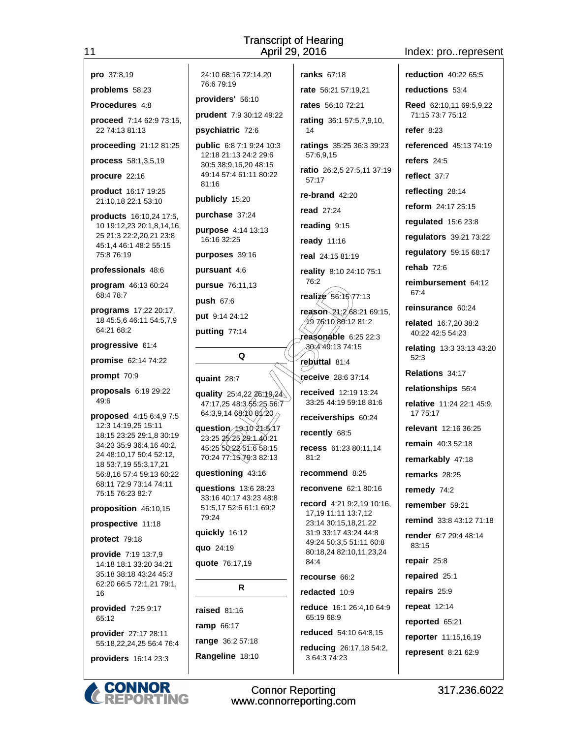**pro** 37:8,19

**problems** 58:23

**Procedures** 4:8

**proceed** 7:14 62:9 73:15, 22 74:13 81:13

**proceeding** 21:12 81:25

**process** 58:1,3,5,19

**procure** 22:16

**product** 16:17 19:25 21:10,18 22:1 53:10

**products** 16:10,24 17:5, 10 19:12,23 20:1,8,14,16, 25 21:3 22:2,20,21 23:8 45:1,4 46:1 48:2 55:15 75:8 76:19

**professionals** 48:6

**program** 46:13 60:24 68:4 78:7

**programs** 17:22 20:17, 18 45:5,6 46:11 54:5,7,9 64:21 68:2

**progressive** 61:4

**promise** 62:14 74:22

**prompt** 70:9

**proposals** 6:19 29:22 49:6

**proposed** 4:15 6:4,9 7:5 12:3 14:19,25 15:11 18:15 23:25 29:1,8 30:19 34:23 35:9 36:4,16 40:2, 24 48:10,17 50:4 52:12, 18 53:7,19 55:3,17,21 56:8,16 57:4 59:13 60:22 68:11 72:9 73:14 74:11 75:15 76:23 82:7

**proposition** 46:10,15

**prospective** 11:18

**protect** 79:18

**provide** 7:19 13:7,9 14:18 18:1 33:20 34:21 35:18 38:18 43:24 45:3 62:20 66:5 72:1,21 79:1, 16

**provided** 7:25 9:17 65:12

**provider** 27:17 28:11 55:18,22,24,25 56:4 76:4

**providers** 16:14 23:3 24:10 68:16 72:14,20 76:6 79:19

**providers'** 56:10

**prudent** 7:9 30:12 49:22

**psychiatric** 72:6

**public** 6:8 7:1 9:24 10:3 12:18 21:13 24:2 29:6 30:5 38:9,16,20 48:15 49:14 57:4 61:11 80:22 81:16

**publicly** 15:20

**purchase** 37:24

**purpose** 4:14 13:13 16:16 32:25

**purposes** 39:16

**pursuant** 4:6

**pursue** 76:11,13

**push** 67:6

**put** 9:14 24:12

**putting** 77:14

## Q

**quaint** 28:7

**quality** 25:4,22 26:19,24 47:17,25 48:3 55:25 56:7 64:3,9,14 68:10 81:20

**question** 19:10 21:5,17 23:25 25:25 29:1 40:21 45:25 50:22 51:6 58:15 70:24 77:15 79:3 82:13

**questioning** 43:16

**questions** 13:6 28:23 33:16 40:17 43:23 48:8 51:5,17 52:6 61:1 69:2 79:24

**quickly** 16:12

**quo** 24:19

**quote** 76:17,19

## R

**raised** 81:16

**ramp** 66:17

**range** 36:2 57:18

**Rangeline** 18:10

**ranks** 67:18

**rate** 56:21 57:19,21

**rates** 56:10 72:21

**rating** 36:1 57:5,7,9,10, 14

**ratings** 35:25 36:3 39:23 57:6,9,15

**ratio** 26:2,5 27:5,11 37:19 57:17

**re-brand** 42:20

**read** 27:24

**reading** 9:15

**ready** 11:16

**real** 24:15 81:19

**reality** 8:10 24:10 75:1 76:2

**realize** 56:15 77:13

**reason** 21:2 68:21 69:15, 19 76:10 80:12 81:2

**reasonable** 6:25 22:3 30:4 49:13 74:15

**rebuttal** 81:4

**receive** 28:6 37:14

**received** 12:19 13:24 33:25 44:19 59:18 81:6

**receiverships** 60:24

**recently** 68:5

**recess** 61:23 80:11,14 81:2

**recommend** 8:25

**reconvene** 62:1 80:16

**record** 4:21 9:2,19 10:16, 17,19 11:11 13:7,12 23:14 30:15,18,21,22 31:9 33:17 43:24 44:8 49:24 50:3,5 51:11 60:8 80:18,24 82:10,11,23,24 84:4

**recourse** 66:2

**redacted** 10:9

**reduce** 16:1 26:4,10 64:9 65:19 68:9

**reduced** 54:10 64:8,15

**reducing** 26:17,18 54:2, 3 64:3 74:23

**reduction** 40:22 65:5

**reductions** 53:4

**Reed** 62:10,11 69:5,9,22 71:15 73:7 75:12

**refer** 8:23

**referenced** 45:13 74:19

**refers** 24:5

**reflect** 37:7

**reflecting** 28:14

**reform** 24:17 25:15

**regulated** 15:6 23:8

**regulators** 39:21 73:22

**regulatory** 59:15 68:17

**rehab** 72:6

**reimbursement** 64:12 67:4

**reinsurance** 60:24

**related** 16:7,20 38:2 40:22 42:5 54:23

**relating** 13:3 33:13 43:20 52:3

**Relations** 34:17

**relationships** 56:4

**relative** 11:24 22:1 45:9, 17 75:17

**relevant** 12:16 36:25

**remain** 40:3 52:18

**remarkably** 47:18

**remarks** 28:25

**remedy** 74:2

**remember** 59:21

**remind** 33:8 43:12 71:18

**render** 6:7 29:4 48:14 83:15

**repair** 25:8

**repaired** 25:1

**repairs** 25:9

**repeat** 12:14

**reported** 65:21

**reporter** 11:15,16,19

**represent** 8:21 62:9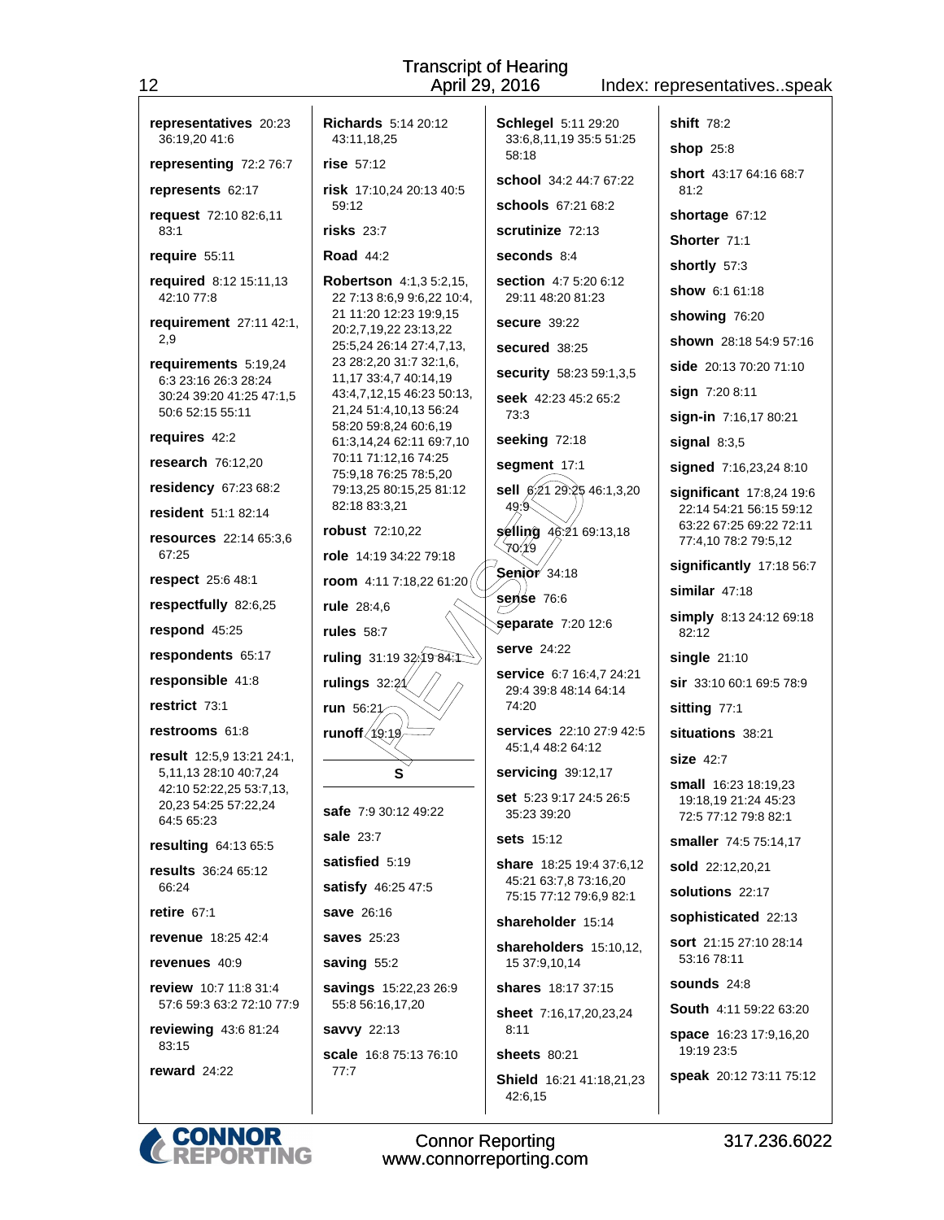**representatives** 20:23 36:19,20 41:6

**representing** 72:2 76:7

**represents** 62:17

**request** 72:10 82:6,11 83:1

**require** 55:11

**required** 8:12 15:11,13 42:10 77:8

**requirement** 27:11 42:1, 2,9

**requirements** 5:19,24 6:3 23:16 26:3 28:24 30:24 39:20 41:25 47:1,5 50:6 52:15 55:11

**requires** 42:2

**research** 76:12,20

**residency** 67:23 68:2

**resident** 51:1 82:14

**resources** 22:14 65:3,6 67:25

**respect** 25:6 48:1

**respectfully** 82:6,25

**respond** 45:25

**respondents** 65:17

**responsible** 41:8

**restrict** 73:1

**restrooms** 61:8

**result** 12:5,9 13:21 24:1, 5,11,13 28:10 40:7,24 42:10 52:22,25 53:7,13, 20,23 54:25 57:22,24 64:5 65:23

**resulting** 64:13 65:5

**results** 36:24 65:12 66:24

**retire** 67:1

**revenue** 18:25 42:4

**revenues** 40:9

**review** 10:7 11:8 31:4 57:6 59:3 63:2 72:10 77:9

**reviewing** 43:6 81:24 83:15

**reward** 24:22

**Richards** 5:14 20:12 43:11,18,25

**rise** 57:12

**risk** 17:10,24 20:13 40:5 59:12

**risks** 23:7

**Road** 44:2

**Robertson** 4:1,3 5:2,15, 22 7:13 8:6,9 9:6,22 10:4, 21 11:20 12:23 19:9,15 20:2,7,19,22 23:13,22 25:5,24 26:14 27:4,7,13, 23 28:2,20 31:7 32:1,6, 11,17 33:4,7 40:14,19 43:4,7,12,15 46:23 50:13, 21,24 51:4,10,13 56:24 58:20 59:8,24 60:6,19 61:3,14,24 62:11 69:7,10 70:11 71:12,16 74:25 75:9,18 76:25 78:5,20 79:13,25 80:15,25 81:12 82:18 83:3,21

**robust** 72:10,22

**role** 14:19 34:22 79:18

**room** 4:11 7:18,22 61:20

**rule** 28:4,6

**rules** 58:7

**ruling** 31:19 32:19 84:1

**rulings** 32:21

**run** 56:21

**runoff** 19:19

## S

**safe** 7:9 30:12 49:22

**sale** 23:7

**satisfied** 5:19

**satisfy** 46:25 47:5

**save** 26:16

**saves** 25:23

**saving** 55:2

**savings** 15:22,23 26:9 55:8 56:16,17,20

**savvy** 22:13

**scale** 16:8 75:13 76:10 77:7

**Schlegel** 5:11 29:20 33:6,8,11,19 35:5 51:25 58:18

**school** 34:2 44:7 67:22

**schools** 67:21 68:2

**scrutinize** 72:13

**seconds** 8:4

**section** 4:7 5:20 6:12 29:11 48:20 81:23

**secure** 39:22

**secured** 38:25

**security** 58:23 59:1,3,5

**seek** 42:23 45:2 65:2 73:3

**seeking** 72:18

**segment** 17:1

**sell** 6:21 29:25 46:1,3,20 49:9

**selling** 46:21 69:13,18 70:19

**Senior** 34:18

**sense** 76:6

**separate** 7:20 12:6

**serve** 24:22

**service** 6:7 16:4,7 24:21 29:4 39:8 48:14 64:14 74:20

**services** 22:10 27:9 42:5 45:1,4 48:2 64:12

**servicing** 39:12,17

**set** 5:23 9:17 24:5 26:5 35:23 39:20

**sets** 15:12

**share** 18:25 19:4 37:6,12 45:21 63:7,8 73:16,20 75:15 77:12 79:6,9 82:1

**shareholder** 15:14

**shareholders** 15:10,12, 15 37:9,10,14

**shares** 18:17 37:15

**sheet** 7:16,17,20,23,24 8:11

**sheets** 80:21

**Shield** 16:21 41:18,21,23 42:6,15

**shift** 78:2

**shop** 25:8

**short** 43:17 64:16 68:7 81:2

**shortage** 67:12

**Shorter** 71:1

**shortly** 57:3

**show** 6:1 61:18

**showing** 76:20

**shown** 28:18 54:9 57:16

**side** 20:13 70:20 71:10

**sign** 7:20 8:11

**sign-in** 7:16,17 80:21

**signal** 8:3,5

**signed** 7:16,23,24 8:10

**significant** 17:8,24 19:6 22:14 54:21 56:15 59:12 63:22 67:25 69:22 72:11 77:4,10 78:2 79:5,12

**significantly** 17:18 56:7

**similar** 47:18

**simply** 8:13 24:12 69:18 82:12

**single** 21:10

**sir** 33:10 60:1 69:5 78:9

**sitting** 77:1

**situations** 38:21

**size** 42:7

**small** 16:23 18:19,23 19:18,19 21:24 45:23 72:5 77:12 79:8 82:1

**smaller** 74:5 75:14,17

**sold** 22:12,20,21

**solutions** 22:17

**sophisticated** 22:13

**sort** 21:15 27:10 28:14 53:16 78:11

**sounds** 24:8

**South** 4:11 59:22 63:20

**space** 16:23 17:9,16,20 19:19 23:5

**speak** 20:12 73:11 75:12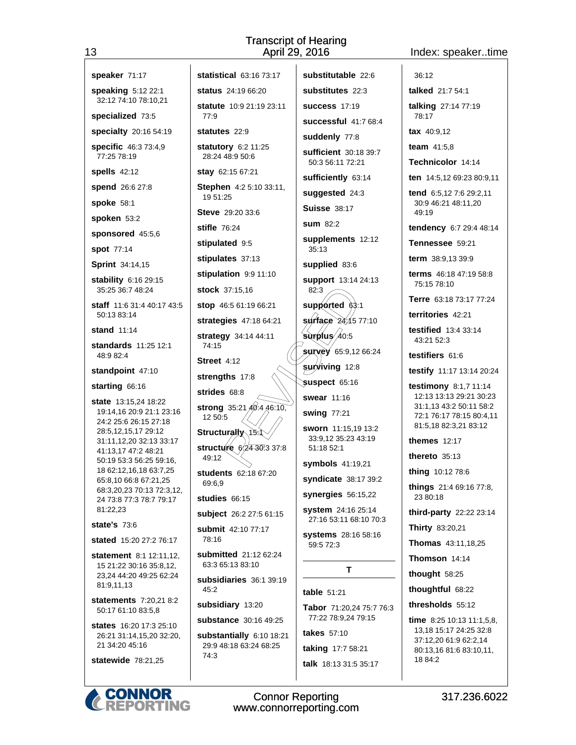**speaker** 71:17

**speaking** 5:12 22:1 32:12 74:10 78:10,21

**specialized** 73:5

**specialty** 20:16 54:19

**specific** 46:3 73:4,9 77:25 78:19

**spells** 42:12

**spend** 26:6 27:8

**spoke** 58:1

**spoken** 53:2

**sponsored** 45:5,6

**spot** 77:14

**Sprint** 34:14,15

**stability** 6:16 29:15 35:25 36:7 48:24

**staff** 11:6 31:4 40:17 43:5 50:13 83:14

**stand** 11:14

**standards** 11:25 12:1 48:9 82:4

**standpoint** 47:10

**starting** 66:16

**state** 13:15,24 18:22 19:14,16 20:9 21:1 23:16 24:2 25:6 26:15 27:18 28:5,12,15,17 29:12 31:11,12,20 32:13 33:17 41:13,17 47:2 48:21 50:19 53:3 56:25 59:16, 18 62:12,16,18 63:7,25 65:8,10 66:8 67:21,25 68:3,20,23 70:13 72:3,12, 24 73:8 77:3 78:7 79:17 81:22,23

**state's** 73:6

**stated** 15:20 27:2 76:17

**statement** 8:1 12:11,12, 15 21:22 30:16 35:8,12, 23,24 44:20 49:25 62:24 81:9,11,13

**statements** 7:20,21 8:2 50:17 61:10 83:5,8

**states** 16:20 17:3 25:10 26:21 31:14,15,20 32:20, 21 34:20 45:16

**statewide** 78:21,25

**statistical** 63:16 73:17

**status** 24:19 66:20

**statute** 10:9 21:19 23:11 77:9

**statutes** 22:9

**statutory** 6:2 11:25 28:24 48:9 50:6

**stay** 62:15 67:21

**Stephen** 4:2 5:10 33:11, 19 51:25

**Steve** 29:20 33:6

**stifle** 76:24

**stipulated** 9:5

**stipulates** 37:13

**stipulation** 9:9 11:10

**stock** 37:15,16

**stop** 46:5 61:19 66:21

**strategies** 47:18 64:21

**strategy** 34:14 44:11 74:15

**Street** 4:12

**strengths** 17:8

**strides** 68:8

**strong** 35:21 40:4 46:10, 12 50:5

**Structurally** 15:1

**structure** 6:24 30:3 37:8 49:12

**students** 62:18 67:20 69:6,9

**studies** 66:15

**subject** 26:2 27:5 61:15

**submit** 42:10 77:17 78:16

**submitted** 21:12 62:24 63:3 65:13 83:10

**subsidiaries** 36:1 39:19 45:2

**subsidiary** 13:20

**substance** 30:16 49:25

**substantially** 6:10 18:21 29:9 48:18 63:24 68:25 74:3

**substitutable** 22:6

**substitutes** 22:3

**success** 17:19

**successful** 41:7 68:4

**suddenly** 77:8

**sufficient** 30:18 39:7 50:3 56:11 72:21

**sufficiently** 63:14

**suggested** 24:3

**Suisse** 38:17

**sum** 82:2

**supplements** 12:12 35:13

**supplied** 83:6

**support** 13:14 24:13 82:3

**supported** 63:1

**surface** 24:15 77:10

**surplus** 40:5

**survey** 65:9,12 66:24

**surviving** 12:8

**suspect** 65:16

**swear** 11:16

**swing** 77:21

**sworn** 11:15,19 13:2 33:9,12 35:23 43:19 51:18 52:1

**symbols** 41:19,21

**syndicate** 38:17 39:2

**synergies** 56:15,22

**system** 24:16 25:14 27:16 53:11 68:10 70:3

**systems** 28:16 58:16 59:5 72:3

## T

**table** 51:21

**Tabor** 71:20,24 75:7 76:3 77:22 78:9,24 79:15

**takes** 57:10

**taking** 17:7 58:21

**talk** 18:13 31:5 35:17 36:12

**talked** 21:7 54:1

**talking** 27:14 77:19 78:17

**tax** 40:9,12

**team** 41:5,8

**Technicolor** 14:14

**ten** 14:5,12 69:23 80:9,11

**tend** 6:5,12 7:6 29:2,11 30:9 46:21 48:11,20 49:19

**tendency** 6:7 29:4 48:14

**Tennessee** 59:21

**term** 38:9,13 39:9

**terms** 46:18 47:19 58:8 75:15 78:10

**Terre** 63:18 73:17 77:24

**territories** 42:21

**testified** 13:4 33:14 43:21 52:3

**testifiers** 61:6

**testify** 11:17 13:14 20:24

**testimony** 8:1,7 11:14 12:13 13:13 29:21 30:23 31:1,13 43:2 50:11 58:2 72:1 76:17 78:15 80:4,11 81:5,18 82:3,21 83:12

**themes** 12:17

**thereto** 35:13

**thing** 10:12 78:6

**things** 21:4 69:16 77:8, 23 80:18

**third-party** 22:22 23:14

**Thirty** 83:20,21

**Thomas** 43:11,18,25

**Thomson** 14:14

**thought** 58:25

**thoughtful** 68:22

**thresholds** 55:12

**time** 8:25 10:13 11:1,5,8, 13,18 15:17 24:25 32:8 37:12,20 61:9 62:2,14 80:13,16 81:6 83:10,11, 18 84:2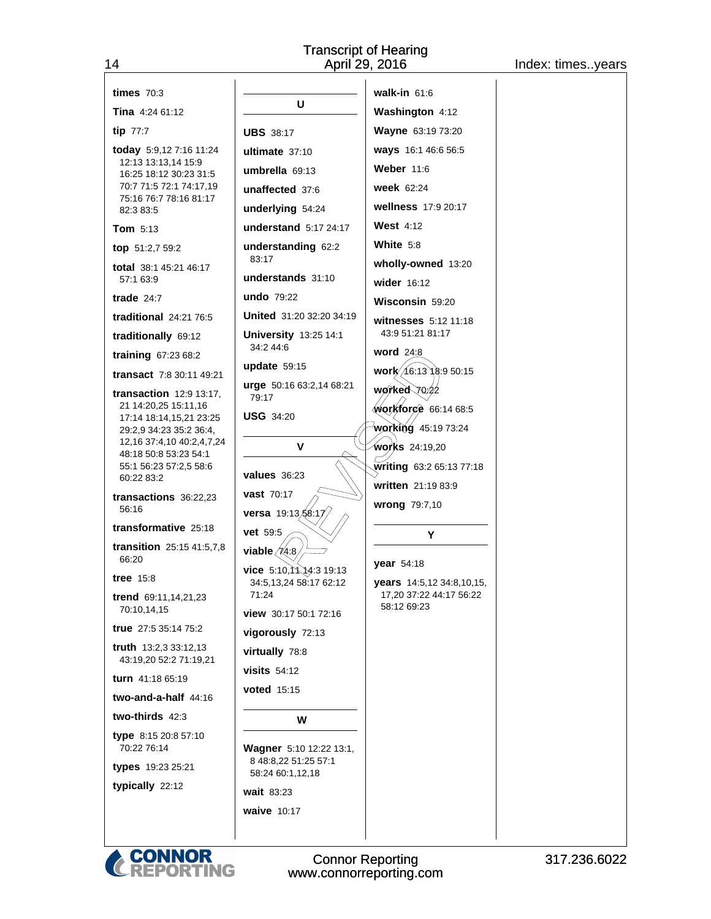**times** 70:3

**Tina** 4:24 61:12

**tip** 77:7

**today** 5:9,12 7:16 11:24 12:13 13:13,14 15:9 16:25 18:12 30:23 31:5 70:7 71:5 72:1 74:17,19 75:16 76:7 78:16 81:17 82:3 83:5

**Tom** 5:13

**top** 51:2,7 59:2

**total** 38:1 45:21 46:17 57:1 63:9

**trade** 24:7

**traditional** 24:21 76:5

**traditionally** 69:12

**training** 67:23 68:2

**transact** 7:8 30:11 49:21

**transaction** 12:9 13:17, 21 14:20,25 15:11,16 17:14 18:14,15,21 23:25 29:2,9 34:23 35:2 36:4, 12,16 37:4,10 40:2,4,7,24 48:18 50:8 53:23 54:1 55:1 56:23 57:2,5 58:6 60:22 83:2

**transactions** 36:22,23 56:16

**transformative** 25:18

**transition** 25:15 41:5,7,8 66:20

**tree** 15:8

**trend** 69:11,14,21,23 70:10,14,15

**true** 27:5 35:14 75:2

**truth** 13:2,3 33:12,13 43:19,20 52:2 71:19,21

**turn** 41:18 65:19

**two-and-a-half** 44:16

**two-thirds** 42:3

**type** 8:15 20:8 57:10 70:22 76:14

**types** 19:23 25:21

**typically** 22:12

## U

**UBS** 38:17

**ultimate** 37:10

**umbrella** 69:13

**unaffected** 37:6

**underlying** 54:24

**understand** 5:17 24:17

**understanding** 62:2 83:17

**understands** 31:10

**undo** 79:22

**United** 31:20 32:20 34:19

**University** 13:25 14:1 34:2 44:6

**update** 59:15

**urge** 50:16 63:2,14 68:21 79:17

**USG** 34:20

## V

**values** 36:23

**vast** 70:17

**versa** 19:13 58:17

**vet** 59:5

**viable** 74:8

**vice** 5:10,11 14:3 19:13 34:5,13,24 58:17 62:12 71:24

**view** 30:17 50:1 72:16

**vigorously** 72:13

**virtually** 78:8

**visits** 54:12

**voted** 15:15

## W

**Wagner** 5:10 12:22 13:1, 8 48:8,22 51:25 57:1 58:24 60:1,12,18

**wait** 83:23

**waive** 10:17

**walk-in** 61:6

**Washington** 4:12

**Wayne** 63:19 73:20

**ways** 16:1 46:6 56:5

**Weber** 11:6

**week** 62:24

**wellness** 17:9 20:17

**West** 4:12

**White** 5:8

**wholly-owned** 13:20

**wider** 16:12

**Wisconsin** 59:20

**witnesses** 5:12 11:18 43:9 51:21 81:17

**word** 24:8

**work** 16:13 18:9 50:15

**worked** 70:22

**workforce** 66:14 68:5

**working** 45:19 73:24

**works** 24:19,20

**writing** 63:2 65:13 77:18

**written** 21:19 83:9

**wrong** 79:7,10

## Y

**year** 54:18

**years** 14:5,12 34:8,10,15, 17,20 37:22 44:17 56:22 58:12 69:23